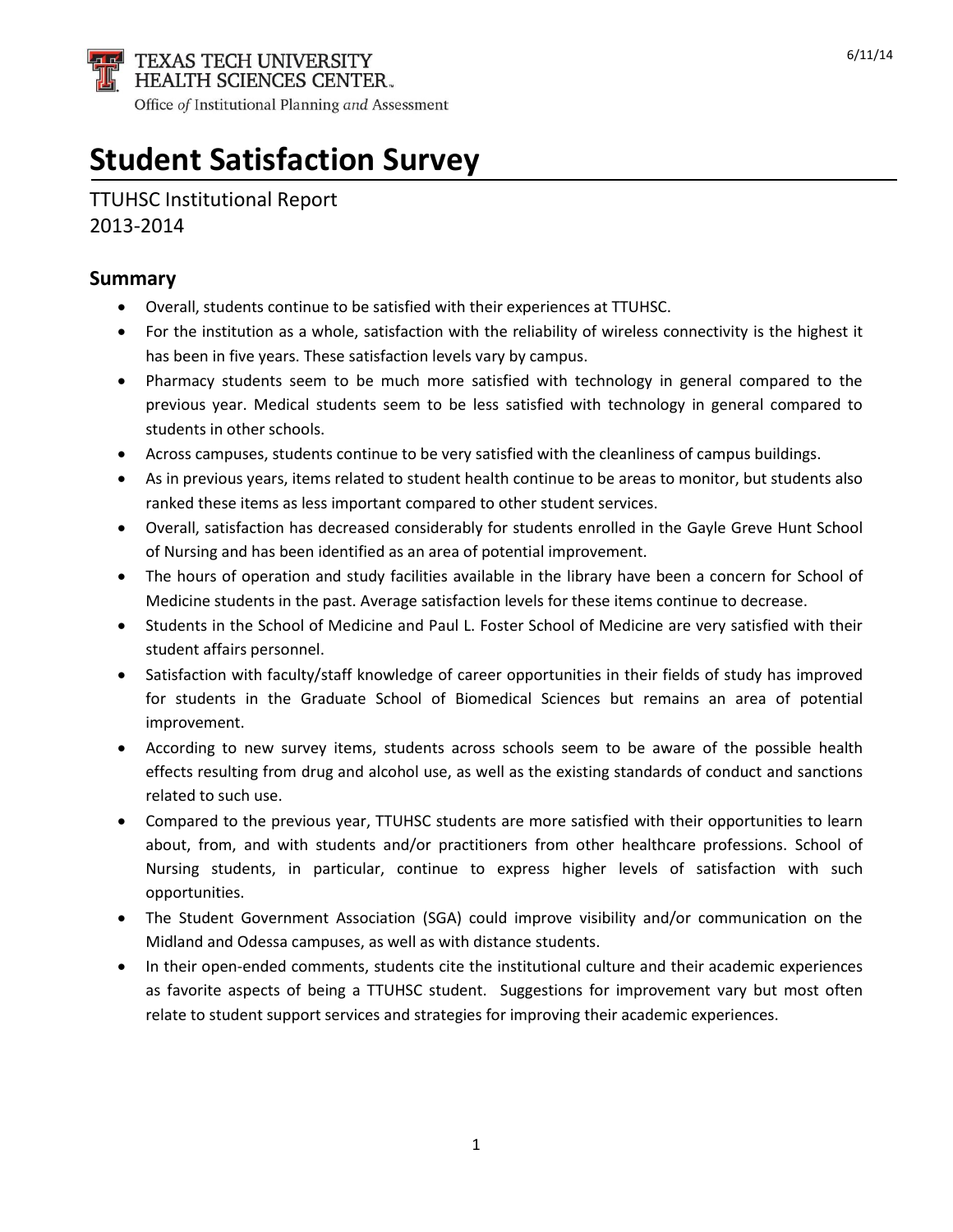TEXAS TECH UNIVERSITY
HEALTH SCIENCES CENTER
Office of Institutional Planning and Assessment

6/11/14

# Student Satisfaction Survey

TTUHSC Institutional Report
2013-2014

## Summary

- Overall, students continue to be satisfied with their experiences at TTUHSC.
- For the institution as a whole, satisfaction with the reliability of wireless connectivity is the highest it has been in five years. These satisfaction levels vary by campus.
- Pharmacy students seem to be much more satisfied with technology in general compared to the previous year. Medical students seem to be less satisfied with technology in general compared to students in other schools.
- Across campuses, students continue to be very satisfied with the cleanliness of campus buildings.
- As in previous years, items related to student health continue to be areas to monitor, but students also ranked these items as less important compared to other student services.
- Overall, satisfaction has decreased considerably for students enrolled in the Gayle Greve Hunt School of Nursing and has been identified as an area of potential improvement.
- The hours of operation and study facilities available in the library have been a concern for School of Medicine students in the past. Average satisfaction levels for these items continue to decrease.
- Students in the School of Medicine and Paul L. Foster School of Medicine are very satisfied with their student affairs personnel.
- Satisfaction with faculty/staff knowledge of career opportunities in their fields of study has improved for students in the Graduate School of Biomedical Sciences but remains an area of potential improvement.
- According to new survey items, students across schools seem to be aware of the possible health effects resulting from drug and alcohol use, as well as the existing standards of conduct and sanctions related to such use.
- Compared to the previous year, TTUHSC students are more satisfied with their opportunities to learn about, from, and with students and/or practitioners from other healthcare professions. School of Nursing students, in particular, continue to express higher levels of satisfaction with such opportunities.
- The Student Government Association (SGA) could improve visibility and/or communication on the Midland and Odessa campuses, as well as with distance students.
- In their open-ended comments, students cite the institutional culture and their academic experiences as favorite aspects of being a TTUHSC student. Suggestions for improvement vary but most often relate to student support services and strategies for improving their academic experiences.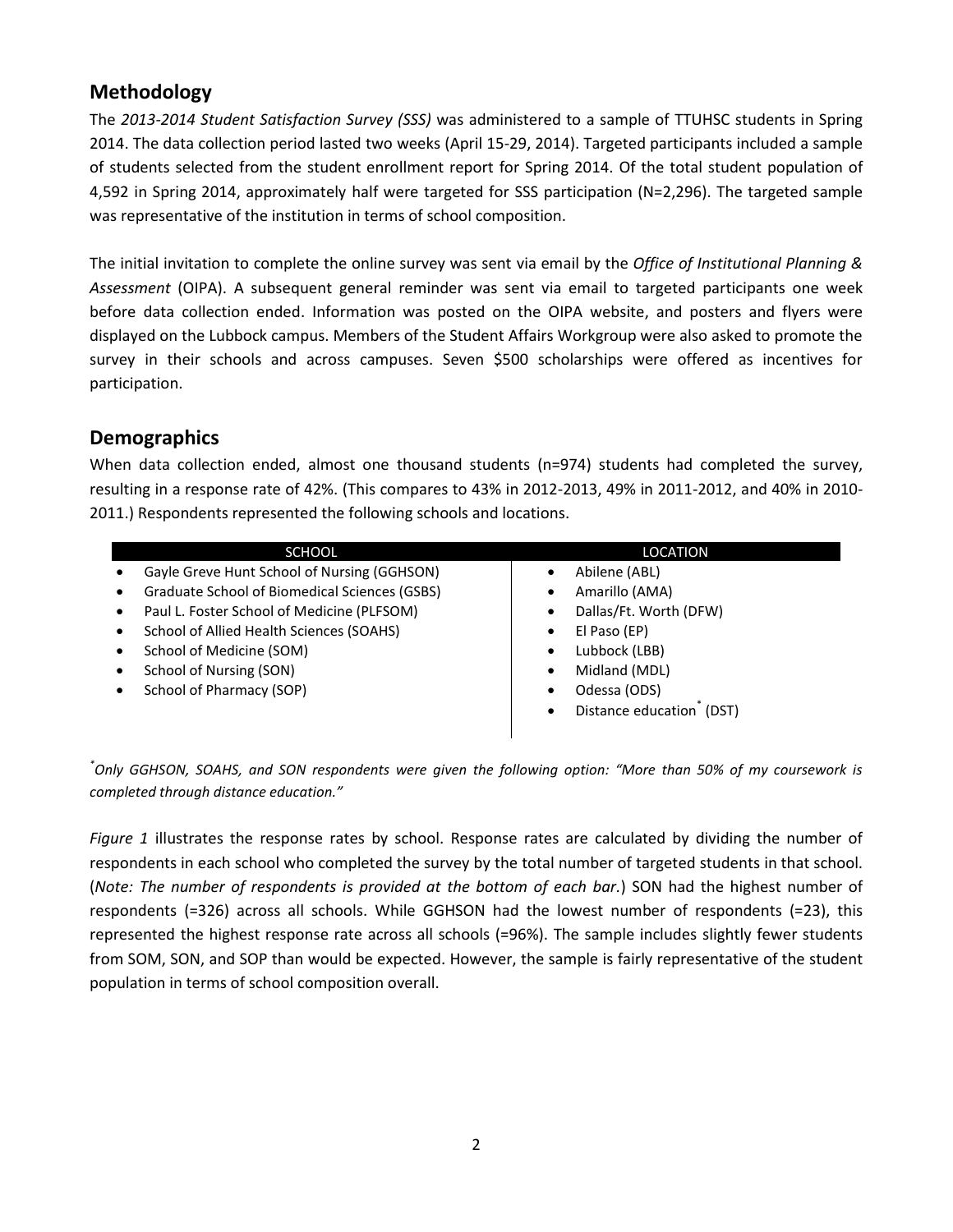## Methodology

The *2013-2014 Student Satisfaction Survey (SSS)* was administered to a sample of TTUHSC students in Spring 2014. The data collection period lasted two weeks (April 15-29, 2014). Targeted participants included a sample of students selected from the student enrollment report for Spring 2014. Of the total student population of 4,592 in Spring 2014, approximately half were targeted for SSS participation (N=2,296). The targeted sample was representative of the institution in terms of school composition.

The initial invitation to complete the online survey was sent via email by the *Office of Institutional Planning & Assessment* (OIPA). A subsequent general reminder was sent via email to targeted participants one week before data collection ended. Information was posted on the OIPA website, and posters and flyers were displayed on the Lubbock campus. Members of the Student Affairs Workgroup were also asked to promote the survey in their schools and across campuses. Seven $500 scholarships were offered as incentives for participation.

## Demographics

When data collection ended, almost one thousand students (n=974) students had completed the survey, resulting in a response rate of 42%. (This compares to 43% in 2012-2013, 49% in 2011-2012, and 40% in 2010-2011.) Respondents represented the following schools and locations.

| SCHOOL | LOCATION |
|---|---|
| • Gayle Greve Hunt School of Nursing (GGHSON) | • Abilene (ABL) |
| • Graduate School of Biomedical Sciences (GSBS) | • Amarillo (AMA) |
| • Paul L. Foster School of Medicine (PLFSOM) | • Dallas/Ft. Worth (DFW) |
| • School of Allied Health Sciences (SOAHS) | • El Paso (EP) |
| • School of Medicine (SOM) | • Lubbock (LBB) |
| • School of Nursing (SON) | • Midland (MDL) |
| • School of Pharmacy (SOP) | • Odessa (ODS) |
| | • Distance education* (DST) |

*\*Only GGHSON, SOAHS, and SON respondents were given the following option: "More than 50% of my coursework is completed through distance education."*

*Figure 1* illustrates the response rates by school. Response rates are calculated by dividing the number of respondents in each school who completed the survey by the total number of targeted students in that school. (*Note: The number of respondents is provided at the bottom of each bar.*) SON had the highest number of respondents (=326) across all schools. While GGHSON had the lowest number of respondents (=23), this represented the highest response rate across all schools (=96%). The sample includes slightly fewer students from SOM, SON, and SOP than would be expected. However, the sample is fairly representative of the student population in terms of school composition overall.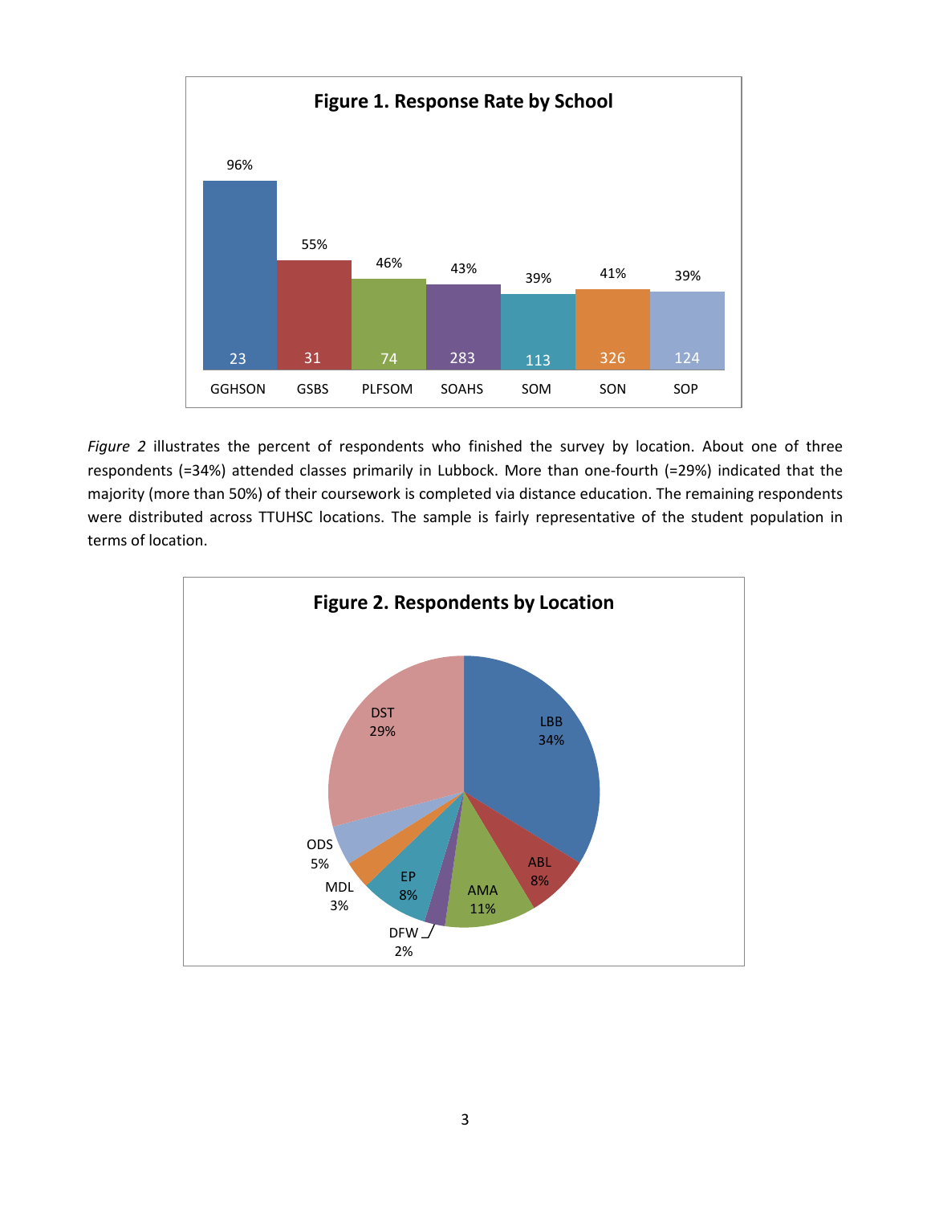**Figure 1. Response Rate by School**

| School | Response Rate | Respondents |
|---|---|---|
| GGHSON | 96% | 23 |
| GSBS | 55% | 31 |
| PLFSOM | 46% | 74 |
| SOAHS | 43% | 283 |
| SOM | 39% | 113 |
| SON | 41% | 326 |
| SOP | 39% | 124 |

*Figure 2* illustrates the percent of respondents who finished the survey by location. About one of three respondents (=34%) attended classes primarily in Lubbock. More than one-fourth (=29%) indicated that the majority (more than 50%) of their coursework is completed via distance education. The remaining respondents were distributed across TTUHSC locations. The sample is fairly representative of the student population in terms of location.

**Figure 2. Respondents by Location**

| Location | Percent |
|---|---|
| LBB | 34% |
| ABL | 8% |
| AMA | 11% |
| DFW | 2% |
| EP | 8% |
| MDL | 3% |
| ODS | 5% |
| DST | 29% |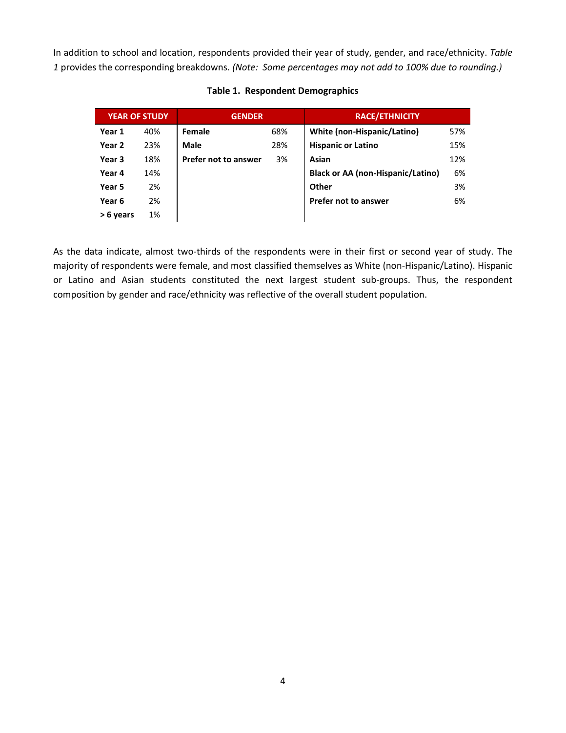In addition to school and location, respondents provided their year of study, gender, and race/ethnicity. *Table 1* provides the corresponding breakdowns. *(Note: Some percentages may not add to 100% due to rounding.)*

**Table 1. Respondent Demographics**

| YEAR OF STUDY | | GENDER | | RACE/ETHNICITY | |
|---|---|---|---|---|---|
| **Year 1** | 40% | **Female** | 68% | **White (non-Hispanic/Latino)** | 57% |
| **Year 2** | 23% | **Male** | 28% | **Hispanic or Latino** | 15% |
| **Year 3** | 18% | **Prefer not to answer** | 3% | **Asian** | 12% |
| **Year 4** | 14% | | | **Black or AA (non-Hispanic/Latino)** | 6% |
| **Year 5** | 2% | | | **Other** | 3% |
| **Year 6** | 2% | | | **Prefer not to answer** | 6% |
| **> 6 years** | 1% | | | | |

As the data indicate, almost two-thirds of the respondents were in their first or second year of study. The majority of respondents were female, and most classified themselves as White (non-Hispanic/Latino). Hispanic or Latino and Asian students constituted the next largest student sub-groups. Thus, the respondent composition by gender and race/ethnicity was reflective of the overall student population.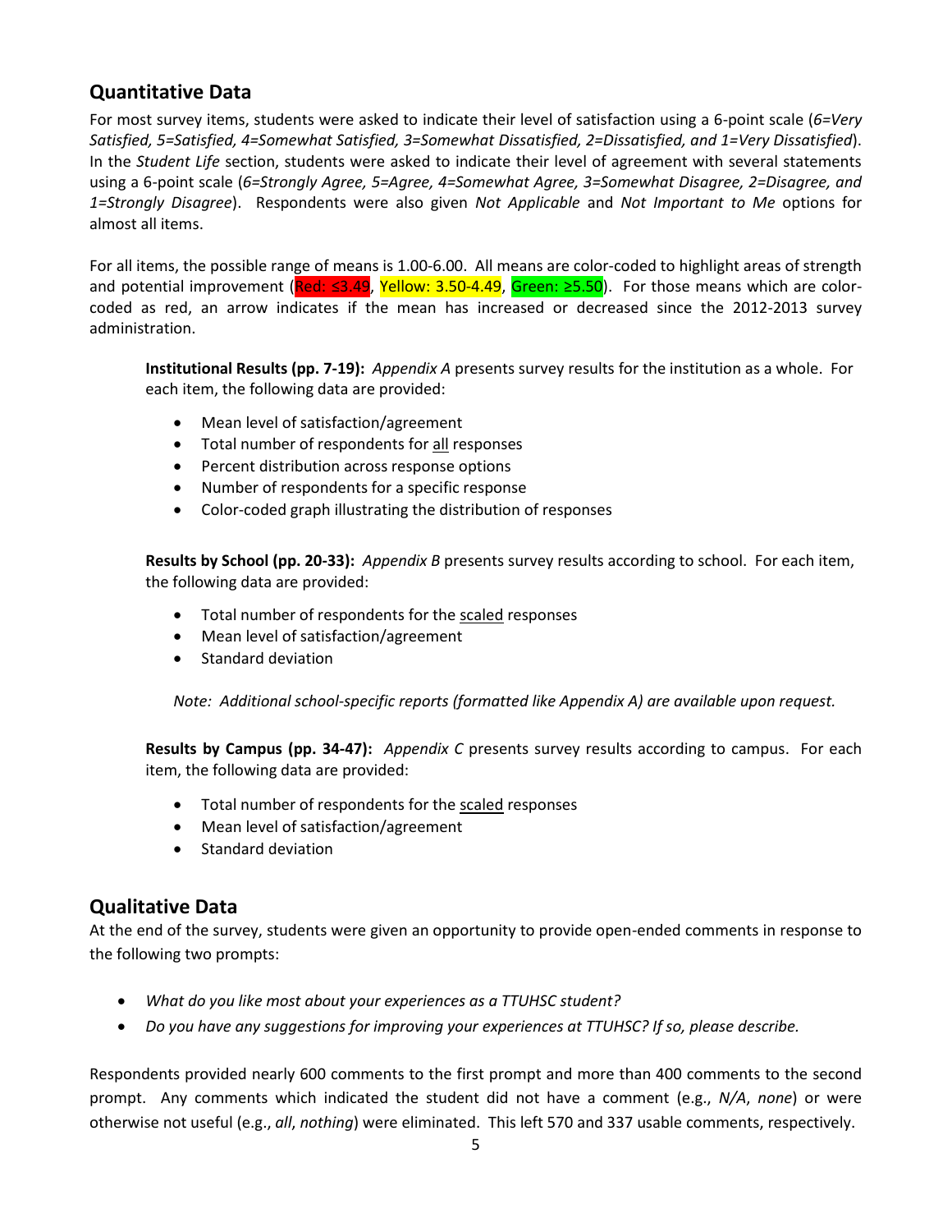## Quantitative Data

For most survey items, students were asked to indicate their level of satisfaction using a 6-point scale (*6=Very Satisfied, 5=Satisfied, 4=Somewhat Satisfied, 3=Somewhat Dissatisfied, 2=Dissatisfied, and 1=Very Dissatisfied*). In the *Student Life* section, students were asked to indicate their level of agreement with several statements using a 6-point scale (*6=Strongly Agree, 5=Agree, 4=Somewhat Agree, 3=Somewhat Disagree, 2=Disagree, and 1=Strongly Disagree*). Respondents were also given *Not Applicable* and *Not Important to Me* options for almost all items.

For all items, the possible range of means is 1.00-6.00. All means are color-coded to highlight areas of strength and potential improvement (Red: ≤3.49, Yellow: 3.50-4.49, Green: ≥5.50). For those means which are color-coded as red, an arrow indicates if the mean has increased or decreased since the 2012-2013 survey administration.

**Institutional Results (pp. 7-19):** *Appendix A* presents survey results for the institution as a whole. For each item, the following data are provided:

- Mean level of satisfaction/agreement
- Total number of respondents for all responses
- Percent distribution across response options
- Number of respondents for a specific response
- Color-coded graph illustrating the distribution of responses

**Results by School (pp. 20-33):** *Appendix B* presents survey results according to school. For each item, the following data are provided:

- Total number of respondents for the scaled responses
- Mean level of satisfaction/agreement
- Standard deviation

*Note: Additional school-specific reports (formatted like Appendix A) are available upon request.*

**Results by Campus (pp. 34-47):** *Appendix C* presents survey results according to campus. For each item, the following data are provided:

- Total number of respondents for the scaled responses
- Mean level of satisfaction/agreement
- Standard deviation

## Qualitative Data

At the end of the survey, students were given an opportunity to provide open-ended comments in response to the following two prompts:

- *What do you like most about your experiences as a TTUHSC student?*
- *Do you have any suggestions for improving your experiences at TTUHSC? If so, please describe.*

Respondents provided nearly 600 comments to the first prompt and more than 400 comments to the second prompt. Any comments which indicated the student did not have a comment (e.g., *N/A*, *none*) or were otherwise not useful (e.g., *all*, *nothing*) were eliminated. This left 570 and 337 usable comments, respectively.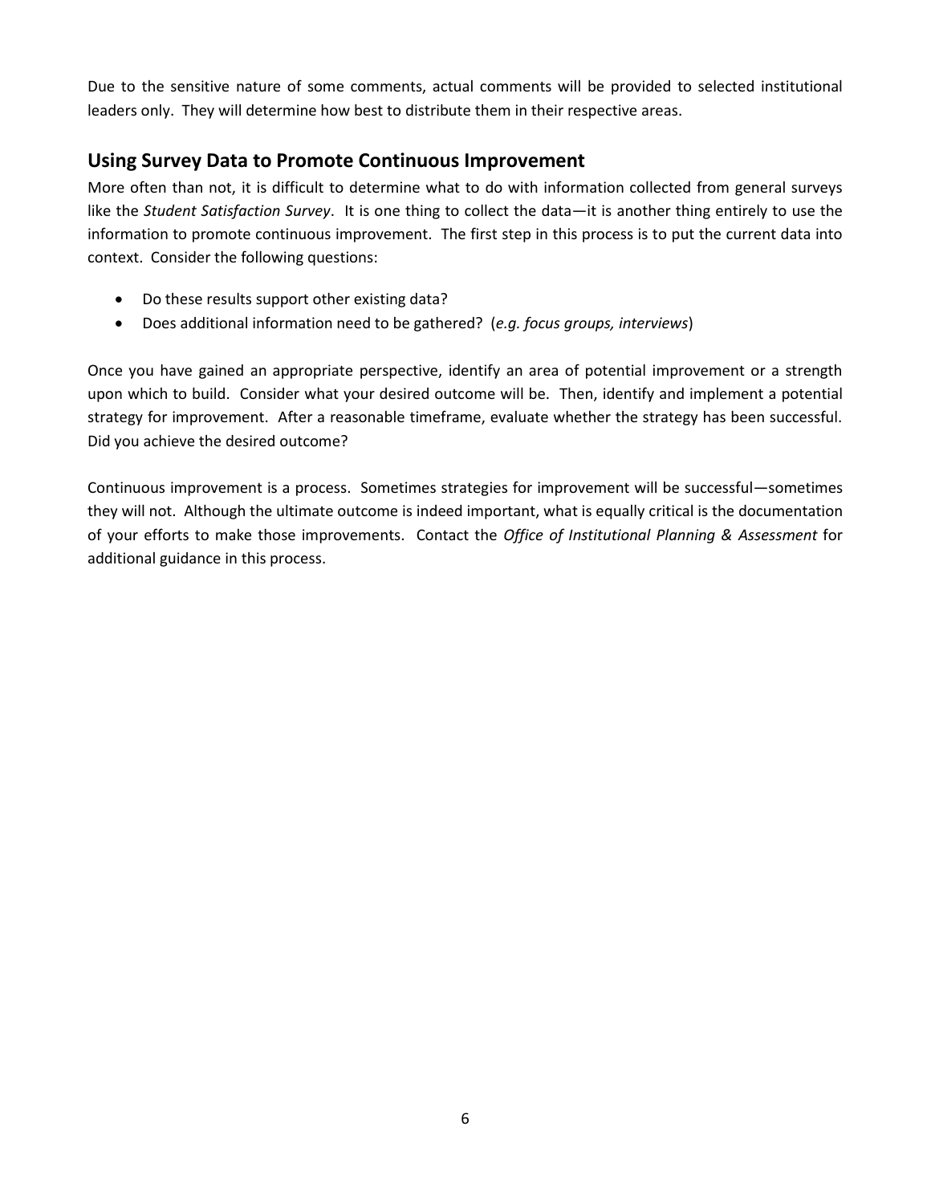Due to the sensitive nature of some comments, actual comments will be provided to selected institutional leaders only. They will determine how best to distribute them in their respective areas.

## Using Survey Data to Promote Continuous Improvement

More often than not, it is difficult to determine what to do with information collected from general surveys like the *Student Satisfaction Survey*. It is one thing to collect the data—it is another thing entirely to use the information to promote continuous improvement. The first step in this process is to put the current data into context. Consider the following questions:

- Do these results support other existing data?
- Does additional information need to be gathered? (*e.g. focus groups, interviews*)

Once you have gained an appropriate perspective, identify an area of potential improvement or a strength upon which to build. Consider what your desired outcome will be. Then, identify and implement a potential strategy for improvement. After a reasonable timeframe, evaluate whether the strategy has been successful. Did you achieve the desired outcome?

Continuous improvement is a process. Sometimes strategies for improvement will be successful—sometimes they will not. Although the ultimate outcome is indeed important, what is equally critical is the documentation of your efforts to make those improvements. Contact the *Office of Institutional Planning & Assessment* for additional guidance in this process.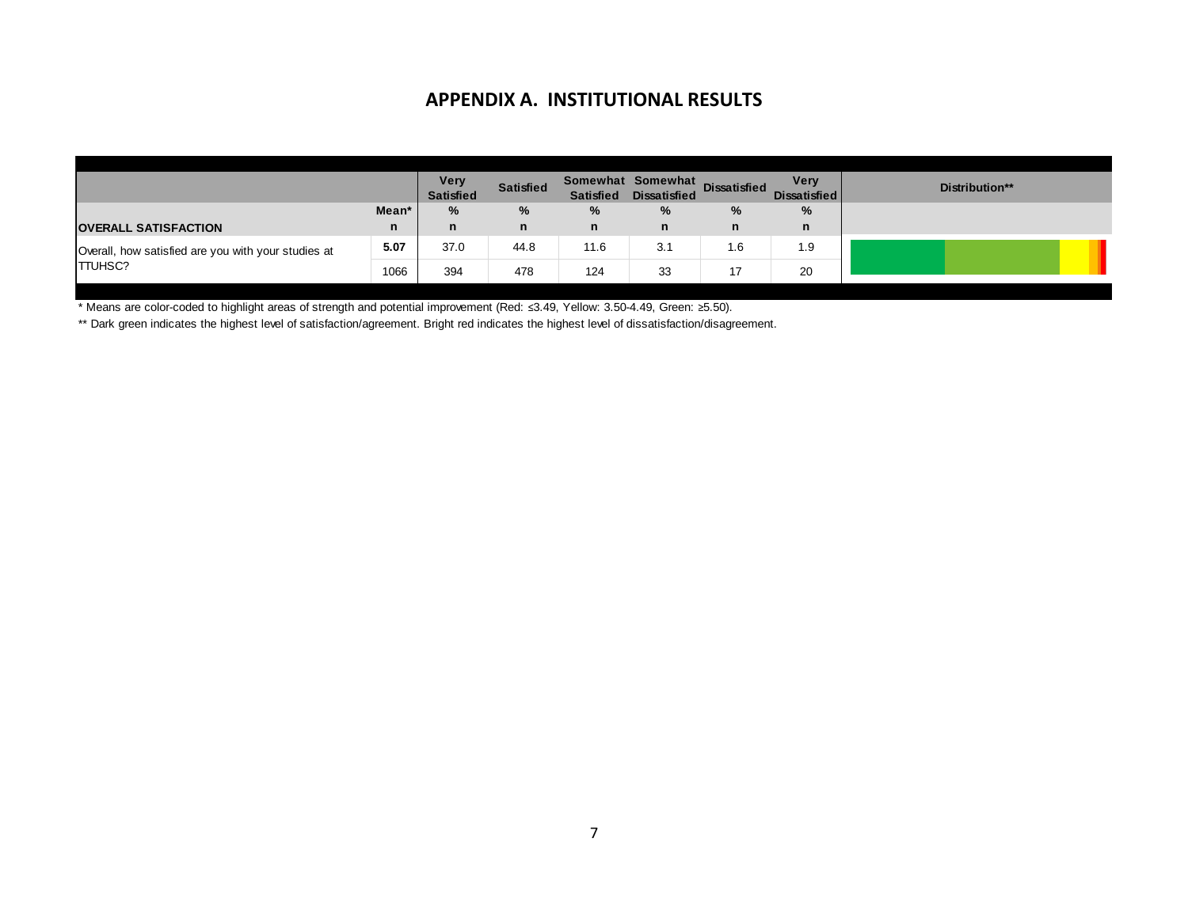## APPENDIX A. INSTITUTIONAL RESULTS

| OVERALL SATISFACTION | Mean* / n | Very Satisfied % / n | Satisfied % / n | Somewhat Satisfied % / n | Somewhat Dissatisfied % / n | Dissatisfied % / n | Very Dissatisfied % / n | Distribution** |
|---|---|---|---|---|---|---|---|---|
| Overall, how satisfied are you with your studies at TTUHSC? | **5.07** | 37.0 | 44.8 | 11.6 | 3.1 | 1.6 | 1.9 | |
| | 1066 | 394 | 478 | 124 | 33 | 17 | 20 | |

\* Means are color-coded to highlight areas of strength and potential improvement (Red: ≤3.49, Yellow: 3.50-4.49, Green: ≥5.50).

\** Dark green indicates the highest level of satisfaction/agreement. Bright red indicates the highest level of dissatisfaction/disagreement.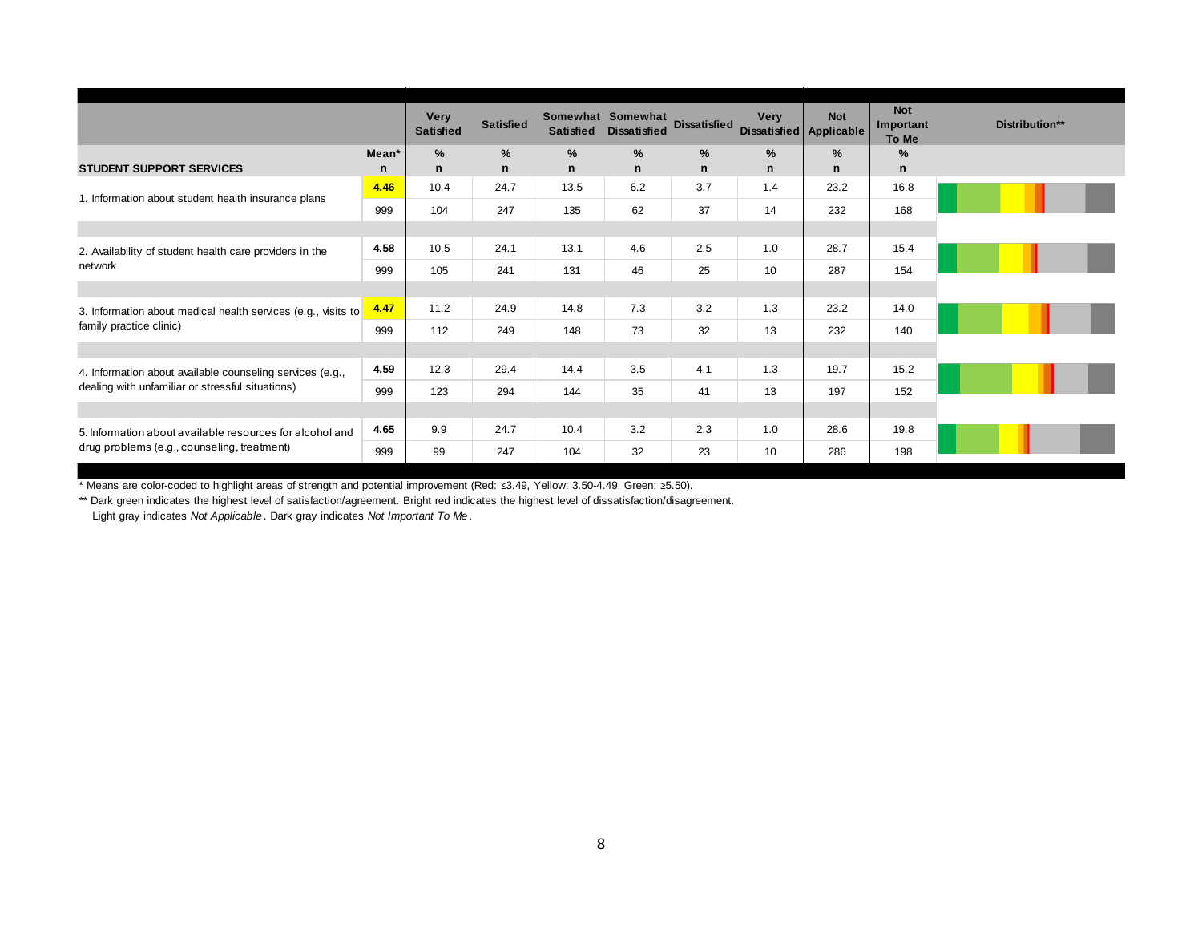| STUDENT SUPPORT SERVICES | Mean* n | Very Satisfied % n | Satisfied % n | Somewhat Satisfied % n | Somewhat Dissatisfied % n | Dissatisfied % n | Very Dissatisfied % n | Not Applicable % n | Not Important To Me % n | Distribution** |
|---|---|---|---|---|---|---|---|---|---|---|
| 1. Information about student health insurance plans | 4.46 | 10.4 | 24.7 | 13.5 | 6.2 | 3.7 | 1.4 | 23.2 | 16.8 | |
| | 999 | 104 | 247 | 135 | 62 | 37 | 14 | 232 | 168 | |
| 2. Availability of student health care providers in the network | 4.58 | 10.5 | 24.1 | 13.1 | 4.6 | 2.5 | 1.0 | 28.7 | 15.4 | |
| | 999 | 105 | 241 | 131 | 46 | 25 | 10 | 287 | 154 | |
| 3. Information about medical health services (e.g., visits to family practice clinic) | 4.47 | 11.2 | 24.9 | 14.8 | 7.3 | 3.2 | 1.3 | 23.2 | 14.0 | |
| | 999 | 112 | 249 | 148 | 73 | 32 | 13 | 232 | 140 | |
| 4. Information about available counseling services (e.g., dealing with unfamiliar or stressful situations) | 4.59 | 12.3 | 29.4 | 14.4 | 3.5 | 4.1 | 1.3 | 19.7 | 15.2 | |
| | 999 | 123 | 294 | 144 | 35 | 41 | 13 | 197 | 152 | |
| 5. Information about available resources for alcohol and drug problems (e.g., counseling, treatment) | 4.65 | 9.9 | 24.7 | 10.4 | 3.2 | 2.3 | 1.0 | 28.6 | 19.8 | |
| | 999 | 99 | 247 | 104 | 32 | 23 | 10 | 286 | 198 | |

* Means are color-coded to highlight areas of strength and potential improvement (Red: ≤3.49, Yellow: 3.50-4.49, Green: ≥5.50).

** Dark green indicates the highest level of satisfaction/agreement. Bright red indicates the highest level of dissatisfaction/disagreement.
Light gray indicates *Not Applicable*. Dark gray indicates *Not Important To Me*.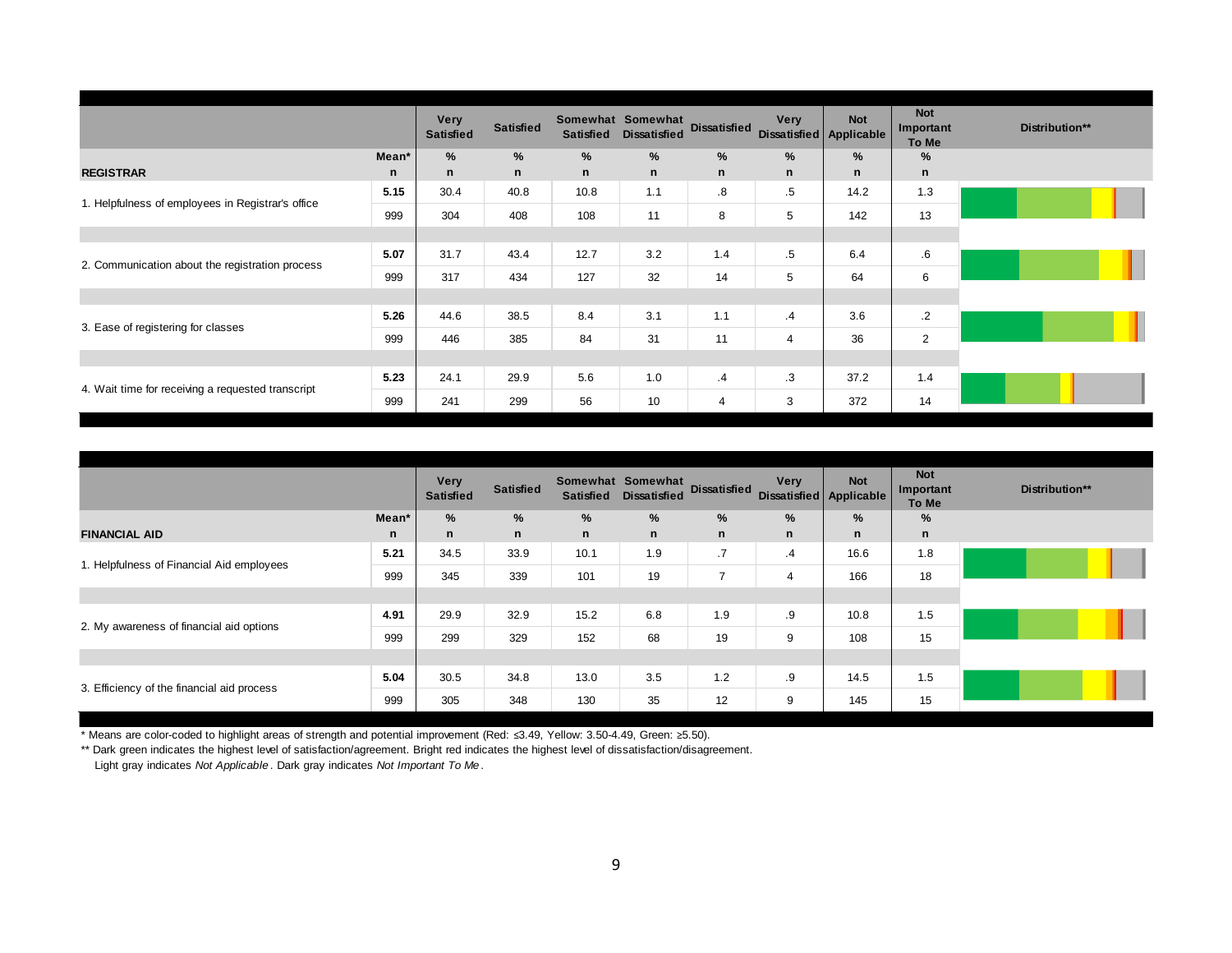| REGISTRAR | Mean* / n | Very Satisfied % / n | Satisfied % / n | Somewhat Satisfied % / n | Somewhat Dissatisfied % / n | Dissatisfied % / n | Very Dissatisfied % / n | Not Applicable % / n | Not Important To Me % / n | Distribution** |
|---|---|---|---|---|---|---|---|---|---|---|
| 1. Helpfulness of employees in Registrar's office | **5.15** | 30.4 | 40.8 | 10.8 | 1.1 | .8 | .5 | 14.2 | 1.3 | |
| | 999 | 304 | 408 | 108 | 11 | 8 | 5 | 142 | 13 | |
| 2. Communication about the registration process | **5.07** | 31.7 | 43.4 | 12.7 | 3.2 | 1.4 | .5 | 6.4 | .6 | |
| | 999 | 317 | 434 | 127 | 32 | 14 | 5 | 64 | 6 | |
| 3. Ease of registering for classes | **5.26** | 44.6 | 38.5 | 8.4 | 3.1 | 1.1 | .4 | 3.6 | .2 | |
| | 999 | 446 | 385 | 84 | 31 | 11 | 4 | 36 | 2 | |
| 4. Wait time for receiving a requested transcript | **5.23** | 24.1 | 29.9 | 5.6 | 1.0 | .4 | .3 | 37.2 | 1.4 | |
| | 999 | 241 | 299 | 56 | 10 | 4 | 3 | 372 | 14 | |

| FINANCIAL AID | Mean* / n | Very Satisfied % / n | Satisfied % / n | Somewhat Satisfied % / n | Somewhat Dissatisfied % / n | Dissatisfied % / n | Very Dissatisfied % / n | Not Applicable % / n | Not Important To Me % / n | Distribution** |
|---|---|---|---|---|---|---|---|---|---|---|
| 1. Helpfulness of Financial Aid employees | **5.21** | 34.5 | 33.9 | 10.1 | 1.9 | .7 | .4 | 16.6 | 1.8 | |
| | 999 | 345 | 339 | 101 | 19 | 7 | 4 | 166 | 18 | |
| 2. My awareness of financial aid options | **4.91** | 29.9 | 32.9 | 15.2 | 6.8 | 1.9 | .9 | 10.8 | 1.5 | |
| | 999 | 299 | 329 | 152 | 68 | 19 | 9 | 108 | 15 | |
| 3. Efficiency of the financial aid process | **5.04** | 30.5 | 34.8 | 13.0 | 3.5 | 1.2 | .9 | 14.5 | 1.5 | |
| | 999 | 305 | 348 | 130 | 35 | 12 | 9 | 145 | 15 | |

\* Means are color-coded to highlight areas of strength and potential improvement (Red: ≤3.49, Yellow: 3.50-4.49, Green: ≥5.50).

** Dark green indicates the highest level of satisfaction/agreement. Bright red indicates the highest level of dissatisfaction/disagreement.
Light gray indicates *Not Applicable*. Dark gray indicates *Not Important To Me*.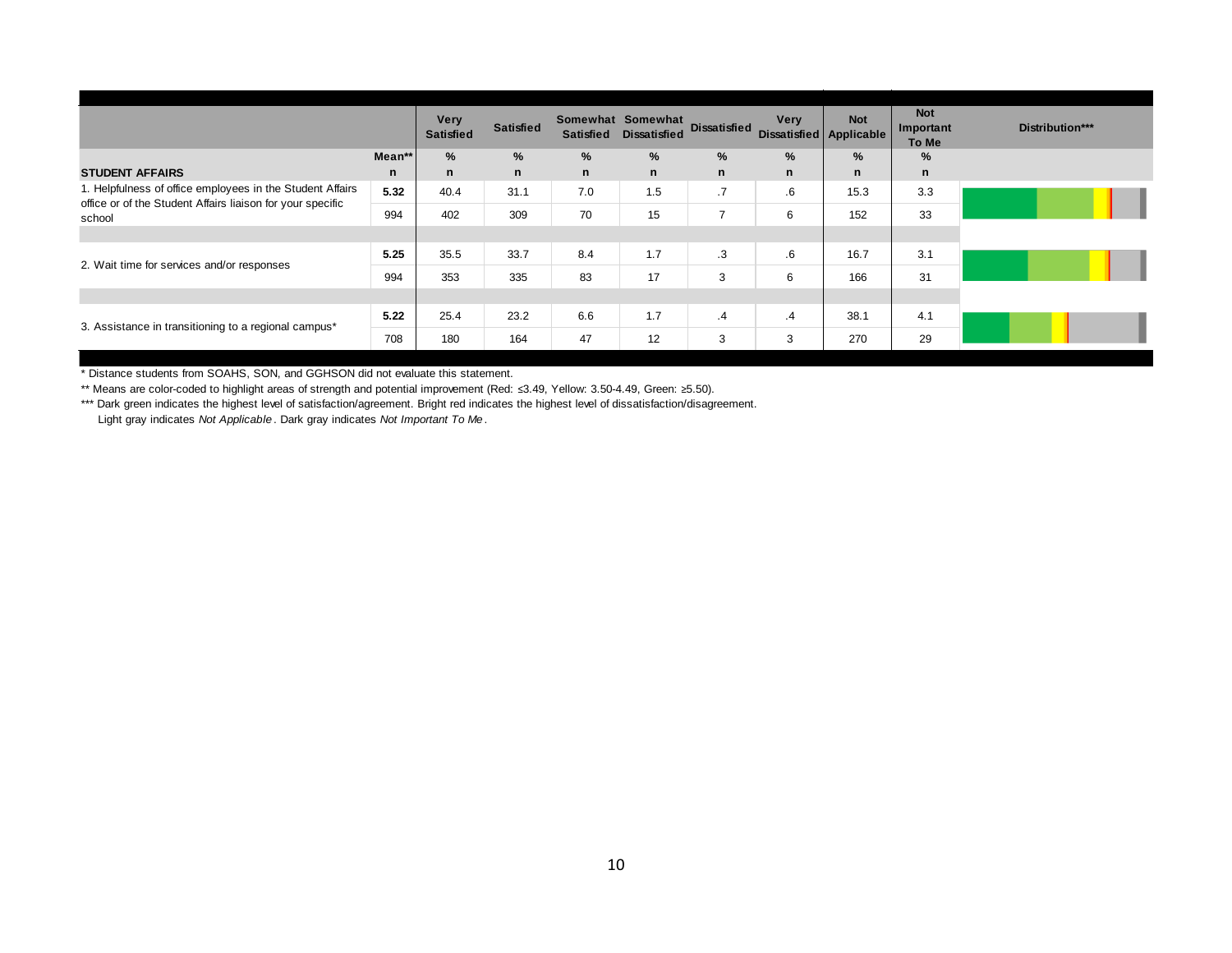| STUDENT AFFAIRS | Mean** / n | Very Satisfied % / n | Satisfied % / n | Somewhat Satisfied % / n | Somewhat Dissatisfied % / n | Dissatisfied % / n | Very Dissatisfied % / n | Not Applicable % / n | Not Important To Me % / n | Distribution*** |
|---|---|---|---|---|---|---|---|---|---|---|
| 1. Helpfulness of office employees in the Student Affairs office or of the Student Affairs liaison for your specific school | 5.32 | 40.4 | 31.1 | 7.0 | 1.5 | .7 | .6 | 15.3 | 3.3 | |
| | 994 | 402 | 309 | 70 | 15 | 7 | 6 | 152 | 33 | |
| 2. Wait time for services and/or responses | 5.25 | 35.5 | 33.7 | 8.4 | 1.7 | .3 | .6 | 16.7 | 3.1 | |
| | 994 | 353 | 335 | 83 | 17 | 3 | 6 | 166 | 31 | |
| 3. Assistance in transitioning to a regional campus* | 5.22 | 25.4 | 23.2 | 6.6 | 1.7 | .4 | .4 | 38.1 | 4.1 | |
| | 708 | 180 | 164 | 47 | 12 | 3 | 3 | 270 | 29 | |

\* Distance students from SOAHS, SON, and GGHSON did not evaluate this statement.

\** Means are color-coded to highlight areas of strength and potential improvement (Red: ≤3.49, Yellow: 3.50-4.49, Green: ≥5.50).

\*** Dark green indicates the highest level of satisfaction/agreement. Bright red indicates the highest level of dissatisfaction/disagreement. Light gray indicates *Not Applicable*. Dark gray indicates *Not Important To Me*.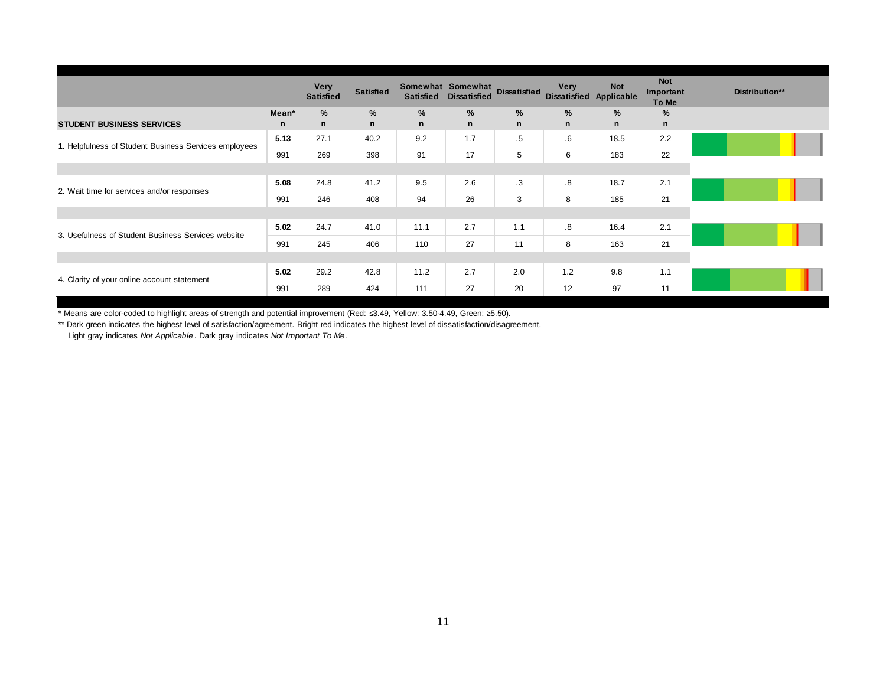| STUDENT BUSINESS SERVICES | Mean* / n | Very Satisfied % / n | Satisfied % / n | Somewhat Satisfied % / n | Somewhat Dissatisfied % / n | Dissatisfied % / n | Very Dissatisfied % / n | Not Applicable % / n | Not Important To Me % / n | Distribution** |
|---|---|---|---|---|---|---|---|---|---|---|
| 1. Helpfulness of Student Business Services employees | **5.13** | 27.1 | 40.2 | 9.2 | 1.7 | .5 | .6 | 18.5 | 2.2 | |
| | 991 | 269 | 398 | 91 | 17 | 5 | 6 | 183 | 22 | |
| 2. Wait time for services and/or responses | **5.08** | 24.8 | 41.2 | 9.5 | 2.6 | .3 | .8 | 18.7 | 2.1 | |
| | 991 | 246 | 408 | 94 | 26 | 3 | 8 | 185 | 21 | |
| 3. Usefulness of Student Business Services website | **5.02** | 24.7 | 41.0 | 11.1 | 2.7 | 1.1 | .8 | 16.4 | 2.1 | |
| | 991 | 245 | 406 | 110 | 27 | 11 | 8 | 163 | 21 | |
| 4. Clarity of your online account statement | **5.02** | 29.2 | 42.8 | 11.2 | 2.7 | 2.0 | 1.2 | 9.8 | 1.1 | |
| | 991 | 289 | 424 | 111 | 27 | 20 | 12 | 97 | 11 | |

* Means are color-coded to highlight areas of strength and potential improvement (Red: ≤3.49, Yellow: 3.50-4.49, Green: ≥5.50).

** Dark green indicates the highest level of satisfaction/agreement. Bright red indicates the highest level of dissatisfaction/disagreement.
Light gray indicates *Not Applicable*. Dark gray indicates *Not Important To Me*.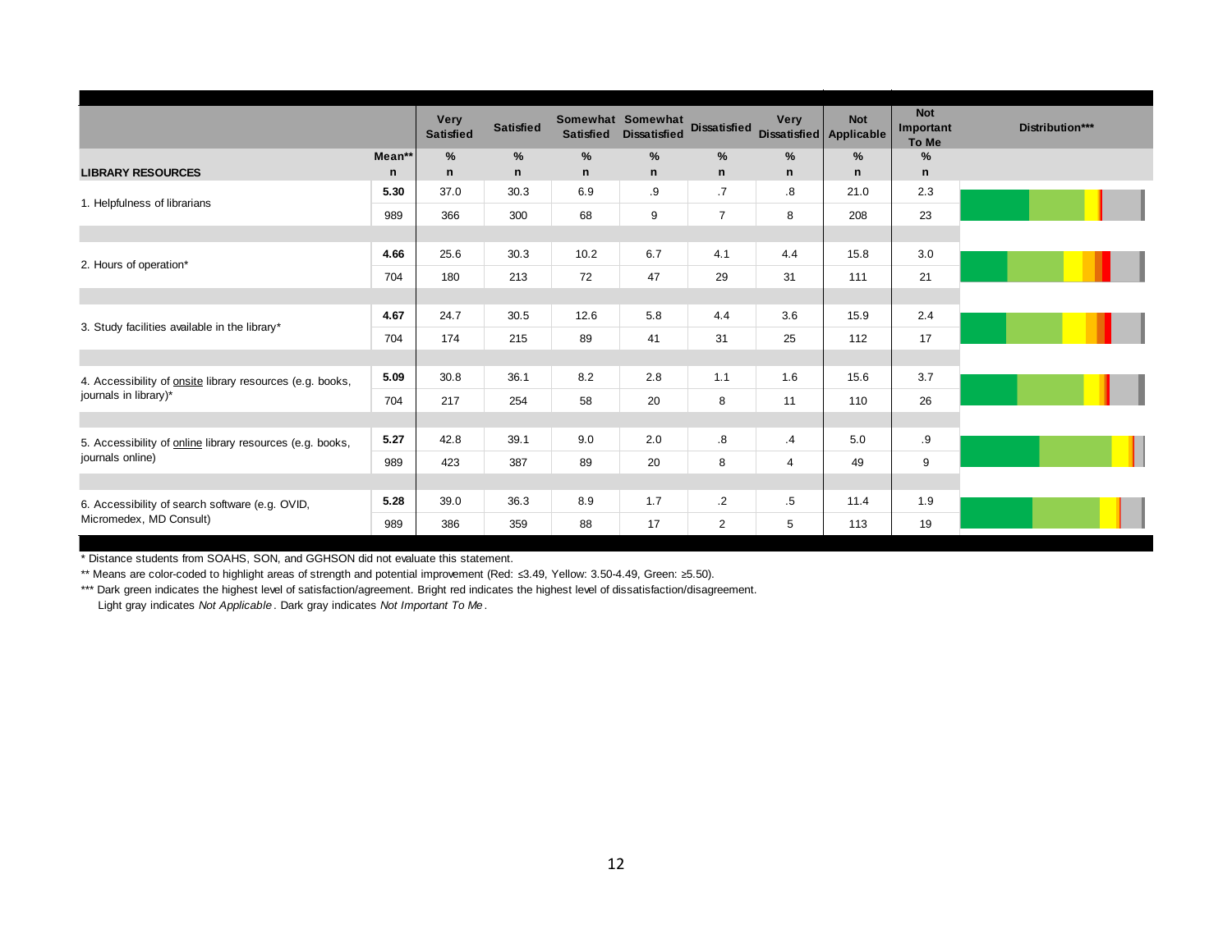| LIBRARY RESOURCES | Mean** / n | Very Satisfied % / n | Satisfied % / n | Somewhat Satisfied % / n | Somewhat Dissatisfied % / n | Dissatisfied % / n | Very Dissatisfied % / n | Not Applicable % / n | Not Important To Me % / n | Distribution*** |
|---|---|---|---|---|---|---|---|---|---|---|
| 1. Helpfulness of librarians | **5.30** | 37.0 | 30.3 | 6.9 | .9 | .7 | .8 | 21.0 | 2.3 | |
| | 989 | 366 | 300 | 68 | 9 | 7 | 8 | 208 | 23 | |
| 2. Hours of operation* | **4.66** | 25.6 | 30.3 | 10.2 | 6.7 | 4.1 | 4.4 | 15.8 | 3.0 | |
| | 704 | 180 | 213 | 72 | 47 | 29 | 31 | 111 | 21 | |
| 3. Study facilities available in the library* | **4.67** | 24.7 | 30.5 | 12.6 | 5.8 | 4.4 | 3.6 | 15.9 | 2.4 | |
| | 704 | 174 | 215 | 89 | 41 | 31 | 25 | 112 | 17 | |
| 4. Accessibility of onsite library resources (e.g. books, journals in library)* | **5.09** | 30.8 | 36.1 | 8.2 | 2.8 | 1.1 | 1.6 | 15.6 | 3.7 | |
| | 704 | 217 | 254 | 58 | 20 | 8 | 11 | 110 | 26 | |
| 5. Accessibility of online library resources (e.g. books, journals online) | **5.27** | 42.8 | 39.1 | 9.0 | 2.0 | .8 | .4 | 5.0 | .9 | |
| | 989 | 423 | 387 | 89 | 20 | 8 | 4 | 49 | 9 | |
| 6. Accessibility of search software (e.g. OVID, Micromedex, MD Consult) | **5.28** | 39.0 | 36.3 | 8.9 | 1.7 | .2 | .5 | 11.4 | 1.9 | |
| | 989 | 386 | 359 | 88 | 17 | 2 | 5 | 113 | 19 | |

\* Distance students from SOAHS, SON, and GGHSON did not evaluate this statement.

\*\* Means are color-coded to highlight areas of strength and potential improvement (Red: ≤3.49, Yellow: 3.50-4.49, Green: ≥5.50).

\*\*\* Dark green indicates the highest level of satisfaction/agreement. Bright red indicates the highest level of dissatisfaction/disagreement.
Light gray indicates *Not Applicable*. Dark gray indicates *Not Important To Me*.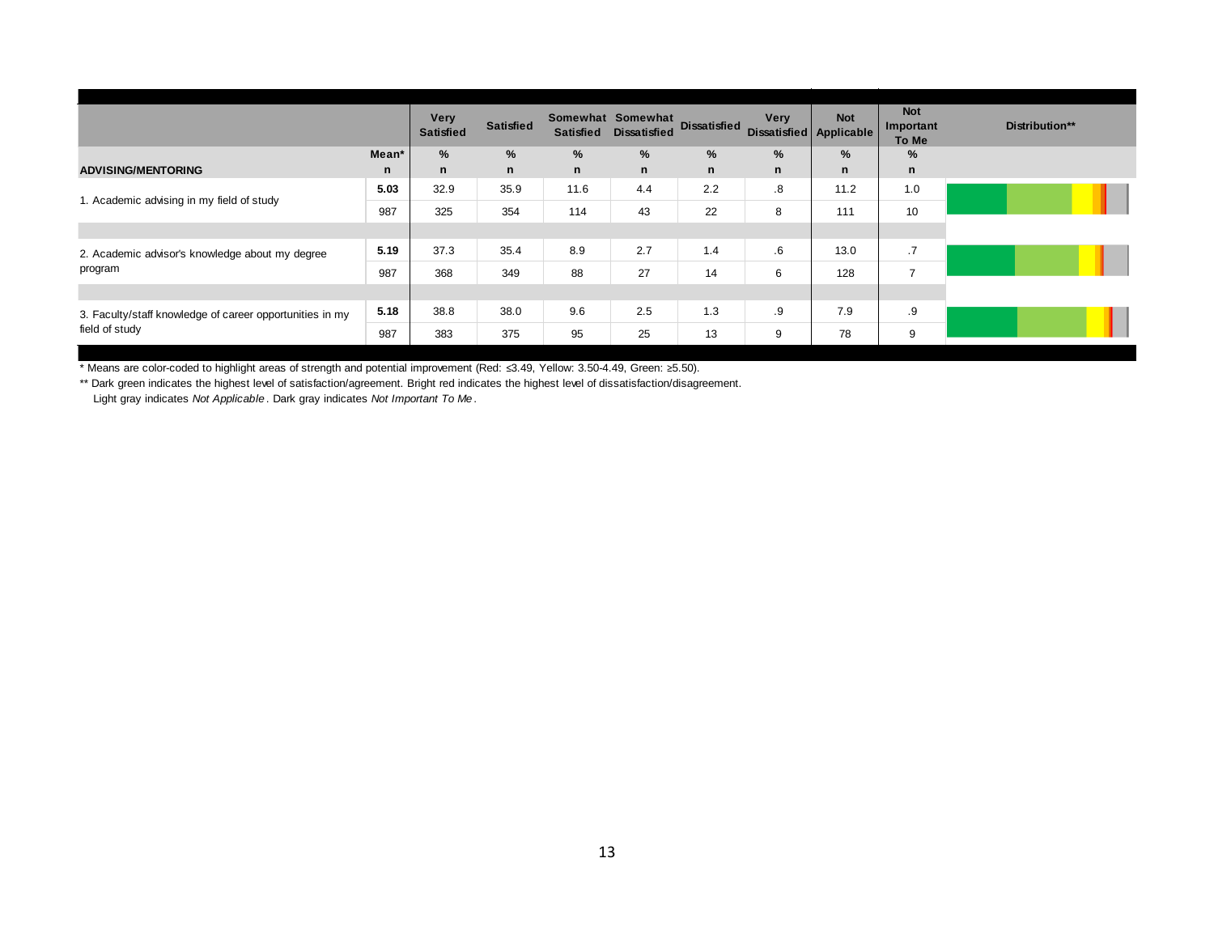| | | Very Satisfied | Satisfied | Somewhat Satisfied | Somewhat Dissatisfied | Dissatisfied | Very Dissatisfied | Not Applicable | Not Important To Me | Distribution** |
|---|---|---|---|---|---|---|---|---|---|---|
| | Mean* | % | % | % | % | % | % | % | % | |
| **ADVISING/MENTORING** | n | n | n | n | n | n | n | n | n | |
| 1. Academic advising in my field of study | **5.03** | 32.9 | 35.9 | 11.6 | 4.4 | 2.2 | .8 | 11.2 | 1.0 | |
| | 987 | 325 | 354 | 114 | 43 | 22 | 8 | 111 | 10 | |
| 2. Academic advisor's knowledge about my degree program | **5.19** | 37.3 | 35.4 | 8.9 | 2.7 | 1.4 | .6 | 13.0 | .7 | |
| | 987 | 368 | 349 | 88 | 27 | 14 | 6 | 128 | 7 | |
| 3. Faculty/staff knowledge of career opportunities in my field of study | **5.18** | 38.8 | 38.0 | 9.6 | 2.5 | 1.3 | .9 | 7.9 | .9 | |
| | 987 | 383 | 375 | 95 | 25 | 13 | 9 | 78 | 9 | |

* Means are color-coded to highlight areas of strength and potential improvement (Red: ≤3.49, Yellow: 3.50-4.49, Green: ≥5.50).

** Dark green indicates the highest level of satisfaction/agreement. Bright red indicates the highest level of dissatisfaction/disagreement. Light gray indicates *Not Applicable*. Dark gray indicates *Not Important To Me*.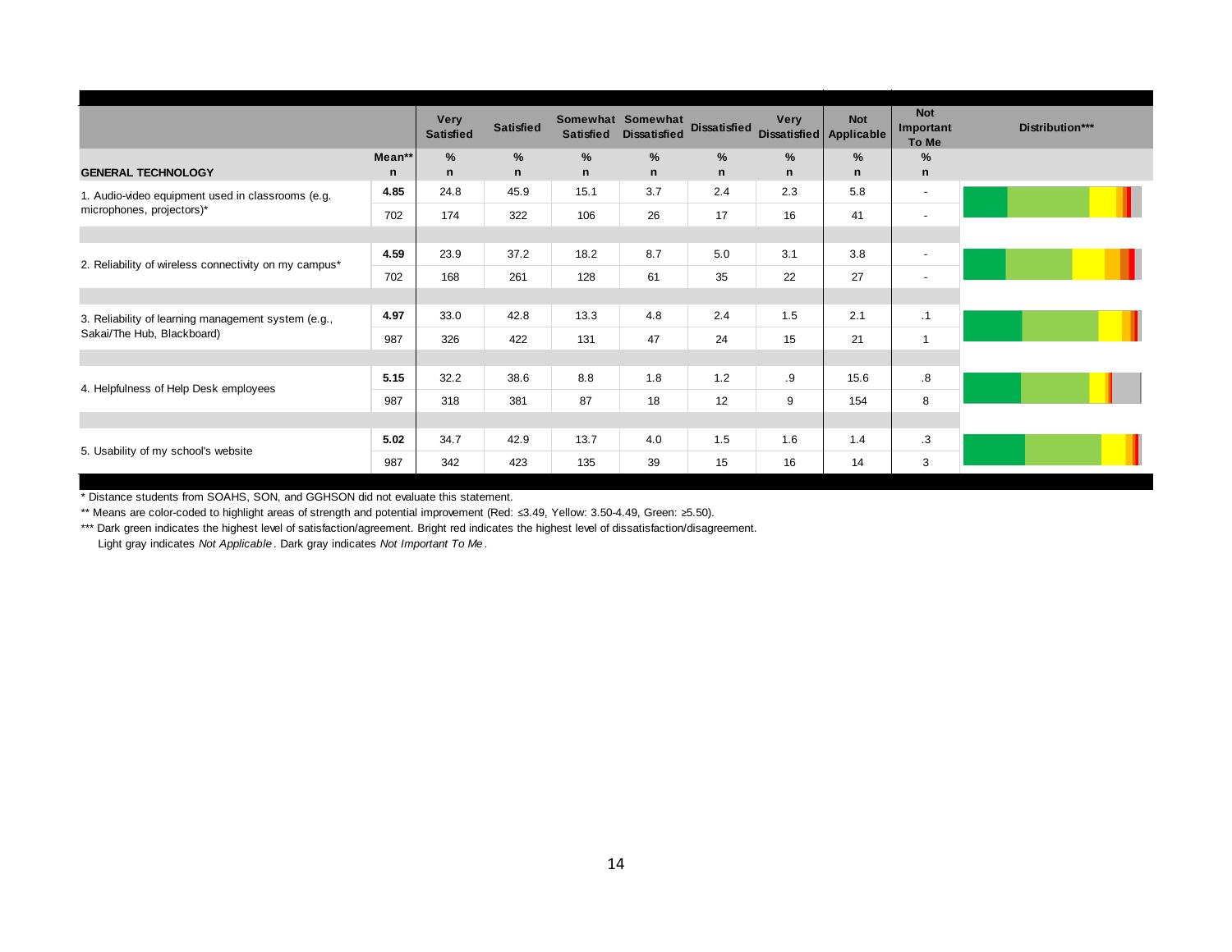| GENERAL TECHNOLOGY | Mean** / n | Very Satisfied % / n | Satisfied % / n | Somewhat Satisfied % / n | Somewhat Dissatisfied % / n | Dissatisfied % / n | Very Dissatisfied % / n | Not Applicable % / n | Not Important To Me % / n | Distribution*** |
|---|---|---|---|---|---|---|---|---|---|---|
| 1. Audio-video equipment used in classrooms (e.g. microphones, projectors)* | **4.85** | 24.8 | 45.9 | 15.1 | 3.7 | 2.4 | 2.3 | 5.8 | - | |
| | 702 | 174 | 322 | 106 | 26 | 17 | 16 | 41 | - | |
| 2. Reliability of wireless connectivity on my campus* | **4.59** | 23.9 | 37.2 | 18.2 | 8.7 | 5.0 | 3.1 | 3.8 | - | |
| | 702 | 168 | 261 | 128 | 61 | 35 | 22 | 27 | - | |
| 3. Reliability of learning management system (e.g., Sakai/The Hub, Blackboard) | **4.97** | 33.0 | 42.8 | 13.3 | 4.8 | 2.4 | 1.5 | 2.1 | .1 | |
| | 987 | 326 | 422 | 131 | 47 | 24 | 15 | 21 | 1 | |
| 4. Helpfulness of Help Desk employees | **5.15** | 32.2 | 38.6 | 8.8 | 1.8 | 1.2 | .9 | 15.6 | .8 | |
| | 987 | 318 | 381 | 87 | 18 | 12 | 9 | 154 | 8 | |
| 5. Usability of my school's website | **5.02** | 34.7 | 42.9 | 13.7 | 4.0 | 1.5 | 1.6 | 1.4 | .3 | |
| | 987 | 342 | 423 | 135 | 39 | 15 | 16 | 14 | 3 | |

\* Distance students from SOAHS, SON, and GGHSON did not evaluate this statement.

** Means are color-coded to highlight areas of strength and potential improvement (Red: ≤3.49, Yellow: 3.50-4.49, Green: ≥5.50).

*** Dark green indicates the highest level of satisfaction/agreement. Bright red indicates the highest level of dissatisfaction/disagreement. Light gray indicates *Not Applicable*. Dark gray indicates *Not Important To Me*.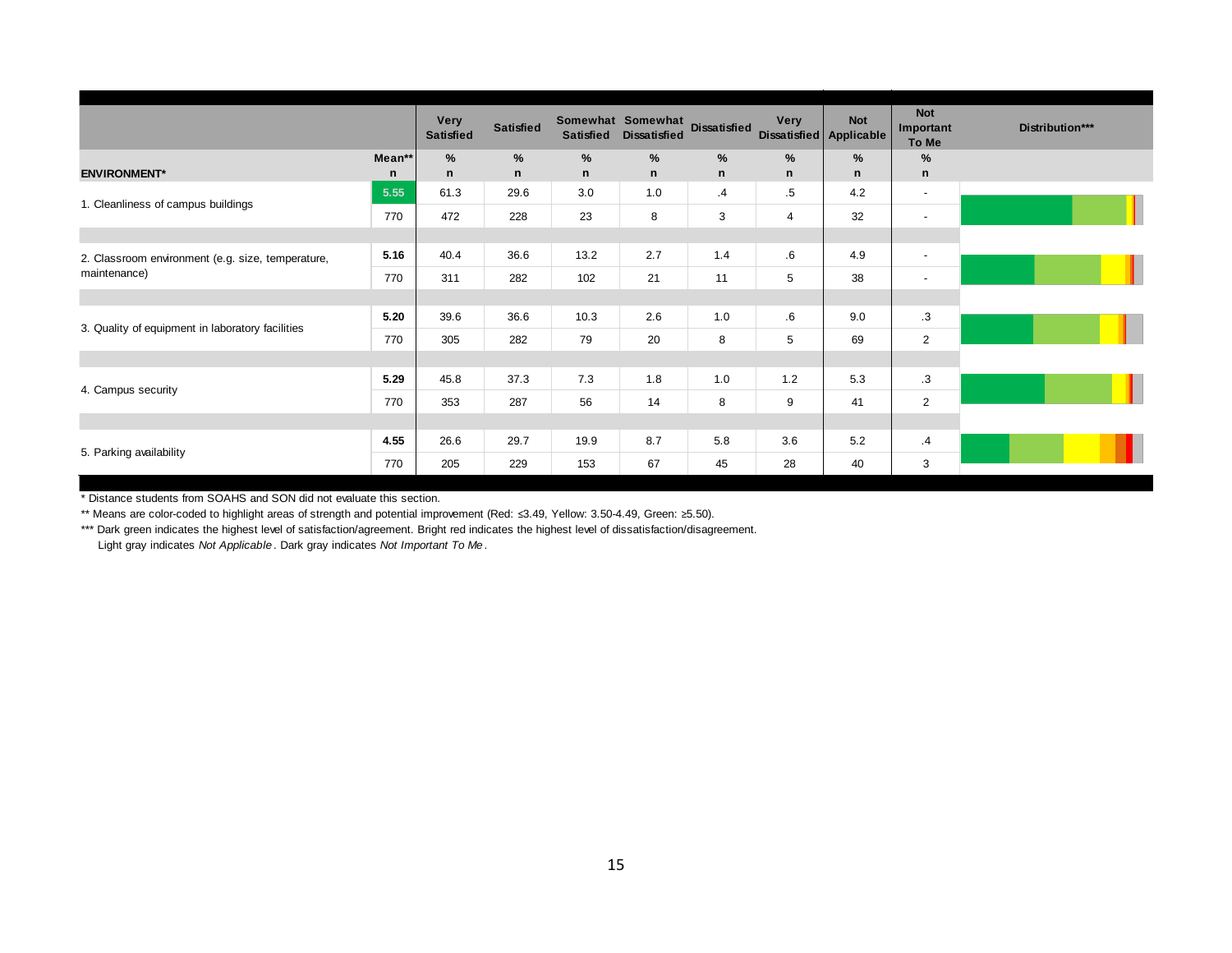| ENVIRONMENT* | Mean** / n | Very Satisfied % / n | Satisfied % / n | Somewhat Satisfied % / n | Somewhat Dissatisfied % / n | Dissatisfied % / n | Very Dissatisfied % / n | Not Applicable % / n | Not Important To Me % / n | Distribution*** |
|---|---|---|---|---|---|---|---|---|---|---|
| 1. Cleanliness of campus buildings | 5.55 | 61.3 | 29.6 | 3.0 | 1.0 | .4 | .5 | 4.2 | - | |
| | 770 | 472 | 228 | 23 | 8 | 3 | 4 | 32 | - | |
| 2. Classroom environment (e.g. size, temperature, maintenance) | 5.16 | 40.4 | 36.6 | 13.2 | 2.7 | 1.4 | .6 | 4.9 | - | |
| | 770 | 311 | 282 | 102 | 21 | 11 | 5 | 38 | - | |
| 3. Quality of equipment in laboratory facilities | 5.20 | 39.6 | 36.6 | 10.3 | 2.6 | 1.0 | .6 | 9.0 | .3 | |
| | 770 | 305 | 282 | 79 | 20 | 8 | 5 | 69 | 2 | |
| 4. Campus security | 5.29 | 45.8 | 37.3 | 7.3 | 1.8 | 1.0 | 1.2 | 5.3 | .3 | |
| | 770 | 353 | 287 | 56 | 14 | 8 | 9 | 41 | 2 | |
| 5. Parking availability | 4.55 | 26.6 | 29.7 | 19.9 | 8.7 | 5.8 | 3.6 | 5.2 | .4 | |
| | 770 | 205 | 229 | 153 | 67 | 45 | 28 | 40 | 3 | |

\* Distance students from SOAHS and SON did not evaluate this section.

** Means are color-coded to highlight areas of strength and potential improvement (Red: ≤3.49, Yellow: 3.50-4.49, Green: ≥5.50).

*** Dark green indicates the highest level of satisfaction/agreement. Bright red indicates the highest level of dissatisfaction/disagreement.
Light gray indicates *Not Applicable*. Dark gray indicates *Not Important To Me*.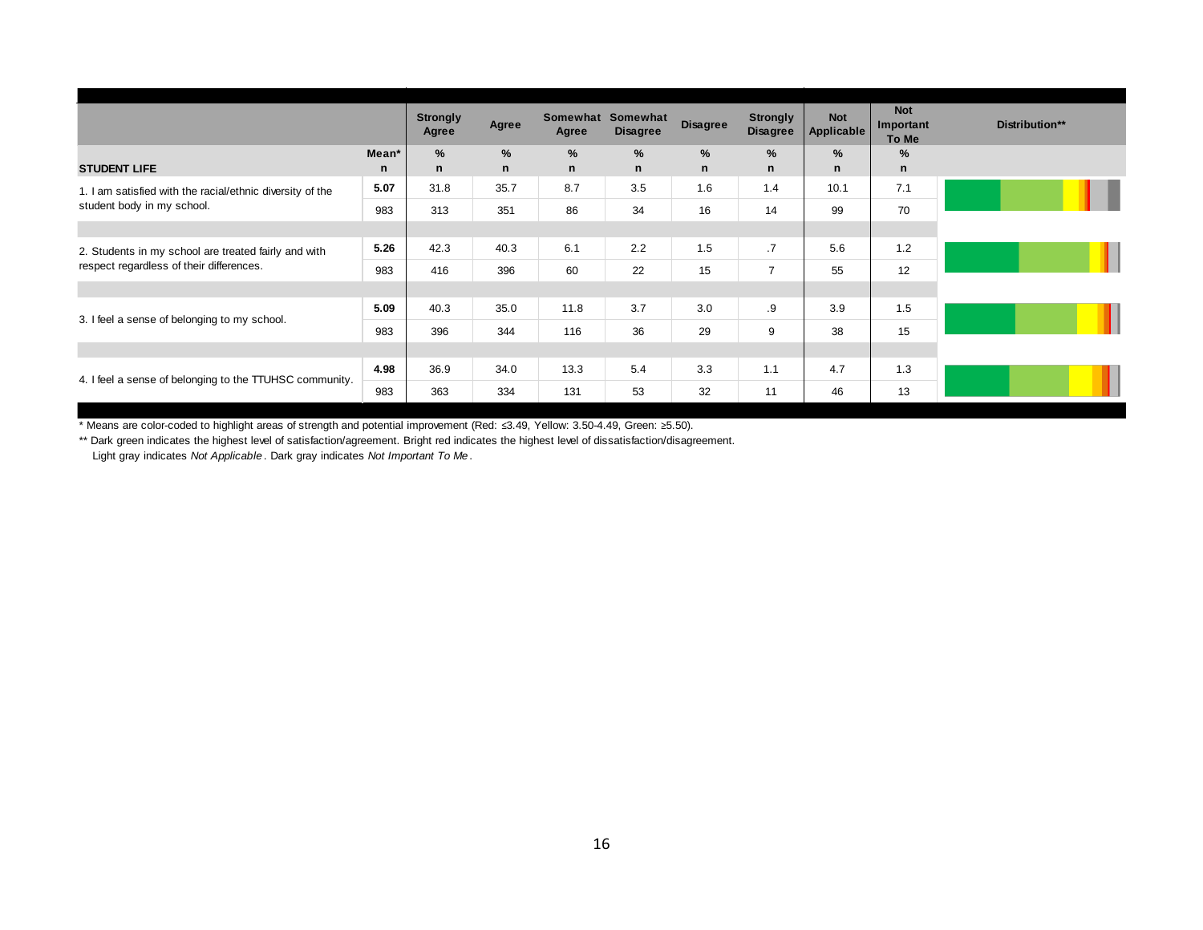| STUDENT LIFE | Mean* / n | Strongly Agree % / n | Agree % / n | Somewhat Agree % / n | Somewhat Disagree % / n | Disagree % / n | Strongly Disagree % / n | Not Applicable % / n | Not Important To Me % / n | Distribution** |
|---|---|---|---|---|---|---|---|---|---|---|
| 1. I am satisfied with the racial/ethnic diversity of the student body in my school. | 5.07 | 31.8 | 35.7 | 8.7 | 3.5 | 1.6 | 1.4 | 10.1 | 7.1 | |
| | 983 | 313 | 351 | 86 | 34 | 16 | 14 | 99 | 70 | |
| 2. Students in my school are treated fairly and with respect regardless of their differences. | 5.26 | 42.3 | 40.3 | 6.1 | 2.2 | 1.5 | .7 | 5.6 | 1.2 | |
| | 983 | 416 | 396 | 60 | 22 | 15 | 7 | 55 | 12 | |
| 3. I feel a sense of belonging to my school. | 5.09 | 40.3 | 35.0 | 11.8 | 3.7 | 3.0 | .9 | 3.9 | 1.5 | |
| | 983 | 396 | 344 | 116 | 36 | 29 | 9 | 38 | 15 | |
| 4. I feel a sense of belonging to the TTUHSC community. | 4.98 | 36.9 | 34.0 | 13.3 | 5.4 | 3.3 | 1.1 | 4.7 | 1.3 | |
| | 983 | 363 | 334 | 131 | 53 | 32 | 11 | 46 | 13 | |

\* Means are color-coded to highlight areas of strength and potential improvement (Red: ≤3.49, Yellow: 3.50-4.49, Green: ≥5.50).

\** Dark green indicates the highest level of satisfaction/agreement. Bright red indicates the highest level of dissatisfaction/disagreement.
Light gray indicates *Not Applicable*. Dark gray indicates *Not Important To Me*.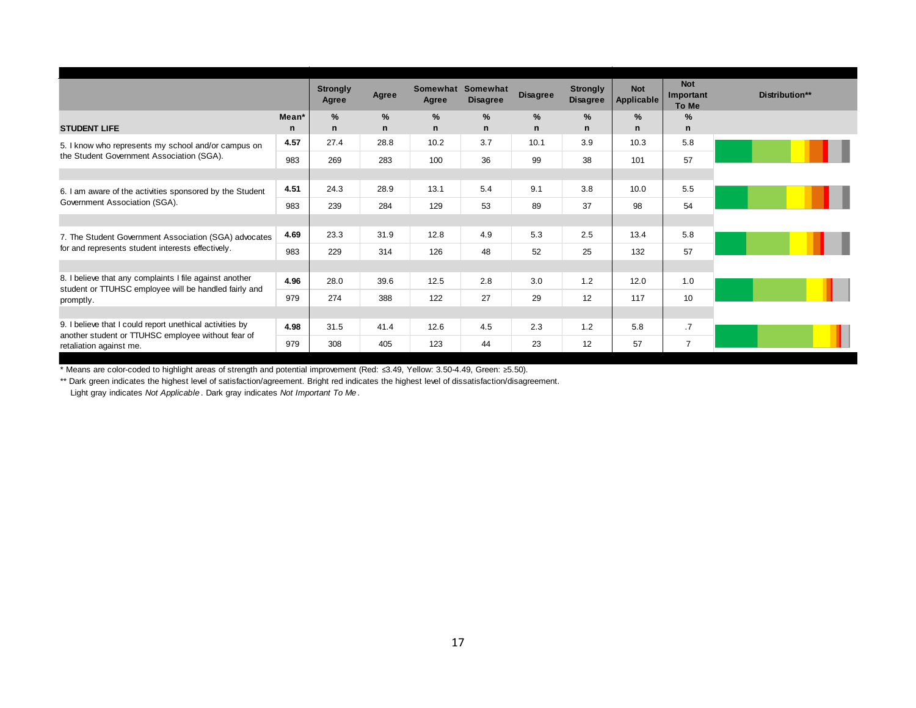| STUDENT LIFE | Mean* / n | Strongly Agree % / n | Agree % / n | Somewhat Agree % / n | Somewhat Disagree % / n | Disagree % / n | Strongly Disagree % / n | Not Applicable % / n | Not Important To Me % / n | Distribution** |
|---|---|---|---|---|---|---|---|---|---|---|
| 5. I know who represents my school and/or campus on the Student Government Association (SGA). | 4.57 | 27.4 | 28.8 | 10.2 | 3.7 | 10.1 | 3.9 | 10.3 | 5.8 | |
| | 983 | 269 | 283 | 100 | 36 | 99 | 38 | 101 | 57 | |
| 6. I am aware of the activities sponsored by the Student Government Association (SGA). | 4.51 | 24.3 | 28.9 | 13.1 | 5.4 | 9.1 | 3.8 | 10.0 | 5.5 | |
| | 983 | 239 | 284 | 129 | 53 | 89 | 37 | 98 | 54 | |
| 7. The Student Government Association (SGA) advocates for and represents student interests effectively. | 4.69 | 23.3 | 31.9 | 12.8 | 4.9 | 5.3 | 2.5 | 13.4 | 5.8 | |
| | 983 | 229 | 314 | 126 | 48 | 52 | 25 | 132 | 57 | |
| 8. I believe that any complaints I file against another student or TTUHSC employee will be handled fairly and promptly. | 4.96 | 28.0 | 39.6 | 12.5 | 2.8 | 3.0 | 1.2 | 12.0 | 1.0 | |
| | 979 | 274 | 388 | 122 | 27 | 29 | 12 | 117 | 10 | |
| 9. I believe that I could report unethical activities by another student or TTUHSC employee without fear of retaliation against me. | 4.98 | 31.5 | 41.4 | 12.6 | 4.5 | 2.3 | 1.2 | 5.8 | .7 | |
| | 979 | 308 | 405 | 123 | 44 | 23 | 12 | 57 | 7 | |

\* Means are color-coded to highlight areas of strength and potential improvement (Red: ≤3.49, Yellow: 3.50-4.49, Green: ≥5.50).

\*\* Dark green indicates the highest level of satisfaction/agreement. Bright red indicates the highest level of dissatisfaction/disagreement.
Light gray indicates *Not Applicable*. Dark gray indicates *Not Important To Me*.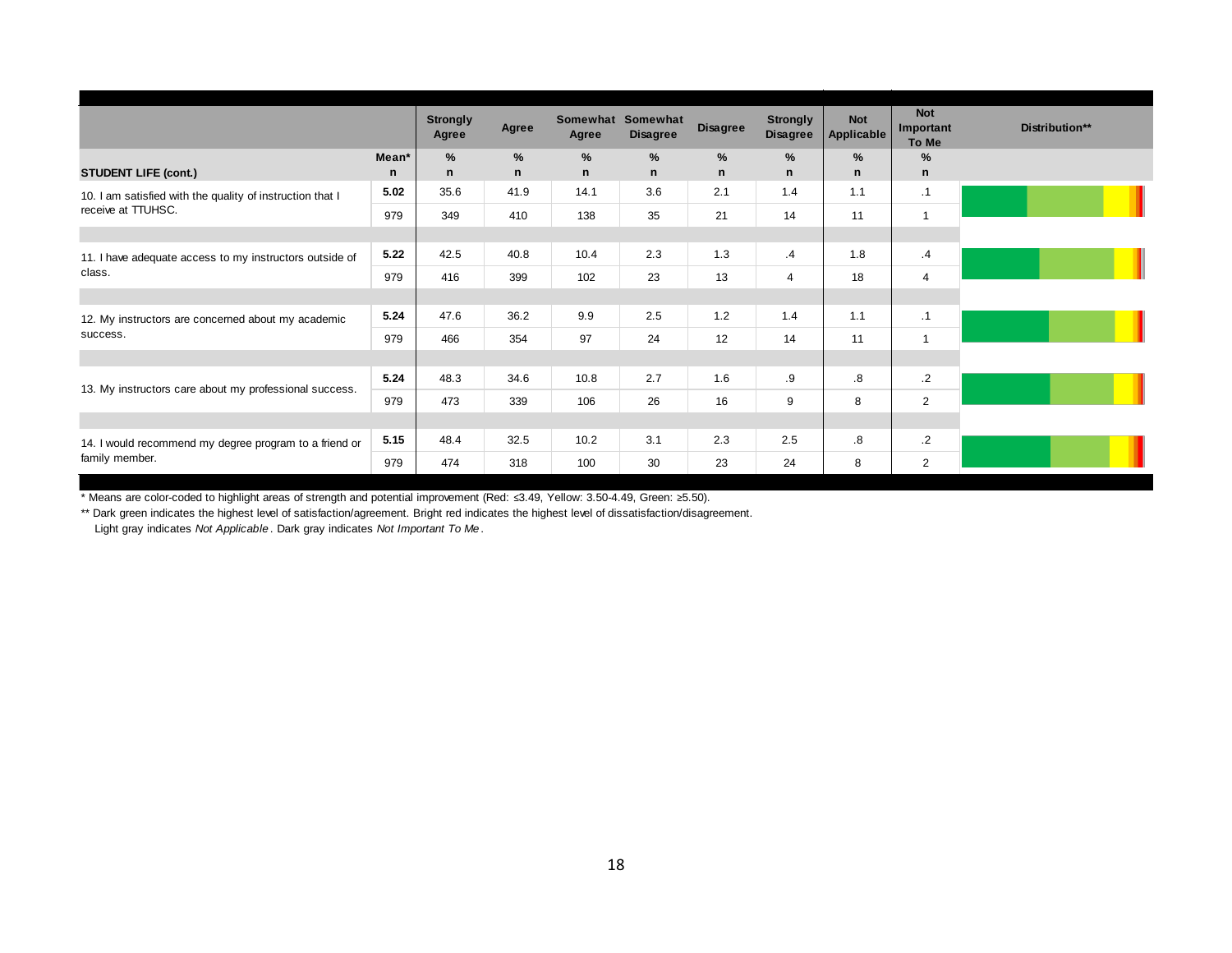| STUDENT LIFE (cont.) | Mean* / n | Strongly Agree % / n | Agree % / n | Somewhat Agree % / n | Somewhat Disagree % / n | Disagree % / n | Strongly Disagree % / n | Not Applicable % / n | Not Important To Me % / n | Distribution** |
|---|---|---|---|---|---|---|---|---|---|---|
| 10. I am satisfied with the quality of instruction that I receive at TTUHSC. | 5.02 | 35.6 | 41.9 | 14.1 | 3.6 | 2.1 | 1.4 | 1.1 | .1 | |
| | 979 | 349 | 410 | 138 | 35 | 21 | 14 | 11 | 1 | |
| 11. I have adequate access to my instructors outside of class. | 5.22 | 42.5 | 40.8 | 10.4 | 2.3 | 1.3 | .4 | 1.8 | .4 | |
| | 979 | 416 | 399 | 102 | 23 | 13 | 4 | 18 | 4 | |
| 12. My instructors are concerned about my academic success. | 5.24 | 47.6 | 36.2 | 9.9 | 2.5 | 1.2 | 1.4 | 1.1 | .1 | |
| | 979 | 466 | 354 | 97 | 24 | 12 | 14 | 11 | 1 | |
| 13. My instructors care about my professional success. | 5.24 | 48.3 | 34.6 | 10.8 | 2.7 | 1.6 | .9 | .8 | .2 | |
| | 979 | 473 | 339 | 106 | 26 | 16 | 9 | 8 | 2 | |
| 14. I would recommend my degree program to a friend or family member. | 5.15 | 48.4 | 32.5 | 10.2 | 3.1 | 2.3 | 2.5 | .8 | .2 | |
| | 979 | 474 | 318 | 100 | 30 | 23 | 24 | 8 | 2 | |

* Means are color-coded to highlight areas of strength and potential improvement (Red: ≤3.49, Yellow: 3.50-4.49, Green: ≥5.50).

** Dark green indicates the highest level of satisfaction/agreement. Bright red indicates the highest level of dissatisfaction/disagreement.
Light gray indicates *Not Applicable*. Dark gray indicates *Not Important To Me*.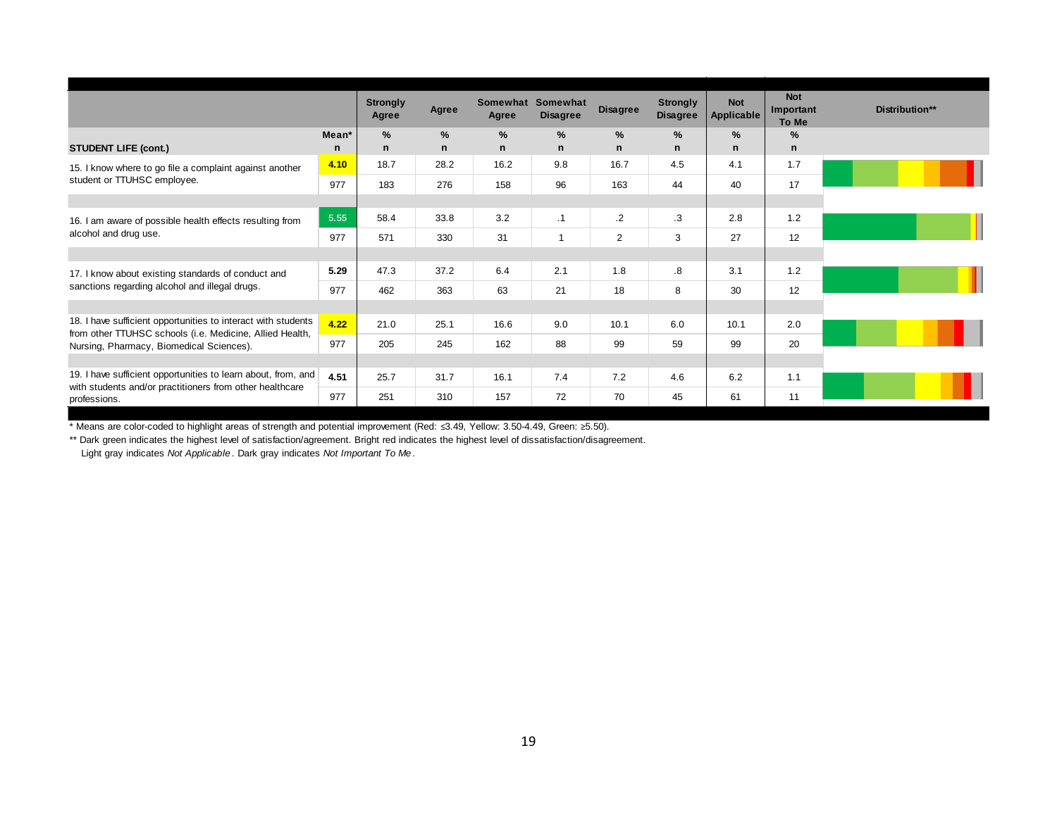| STUDENT LIFE (cont.) | Mean* n | Strongly Agree % n | Agree % n | Somewhat Agree % n | Somewhat Disagree % n | Disagree % n | Strongly Disagree % n | Not Applicable % n | Not Important To Me % n | Distribution** |
|---|---|---|---|---|---|---|---|---|---|---|
| 15. I know where to go file a complaint against another student or TTUHSC employee. | 4.10 | 18.7 | 28.2 | 16.2 | 9.8 | 16.7 | 4.5 | 4.1 | 1.7 | |
| | 977 | 183 | 276 | 158 | 96 | 163 | 44 | 40 | 17 | |
| 16. I am aware of possible health effects resulting from alcohol and drug use. | 5.55 | 58.4 | 33.8 | 3.2 | .1 | .2 | .3 | 2.8 | 1.2 | |
| | 977 | 571 | 330 | 31 | 1 | 2 | 3 | 27 | 12 | |
| 17. I know about existing standards of conduct and sanctions regarding alcohol and illegal drugs. | 5.29 | 47.3 | 37.2 | 6.4 | 2.1 | 1.8 | .8 | 3.1 | 1.2 | |
| | 977 | 462 | 363 | 63 | 21 | 18 | 8 | 30 | 12 | |
| 18. I have sufficient opportunities to interact with students from other TTUHSC schools (i.e. Medicine, Allied Health, Nursing, Pharmacy, Biomedical Sciences). | 4.22 | 21.0 | 25.1 | 16.6 | 9.0 | 10.1 | 6.0 | 10.1 | 2.0 | |
| | 977 | 205 | 245 | 162 | 88 | 99 | 59 | 99 | 20 | |
| 19. I have sufficient opportunities to learn about, from, and with students and/or practitioners from other healthcare professions. | 4.51 | 25.7 | 31.7 | 16.1 | 7.4 | 7.2 | 4.6 | 6.2 | 1.1 | |
| | 977 | 251 | 310 | 157 | 72 | 70 | 45 | 61 | 11 | |

* Means are color-coded to highlight areas of strength and potential improvement (Red: ≤3.49, Yellow: 3.50-4.49, Green: ≥5.50).

** Dark green indicates the highest level of satisfaction/agreement. Bright red indicates the highest level of dissatisfaction/disagreement. Light gray indicates *Not Applicable*. Dark gray indicates *Not Important To Me*.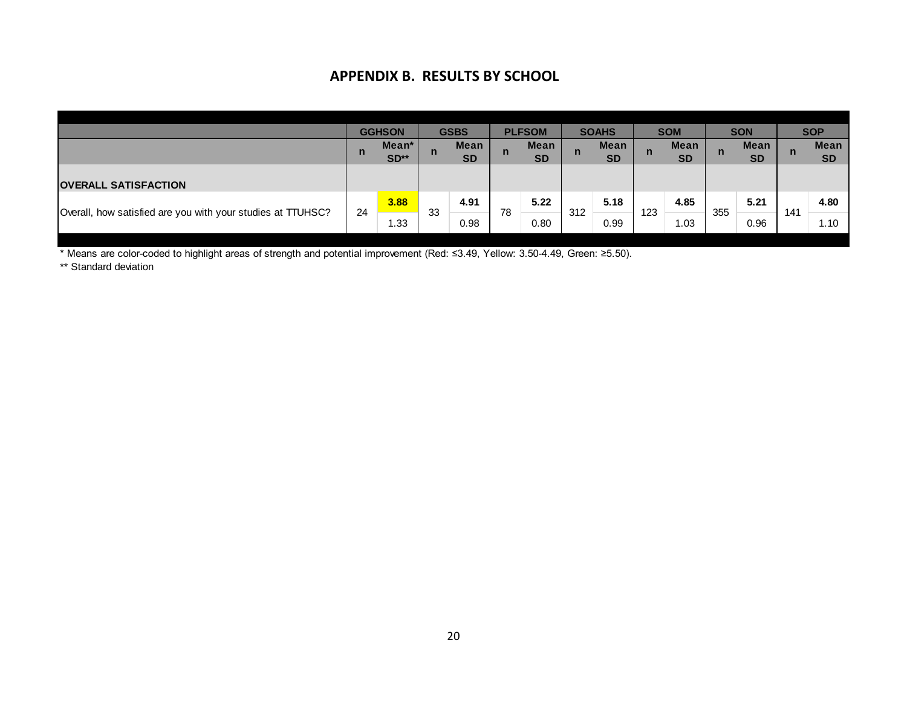## APPENDIX B. RESULTS BY SCHOOL

| | GGHSON | | GSBS | | PLFSOM | | SOAHS | | SOM | | SON | | SOP | |
|---|---|---|---|---|---|---|---|---|---|---|---|---|---|---|
| | n | Mean* SD** | n | Mean SD | n | Mean SD | n | Mean SD | n | Mean SD | n | Mean SD | n | Mean SD |
| **OVERALL SATISFACTION** | | | | | | | | | | | | | | |
| Overall, how satisfied are you with your studies at TTUHSC? | 24 | **3.88** 1.33 | 33 | **4.91** 0.98 | 78 | **5.22** 0.80 | 312 | **5.18** 0.99 | 123 | **4.85** 1.03 | 355 | **5.21** 0.96 | 141 | **4.80** 1.10 |

* Means are color-coded to highlight areas of strength and potential improvement (Red: ≤3.49, Yellow: 3.50-4.49, Green: ≥5.50).

** Standard deviation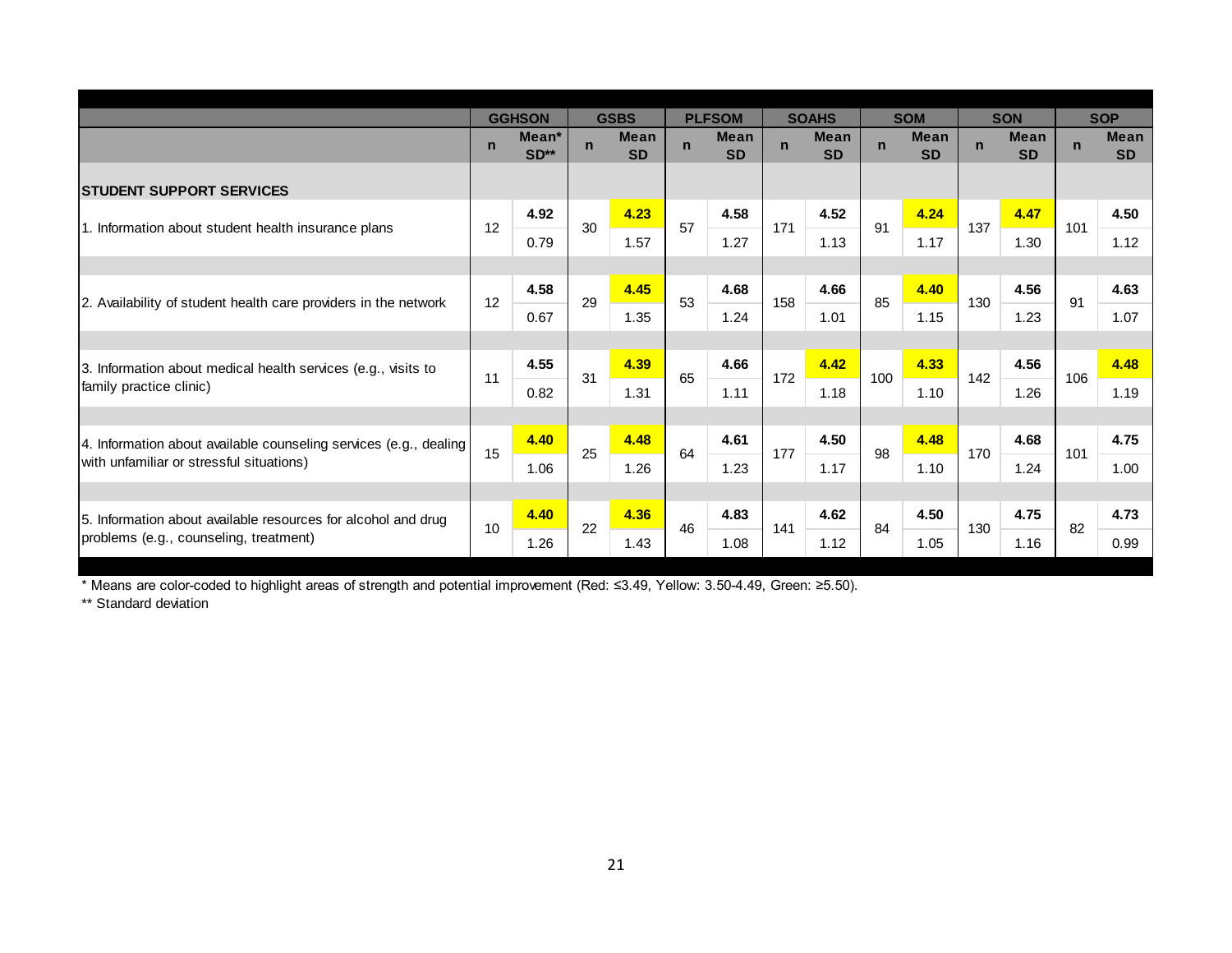| | GGHSON | | GSBS | | PLFSOM | | SOAHS | | SOM | | SON | | SOP | |
|---|---|---|---|---|---|---|---|---|---|---|---|---|---|---|
| | n | Mean* SD** | n | Mean SD | n | Mean SD | n | Mean SD | n | Mean SD | n | Mean SD | n | Mean SD |
| **STUDENT SUPPORT SERVICES** | | | | | | | | | | | | | | |
| 1. Information about student health insurance plans | 12 | **4.92** | 30 | **4.23** | 57 | **4.58** | 171 | **4.52** | 91 | **4.24** | 137 | **4.47** | 101 | **4.50** |
| | | 0.79 | | 1.57 | | 1.27 | | 1.13 | | 1.17 | | 1.30 | | 1.12 |
| 2. Availability of student health care providers in the network | 12 | **4.58** | 29 | **4.45** | 53 | **4.68** | 158 | **4.66** | 85 | **4.40** | 130 | **4.56** | 91 | **4.63** |
| | | 0.67 | | 1.35 | | 1.24 | | 1.01 | | 1.15 | | 1.23 | | 1.07 |
| 3. Information about medical health services (e.g., visits to family practice clinic) | 11 | **4.55** | 31 | **4.39** | 65 | **4.66** | 172 | **4.42** | 100 | **4.33** | 142 | **4.56** | 106 | **4.48** |
| | | 0.82 | | 1.31 | | 1.11 | | 1.18 | | 1.10 | | 1.26 | | 1.19 |
| 4. Information about available counseling services (e.g., dealing with unfamiliar or stressful situations) | 15 | **4.40** | 25 | **4.48** | 64 | **4.61** | 177 | **4.50** | 98 | **4.48** | 170 | **4.68** | 101 | **4.75** |
| | | 1.06 | | 1.26 | | 1.23 | | 1.17 | | 1.10 | | 1.24 | | 1.00 |
| 5. Information about available resources for alcohol and drug problems (e.g., counseling, treatment) | 10 | **4.40** | 22 | **4.36** | 46 | **4.83** | 141 | **4.62** | 84 | **4.50** | 130 | **4.75** | 82 | **4.73** |
| | | 1.26 | | 1.43 | | 1.08 | | 1.12 | | 1.05 | | 1.16 | | 0.99 |

* Means are color-coded to highlight areas of strength and potential improvement (Red: ≤3.49, Yellow: 3.50-4.49, Green: ≥5.50).

** Standard deviation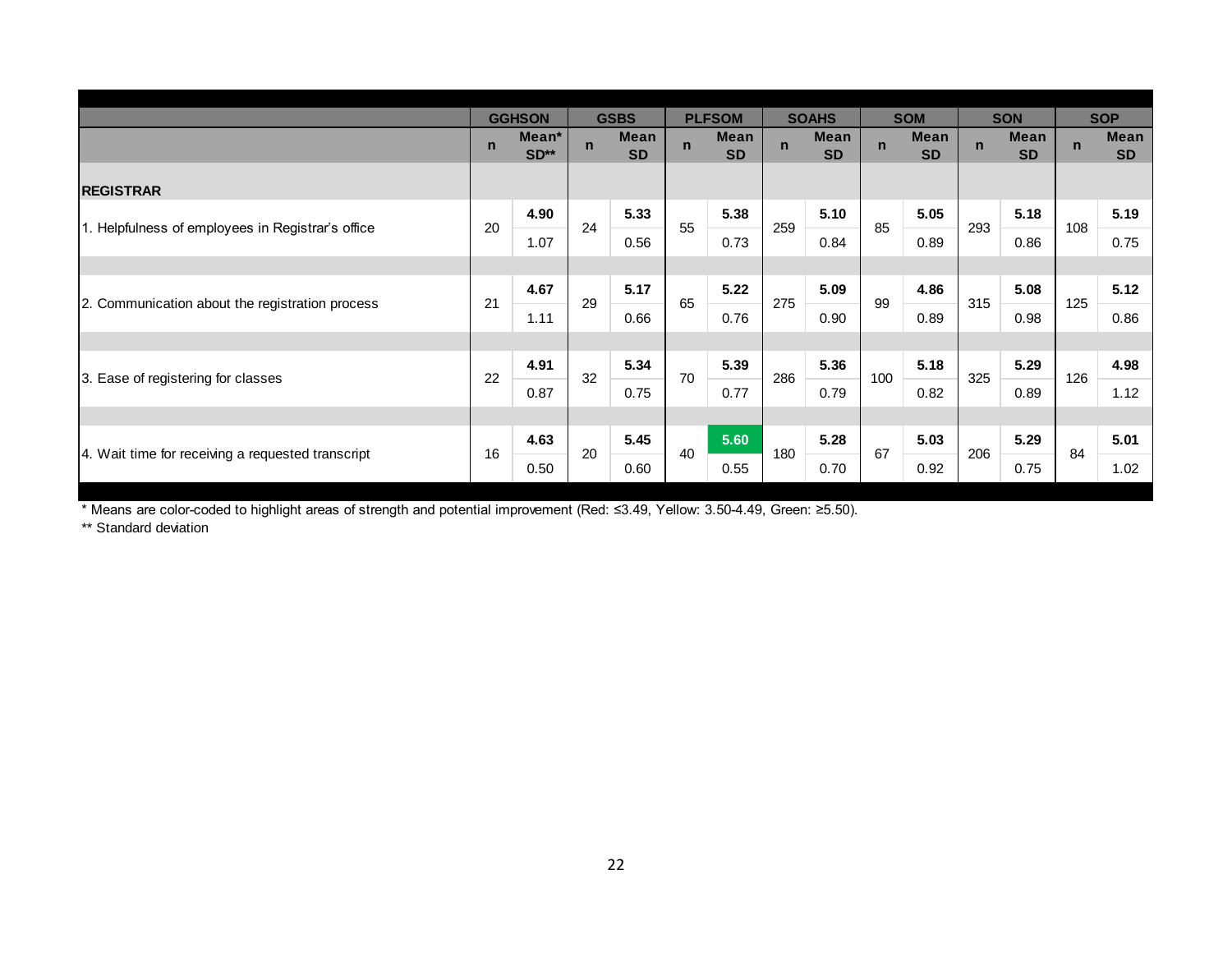| | GGHSON | | GSBS | | PLFSOM | | SOAHS | | SOM | | SON | | SOP | |
|---|---|---|---|---|---|---|---|---|---|---|---|---|---|---|
| | n | Mean* SD** | n | Mean SD | n | Mean SD | n | Mean SD | n | Mean SD | n | Mean SD | n | Mean SD |
| **REGISTRAR** | | | | | | | | | | | | | | |
| 1. Helpfulness of employees in Registrar's office | 20 | **4.90** 1.07 | 24 | **5.33** 0.56 | 55 | **5.38** 0.73 | 259 | **5.10** 0.84 | 85 | **5.05** 0.89 | 293 | **5.18** 0.86 | 108 | **5.19** 0.75 |
| 2. Communication about the registration process | 21 | **4.67** 1.11 | 29 | **5.17** 0.66 | 65 | **5.22** 0.76 | 275 | **5.09** 0.90 | 99 | **4.86** 0.89 | 315 | **5.08** 0.98 | 125 | **5.12** 0.86 |
| 3. Ease of registering for classes | 22 | **4.91** 0.87 | 32 | **5.34** 0.75 | 70 | **5.39** 0.77 | 286 | **5.36** 0.79 | 100 | **5.18** 0.82 | 325 | **5.29** 0.89 | 126 | **4.98** 1.12 |
| 4. Wait time for receiving a requested transcript | 16 | **4.63** 0.50 | 20 | **5.45** 0.60 | 40 | **5.60** 0.55 | 180 | **5.28** 0.70 | 67 | **5.03** 0.92 | 206 | **5.29** 0.75 | 84 | **5.01** 1.02 |

* Means are color-coded to highlight areas of strength and potential improvement (Red: ≤3.49, Yellow: 3.50-4.49, Green: ≥5.50).

** Standard deviation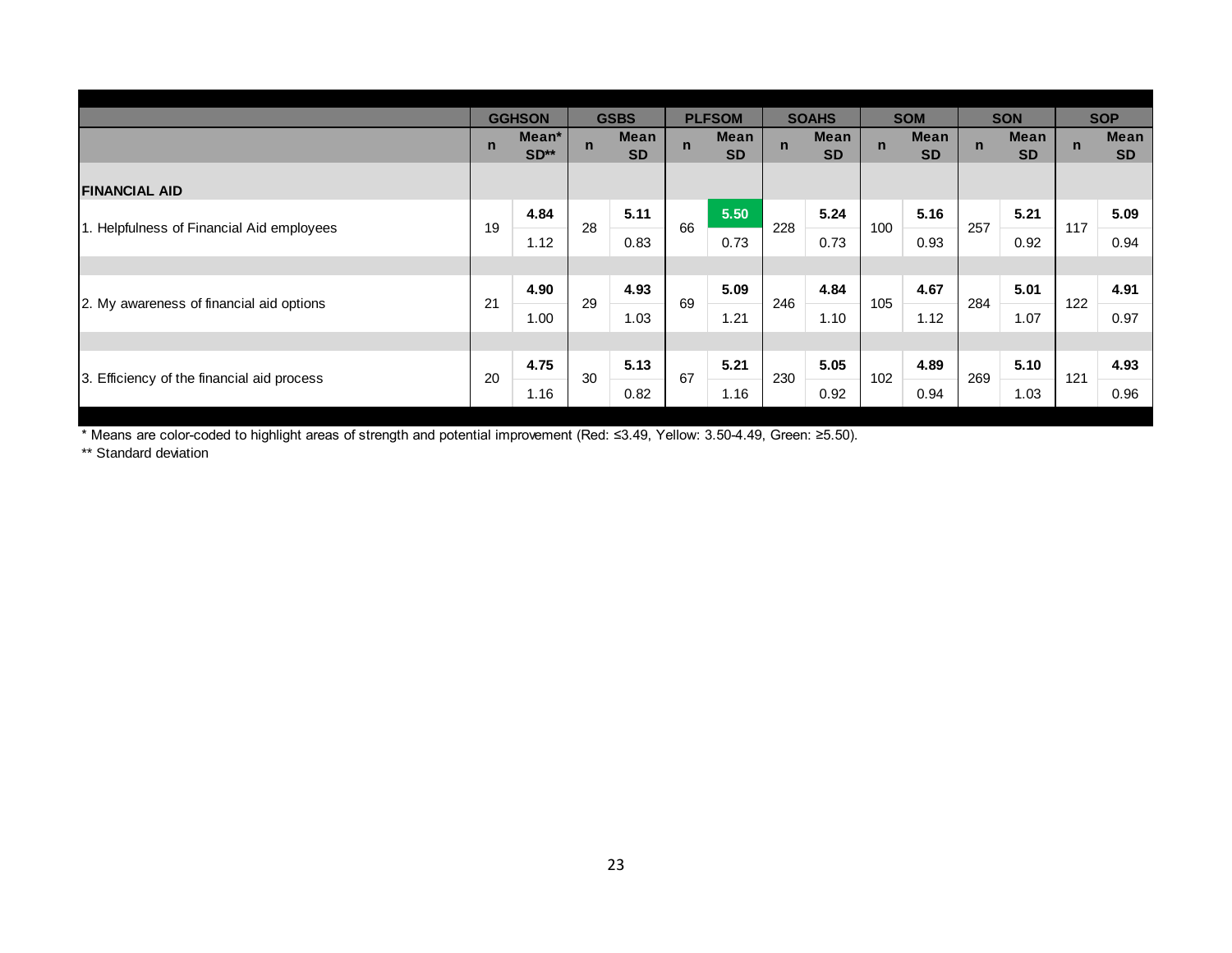| | GGHSON | | GSBS | | PLFSOM | | SOAHS | | SOM | | SON | | SOP | |
|---|---|---|---|---|---|---|---|---|---|---|---|---|---|---|
| | n | Mean* SD** | n | Mean SD | n | Mean SD | n | Mean SD | n | Mean SD | n | Mean SD | n | Mean SD |
| **FINANCIAL AID** | | | | | | | | | | | | | | |
| 1. Helpfulness of Financial Aid employees | 19 | **4.84** | 28 | **5.11** | 66 | **5.50** | 228 | **5.24** | 100 | **5.16** | 257 | **5.21** | 117 | **5.09** |
| | | 1.12 | | 0.83 | | 0.73 | | 0.73 | | 0.93 | | 0.92 | | 0.94 |
| 2. My awareness of financial aid options | 21 | **4.90** | 29 | **4.93** | 69 | **5.09** | 246 | **4.84** | 105 | **4.67** | 284 | **5.01** | 122 | **4.91** |
| | | 1.00 | | 1.03 | | 1.21 | | 1.10 | | 1.12 | | 1.07 | | 0.97 |
| 3. Efficiency of the financial aid process | 20 | **4.75** | 30 | **5.13** | 67 | **5.21** | 230 | **5.05** | 102 | **4.89** | 269 | **5.10** | 121 | **4.93** |
| | | 1.16 | | 0.82 | | 1.16 | | 0.92 | | 0.94 | | 1.03 | | 0.96 |

\* Means are color-coded to highlight areas of strength and potential improvement (Red: ≤3.49, Yellow: 3.50-4.49, Green: ≥5.50).

\** Standard deviation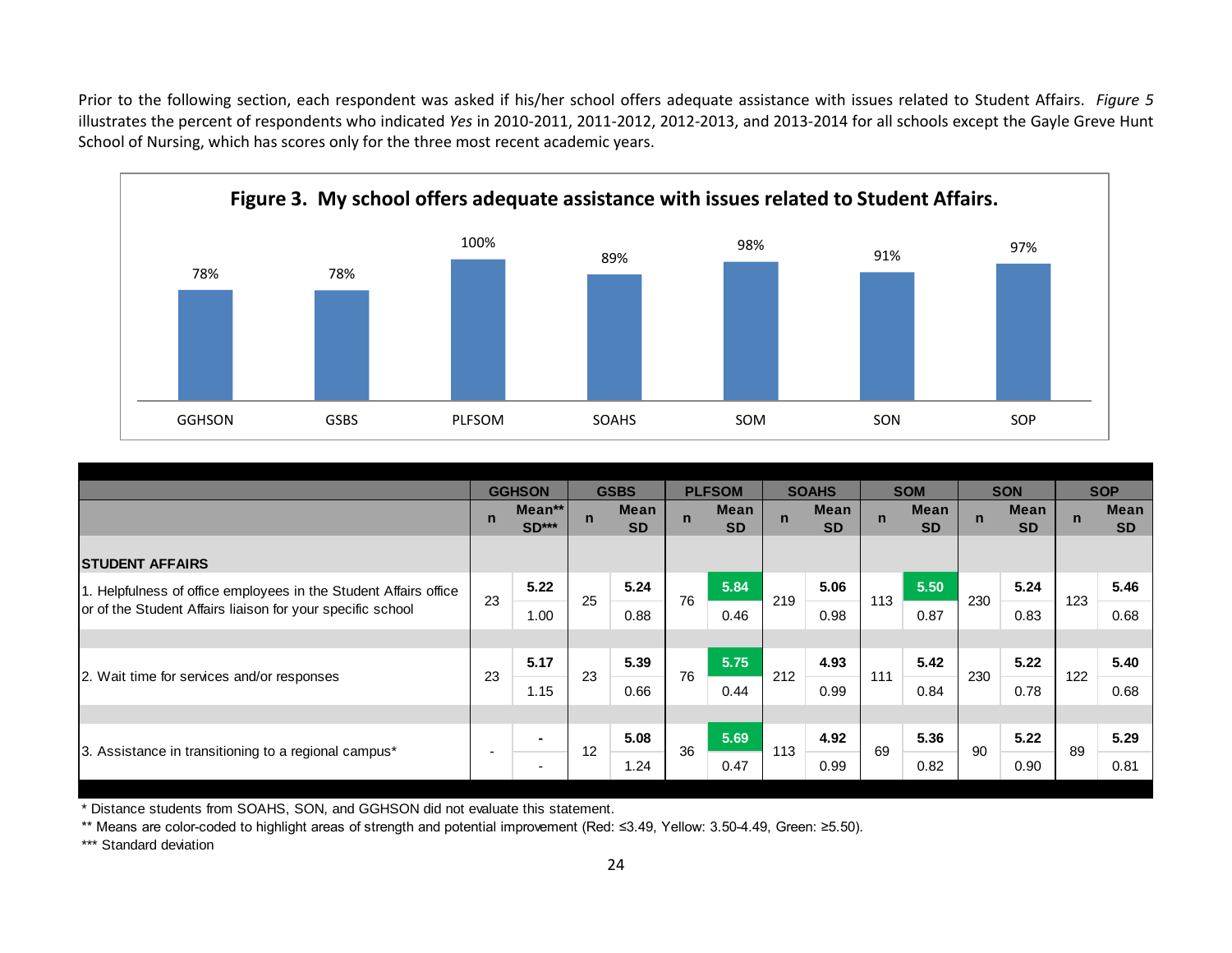Prior to the following section, each respondent was asked if his/her school offers adequate assistance with issues related to Student Affairs. *Figure 5* illustrates the percent of respondents who indicated *Yes* in 2010-2011, 2011-2012, 2012-2013, and 2013-2014 for all schools except the Gayle Greve Hunt School of Nursing, which has scores only for the three most recent academic years.

**Figure 3. My school offers adequate assistance with issues related to Student Affairs.**

| GGHSON | GSBS | PLFSOM | SOAHS | SOM | SON | SOP |
|---|---|---|---|---|---|---|
| 78% | 78% | 100% | 89% | 98% | 91% | 97% |

| | GGHSON | | GSBS | | PLFSOM | | SOAHS | | SOM | | SON | | SOP | |
|---|---|---|---|---|---|---|---|---|---|---|---|---|---|---|
| | n | Mean** SD*** | n | Mean SD | n | Mean SD | n | Mean SD | n | Mean SD | n | Mean SD | n | Mean SD |
| **STUDENT AFFAIRS** | | | | | | | | | | | | | | |
| 1. Helpfulness of office employees in the Student Affairs office or of the Student Affairs liaison for your specific school | 23 | **5.22** | 25 | **5.24** | 76 | **5.84** | 219 | **5.06** | 113 | **5.50** | 230 | **5.24** | 123 | **5.46** |
| | | 1.00 | | 0.88 | | 0.46 | | 0.98 | | 0.87 | | 0.83 | | 0.68 |
| 2. Wait time for services and/or responses | 23 | **5.17** | 23 | **5.39** | 76 | **5.75** | 212 | **4.93** | 111 | **5.42** | 230 | **5.22** | 122 | **5.40** |
| | | 1.15 | | 0.66 | | 0.44 | | 0.99 | | 0.84 | | 0.78 | | 0.68 |
| 3. Assistance in transitioning to a regional campus* | - | **-** | 12 | **5.08** | 36 | **5.69** | 113 | **4.92** | 69 | **5.36** | 90 | **5.22** | 89 | **5.29** |
| | | - | | 1.24 | | 0.47 | | 0.99 | | 0.82 | | 0.90 | | 0.81 |

\* Distance students from SOAHS, SON, and GGHSON did not evaluate this statement.

** Means are color-coded to highlight areas of strength and potential improvement (Red: ≤3.49, Yellow: 3.50-4.49, Green: ≥5.50).

*** Standard deviation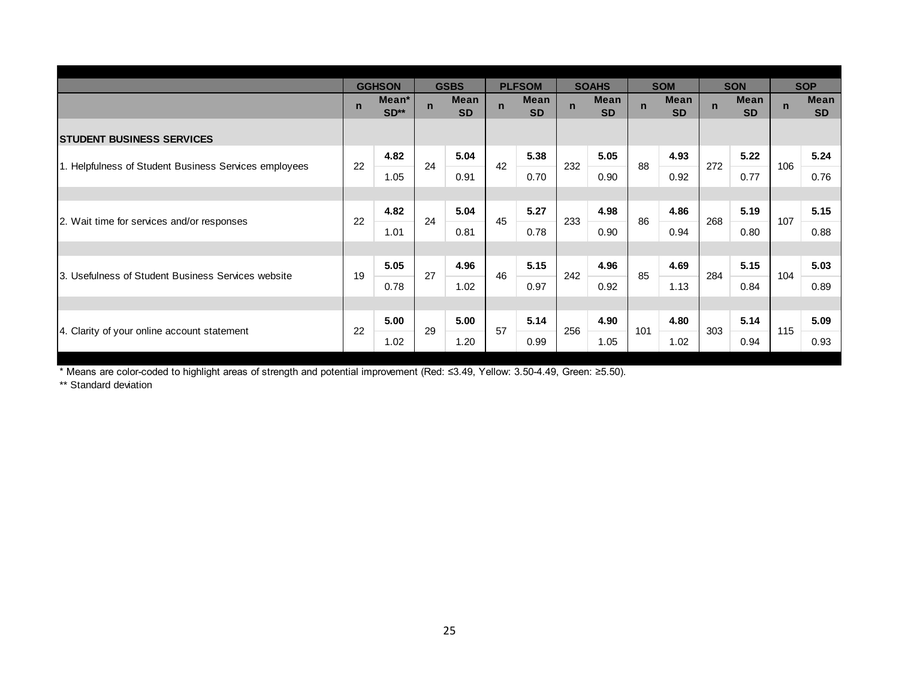| | GGHSON | | GSBS | | PLFSOM | | SOAHS | | SOM | | SON | | SOP | |
|---|---|---|---|---|---|---|---|---|---|---|---|---|---|---|
| | n | Mean* SD** | n | Mean SD | n | Mean SD | n | Mean SD | n | Mean SD | n | Mean SD | n | Mean SD |
| **STUDENT BUSINESS SERVICES** | | | | | | | | | | | | | | |
| 1. Helpfulness of Student Business Services employees | 22 | **4.82** 1.05 | 24 | **5.04** 0.91 | 42 | **5.38** 0.70 | 232 | **5.05** 0.90 | 88 | **4.93** 0.92 | 272 | **5.22** 0.77 | 106 | **5.24** 0.76 |
| 2. Wait time for services and/or responses | 22 | **4.82** 1.01 | 24 | **5.04** 0.81 | 45 | **5.27** 0.78 | 233 | **4.98** 0.90 | 86 | **4.86** 0.94 | 268 | **5.19** 0.80 | 107 | **5.15** 0.88 |
| 3. Usefulness of Student Business Services website | 19 | **5.05** 0.78 | 27 | **4.96** 1.02 | 46 | **5.15** 0.97 | 242 | **4.96** 0.92 | 85 | **4.69** 1.13 | 284 | **5.15** 0.84 | 104 | **5.03** 0.89 |
| 4. Clarity of your online account statement | 22 | **5.00** 1.02 | 29 | **5.00** 1.20 | 57 | **5.14** 0.99 | 256 | **4.90** 1.05 | 101 | **4.80** 1.02 | 303 | **5.14** 0.94 | 115 | **5.09** 0.93 |

* Means are color-coded to highlight areas of strength and potential improvement (Red: ≤3.49, Yellow: 3.50-4.49, Green: ≥5.50).

** Standard deviation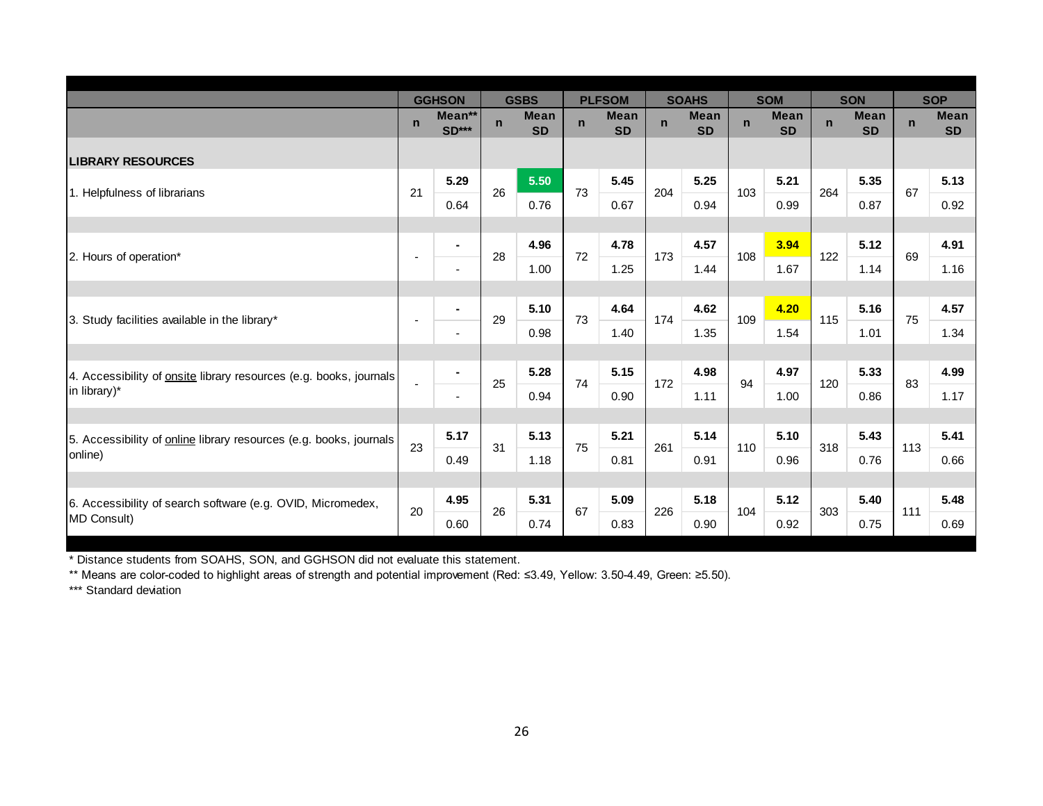| | GGHSON | | GSBS | | PLFSOM | | SOAHS | | SOM | | SON | | SOP | |
|---|---|---|---|---|---|---|---|---|---|---|---|---|---|---|
| | n | Mean** SD*** | n | Mean SD | n | Mean SD | n | Mean SD | n | Mean SD | n | Mean SD | n | Mean SD |
| **LIBRARY RESOURCES** | | | | | | | | | | | | | | |
| 1. Helpfulness of librarians | 21 | **5.29** 0.64 | 26 | **5.50** 0.76 | 73 | **5.45** 0.67 | 204 | **5.25** 0.94 | 103 | **5.21** 0.99 | 264 | **5.35** 0.87 | 67 | **5.13** 0.92 |
| 2. Hours of operation* | - | - - | 28 | **4.96** 1.00 | 72 | **4.78** 1.25 | 173 | **4.57** 1.44 | 108 | **3.94** 1.67 | 122 | **5.12** 1.14 | 69 | **4.91** 1.16 |
| 3. Study facilities available in the library* | - | - - | 29 | **5.10** 0.98 | 73 | **4.64** 1.40 | 174 | **4.62** 1.35 | 109 | **4.20** 1.54 | 115 | **5.16** 1.01 | 75 | **4.57** 1.34 |
| 4. Accessibility of <u>onsite</u> library resources (e.g. books, journals in library)* | - | - - | 25 | **5.28** 0.94 | 74 | **5.15** 0.90 | 172 | **4.98** 1.11 | 94 | **4.97** 1.00 | 120 | **5.33** 0.86 | 83 | **4.99** 1.17 |
| 5. Accessibility of <u>online</u> library resources (e.g. books, journals online) | 23 | **5.17** 0.49 | 31 | **5.13** 1.18 | 75 | **5.21** 0.81 | 261 | **5.14** 0.91 | 110 | **5.10** 0.96 | 318 | **5.43** 0.76 | 113 | **5.41** 0.66 |
| 6. Accessibility of search software (e.g. OVID, Micromedex, MD Consult) | 20 | **4.95** 0.60 | 26 | **5.31** 0.74 | 67 | **5.09** 0.83 | 226 | **5.18** 0.90 | 104 | **5.12** 0.92 | 303 | **5.40** 0.75 | 111 | **5.48** 0.69 |

\* Distance students from SOAHS, SON, and GGHSON did not evaluate this statement.

\*\* Means are color-coded to highlight areas of strength and potential improvement (Red: ≤3.49, Yellow: 3.50-4.49, Green: ≥5.50).

\*\*\* Standard deviation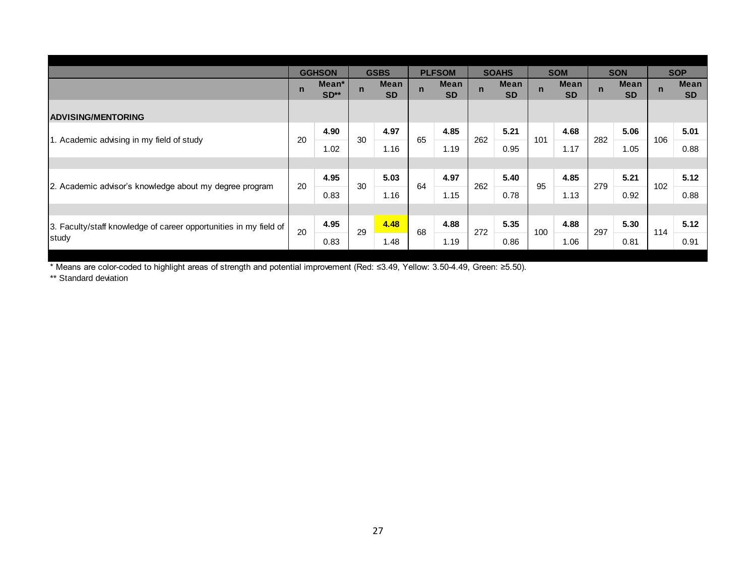| | GGHSON | | GSBS | | PLFSOM | | SOAHS | | SOM | | SON | | SOP | |
|---|---|---|---|---|---|---|---|---|---|---|---|---|---|---|
| | n | Mean* SD** | n | Mean SD | n | Mean SD | n | Mean SD | n | Mean SD | n | Mean SD | n | Mean SD |
| **ADVISING/MENTORING** | | | | | | | | | | | | | | |
| 1. Academic advising in my field of study | 20 | **4.90** 1.02 | 30 | **4.97** 1.16 | 65 | **4.85** 1.19 | 262 | **5.21** 0.95 | 101 | **4.68** 1.17 | 282 | **5.06** 1.05 | 106 | **5.01** 0.88 |
| 2. Academic advisor's knowledge about my degree program | 20 | **4.95** 0.83 | 30 | **5.03** 1.16 | 64 | **4.97** 1.15 | 262 | **5.40** 0.78 | 95 | **4.85** 1.13 | 279 | **5.21** 0.92 | 102 | **5.12** 0.88 |
| 3. Faculty/staff knowledge of career opportunities in my field of study | 20 | **4.95** 0.83 | 29 | **4.48** 1.48 | 68 | **4.88** 1.19 | 272 | **5.35** 0.86 | 100 | **4.88** 1.06 | 297 | **5.30** 0.81 | 114 | **5.12** 0.91 |

\* Means are color-coded to highlight areas of strength and potential improvement (Red: ≤3.49, Yellow: 3.50-4.49, Green: ≥5.50).

\*\* Standard deviation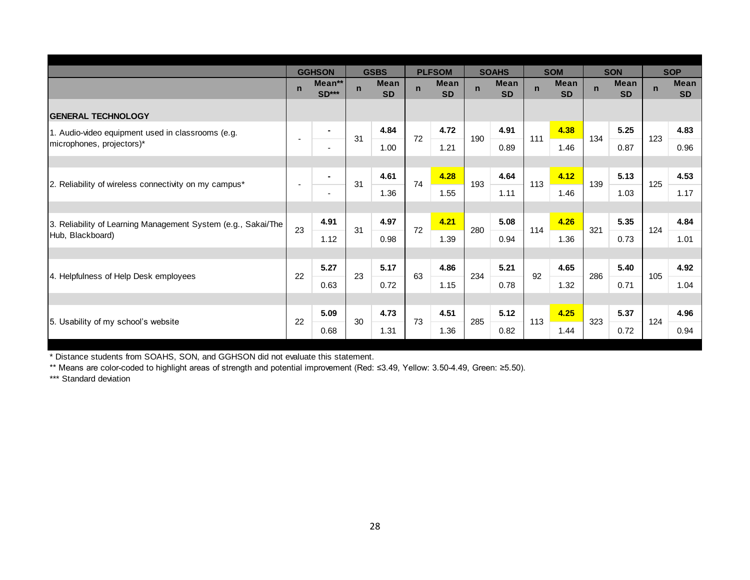| | GGHSON | | GSBS | | PLFSOM | | SOAHS | | SOM | | SON | | SOP | |
|---|---|---|---|---|---|---|---|---|---|---|---|---|---|---|
| | n | Mean** SD*** | n | Mean SD | n | Mean SD | n | Mean SD | n | Mean SD | n | Mean SD | n | Mean SD |
| **GENERAL TECHNOLOGY** | | | | | | | | | | | | | | |
| 1. Audio-video equipment used in classrooms (e.g. microphones, projectors)* | - | **-** | 31 | **4.84** | 72 | **4.72** | 190 | **4.91** | 111 | **4.38** | 134 | **5.25** | 123 | **4.83** |
| | | - | | 1.00 | | 1.21 | | 0.89 | | 1.46 | | 0.87 | | 0.96 |
| 2. Reliability of wireless connectivity on my campus* | - | **-** | 31 | **4.61** | 74 | **4.28** | 193 | **4.64** | 113 | **4.12** | 139 | **5.13** | 125 | **4.53** |
| | | - | | 1.36 | | 1.55 | | 1.11 | | 1.46 | | 1.03 | | 1.17 |
| 3. Reliability of Learning Management System (e.g., Sakai/The Hub, Blackboard) | 23 | **4.91** | 31 | **4.97** | 72 | **4.21** | 280 | **5.08** | 114 | **4.26** | 321 | **5.35** | 124 | **4.84** |
| | | 1.12 | | 0.98 | | 1.39 | | 0.94 | | 1.36 | | 0.73 | | 1.01 |
| 4. Helpfulness of Help Desk employees | 22 | **5.27** | 23 | **5.17** | 63 | **4.86** | 234 | **5.21** | 92 | **4.65** | 286 | **5.40** | 105 | **4.92** |
| | | 0.63 | | 0.72 | | 1.15 | | 0.78 | | 1.32 | | 0.71 | | 1.04 |
| 5. Usability of my school's website | 22 | **5.09** | 30 | **4.73** | 73 | **4.51** | 285 | **5.12** | 113 | **4.25** | 323 | **5.37** | 124 | **4.96** |
| | | 0.68 | | 1.31 | | 1.36 | | 0.82 | | 1.44 | | 0.72 | | 0.94 |

\* Distance students from SOAHS, SON, and GGHSON did not evaluate this statement.

\** Means are color-coded to highlight areas of strength and potential improvement (Red: ≤3.49, Yellow: 3.50-4.49, Green: ≥5.50).

\*** Standard deviation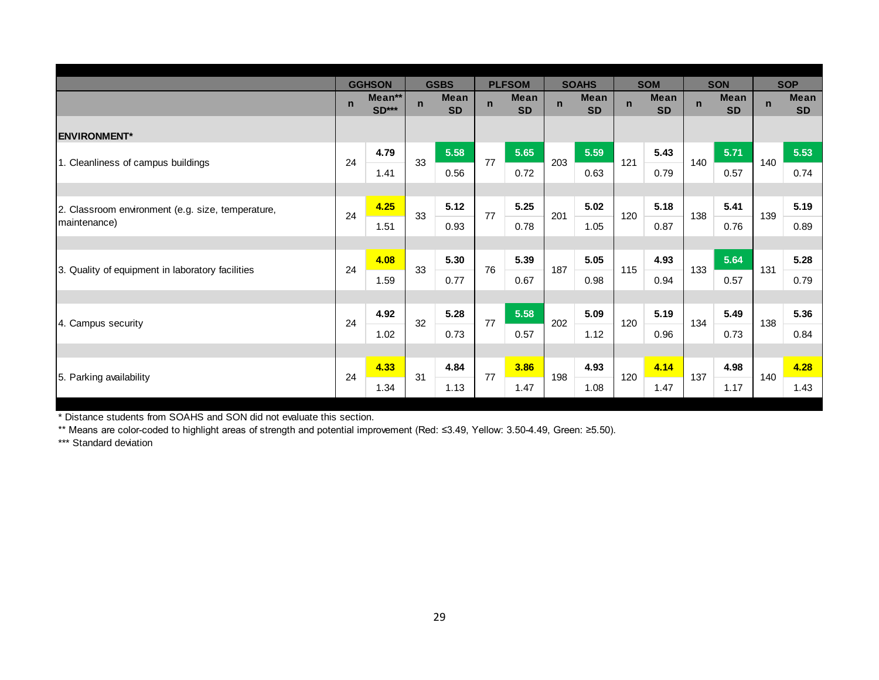| | GGHSON | | GSBS | | PLFSOM | | SOAHS | | SOM | | SON | | SOP | |
|---|---|---|---|---|---|---|---|---|---|---|---|---|---|---|
| | n | Mean** SD*** | n | Mean SD | n | Mean SD | n | Mean SD | n | Mean SD | n | Mean SD | n | Mean SD |
| **ENVIRONMENT*** | | | | | | | | | | | | | | |
| 1. Cleanliness of campus buildings | 24 | 4.79 | 33 | 5.58 | 77 | 5.65 | 203 | 5.59 | 121 | 5.43 | 140 | 5.71 | 140 | 5.53 |
| | | 1.41 | | 0.56 | | 0.72 | | 0.63 | | 0.79 | | 0.57 | | 0.74 |
| 2. Classroom environment (e.g. size, temperature, maintenance) | 24 | 4.25 | 33 | 5.12 | 77 | 5.25 | 201 | 5.02 | 120 | 5.18 | 138 | 5.41 | 139 | 5.19 |
| | | 1.51 | | 0.93 | | 0.78 | | 1.05 | | 0.87 | | 0.76 | | 0.89 |
| 3. Quality of equipment in laboratory facilities | 24 | 4.08 | 33 | 5.30 | 76 | 5.39 | 187 | 5.05 | 115 | 4.93 | 133 | 5.64 | 131 | 5.28 |
| | | 1.59 | | 0.77 | | 0.67 | | 0.98 | | 0.94 | | 0.57 | | 0.79 |
| 4. Campus security | 24 | 4.92 | 32 | 5.28 | 77 | 5.58 | 202 | 5.09 | 120 | 5.19 | 134 | 5.49 | 138 | 5.36 |
| | | 1.02 | | 0.73 | | 0.57 | | 1.12 | | 0.96 | | 0.73 | | 0.84 |
| 5. Parking availability | 24 | 4.33 | 31 | 4.84 | 77 | 3.86 | 198 | 4.93 | 120 | 4.14 | 137 | 4.98 | 140 | 4.28 |
| | | 1.34 | | 1.13 | | 1.47 | | 1.08 | | 1.47 | | 1.17 | | 1.43 |

* Distance students from SOAHS and SON did not evaluate this section.

** Means are color-coded to highlight areas of strength and potential improvement (Red: ≤3.49, Yellow: 3.50-4.49, Green: ≥5.50).

*** Standard deviation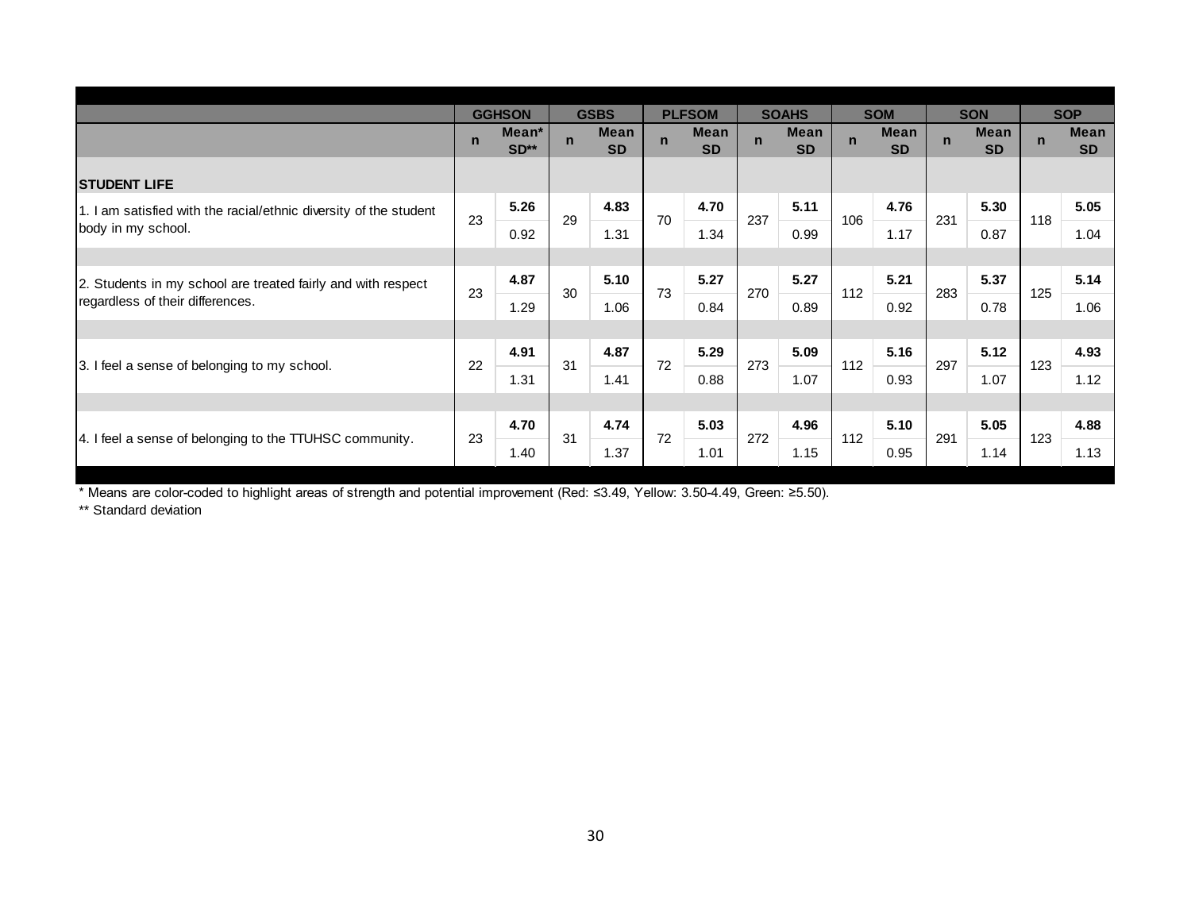| | GGHSON | | GSBS | | PLFSOM | | SOAHS | | SOM | | SON | | SOP | |
|---|---|---|---|---|---|---|---|---|---|---|---|---|---|---|
| | n | Mean* SD** | n | Mean SD | n | Mean SD | n | Mean SD | n | Mean SD | n | Mean SD | n | Mean SD |
| **STUDENT LIFE** | | | | | | | | | | | | | | |
| 1. I am satisfied with the racial/ethnic diversity of the student body in my school. | 23 | **5.26** | 29 | **4.83** | 70 | **4.70** | 237 | **5.11** | 106 | **4.76** | 231 | **5.30** | 118 | **5.05** |
| | | 0.92 | | 1.31 | | 1.34 | | 0.99 | | 1.17 | | 0.87 | | 1.04 |
| 2. Students in my school are treated fairly and with respect regardless of their differences. | 23 | **4.87** | 30 | **5.10** | 73 | **5.27** | 270 | **5.27** | 112 | **5.21** | 283 | **5.37** | 125 | **5.14** |
| | | 1.29 | | 1.06 | | 0.84 | | 0.89 | | 0.92 | | 0.78 | | 1.06 |
| 3. I feel a sense of belonging to my school. | 22 | **4.91** | 31 | **4.87** | 72 | **5.29** | 273 | **5.09** | 112 | **5.16** | 297 | **5.12** | 123 | **4.93** |
| | | 1.31 | | 1.41 | | 0.88 | | 1.07 | | 0.93 | | 1.07 | | 1.12 |
| 4. I feel a sense of belonging to the TTUHSC community. | 23 | **4.70** | 31 | **4.74** | 72 | **5.03** | 272 | **4.96** | 112 | **5.10** | 291 | **5.05** | 123 | **4.88** |
| | | 1.40 | | 1.37 | | 1.01 | | 1.15 | | 0.95 | | 1.14 | | 1.13 |

* Means are color-coded to highlight areas of strength and potential improvement (Red: ≤3.49, Yellow: 3.50-4.49, Green: ≥5.50).

** Standard deviation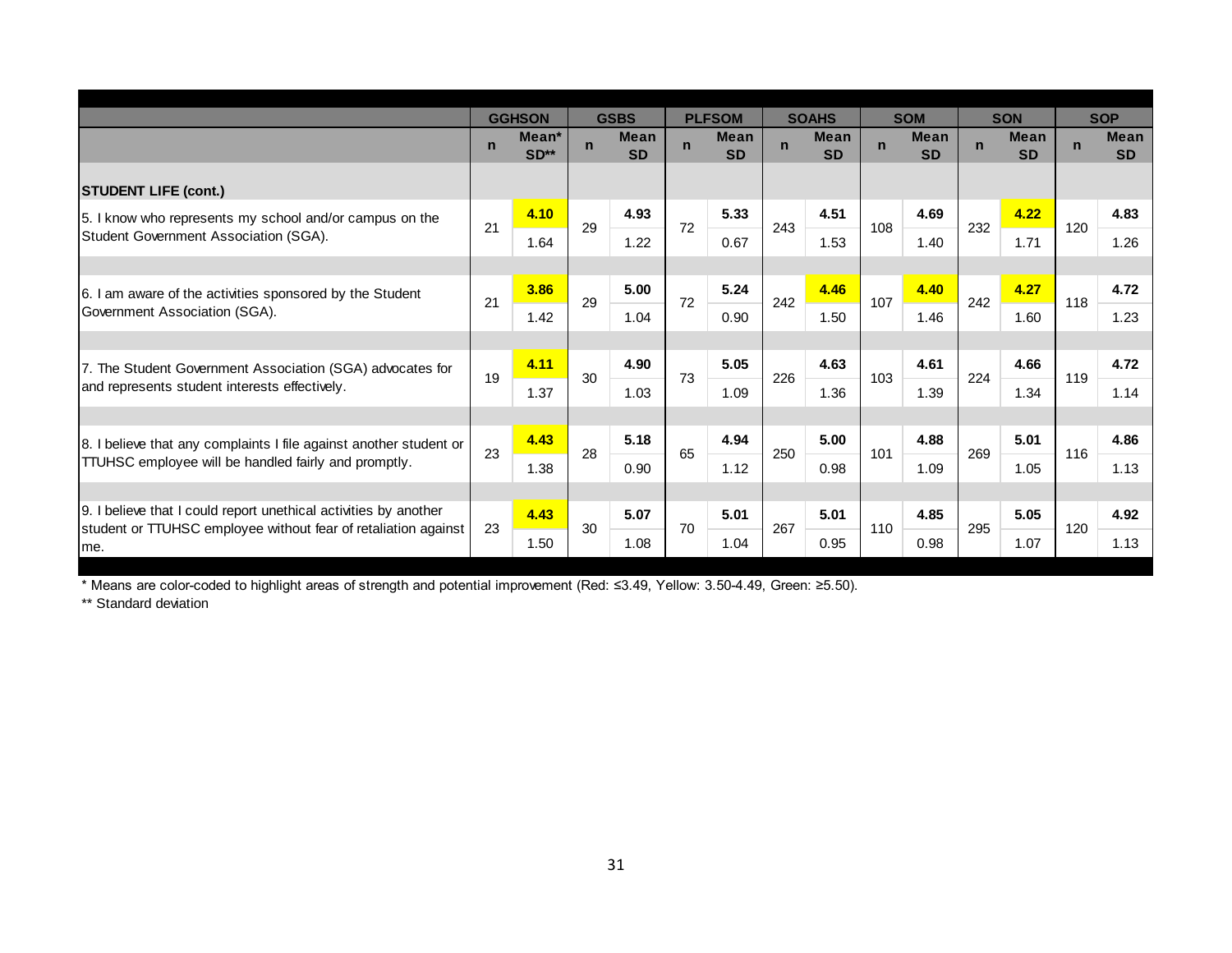| | GGHSON | | GSBS | | PLFSOM | | SOAHS | | SOM | | SON | | SOP | |
|---|---|---|---|---|---|---|---|---|---|---|---|---|---|---|
| | n | Mean* SD** | n | Mean SD | n | Mean SD | n | Mean SD | n | Mean SD | n | Mean SD | n | Mean SD |
| **STUDENT LIFE (cont.)** | | | | | | | | | | | | | | |
| 5. I know who represents my school and/or campus on the Student Government Association (SGA). | 21 | **4.10** 1.64 | 29 | **4.93** 1.22 | 72 | **5.33** 0.67 | 243 | **4.51** 1.53 | 108 | **4.69** 1.40 | 232 | **4.22** 1.71 | 120 | **4.83** 1.26 |
| 6. I am aware of the activities sponsored by the Student Government Association (SGA). | 21 | **3.86** 1.42 | 29 | **5.00** 1.04 | 72 | **5.24** 0.90 | 242 | **4.46** 1.50 | 107 | **4.40** 1.46 | 242 | **4.27** 1.60 | 118 | **4.72** 1.23 |
| 7. The Student Government Association (SGA) advocates for and represents student interests effectively. | 19 | **4.11** 1.37 | 30 | **4.90** 1.03 | 73 | **5.05** 1.09 | 226 | **4.63** 1.36 | 103 | **4.61** 1.39 | 224 | **4.66** 1.34 | 119 | **4.72** 1.14 |
| 8. I believe that any complaints I file against another student or TTUHSC employee will be handled fairly and promptly. | 23 | **4.43** 1.38 | 28 | **5.18** 0.90 | 65 | **4.94** 1.12 | 250 | **5.00** 0.98 | 101 | **4.88** 1.09 | 269 | **5.01** 1.05 | 116 | **4.86** 1.13 |
| 9. I believe that I could report unethical activities by another student or TTUHSC employee without fear of retaliation against me. | 23 | **4.43** 1.50 | 30 | **5.07** 1.08 | 70 | **5.01** 1.04 | 267 | **5.01** 0.95 | 110 | **4.85** 0.98 | 295 | **5.05** 1.07 | 120 | **4.92** 1.13 |

* Means are color-coded to highlight areas of strength and potential improvement (Red: ≤3.49, Yellow: 3.50-4.49, Green: ≥5.50).

** Standard deviation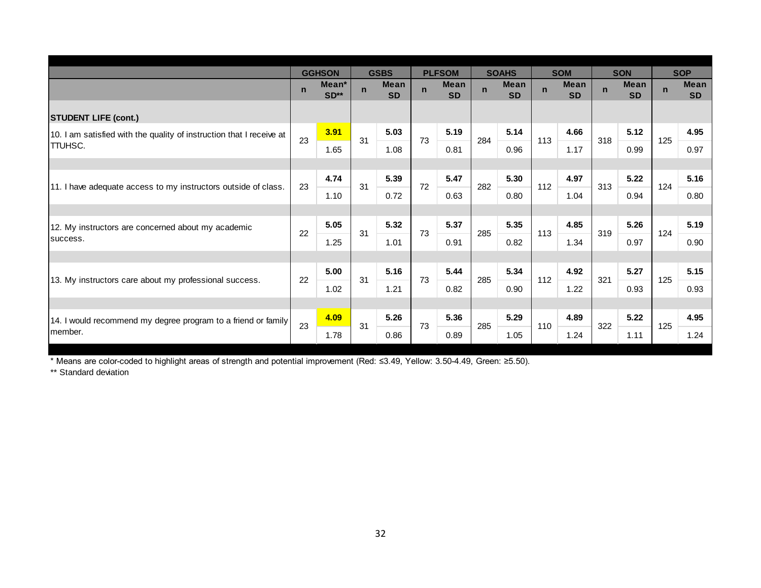| | GGHSON | | GSBS | | PLFSOM | | SOAHS | | SOM | | SON | | SOP | |
|---|---|---|---|---|---|---|---|---|---|---|---|---|---|---|
| | n | Mean* SD** | n | Mean SD | n | Mean SD | n | Mean SD | n | Mean SD | n | Mean SD | n | Mean SD |
| **STUDENT LIFE (cont.)** | | | | | | | | | | | | | | |
| 10. I am satisfied with the quality of instruction that I receive at TTUHSC. | 23 | **3.91** | 31 | **5.03** | 73 | **5.19** | 284 | **5.14** | 113 | **4.66** | 318 | **5.12** | 125 | **4.95** |
| | | 1.65 | | 1.08 | | 0.81 | | 0.96 | | 1.17 | | 0.99 | | 0.97 |
| 11. I have adequate access to my instructors outside of class. | 23 | **4.74** | 31 | **5.39** | 72 | **5.47** | 282 | **5.30** | 112 | **4.97** | 313 | **5.22** | 124 | **5.16** |
| | | 1.10 | | 0.72 | | 0.63 | | 0.80 | | 1.04 | | 0.94 | | 0.80 |
| 12. My instructors are concerned about my academic success. | 22 | **5.05** | 31 | **5.32** | 73 | **5.37** | 285 | **5.35** | 113 | **4.85** | 319 | **5.26** | 124 | **5.19** |
| | | 1.25 | | 1.01 | | 0.91 | | 0.82 | | 1.34 | | 0.97 | | 0.90 |
| 13. My instructors care about my professional success. | 22 | **5.00** | 31 | **5.16** | 73 | **5.44** | 285 | **5.34** | 112 | **4.92** | 321 | **5.27** | 125 | **5.15** |
| | | 1.02 | | 1.21 | | 0.82 | | 0.90 | | 1.22 | | 0.93 | | 0.93 |
| 14. I would recommend my degree program to a friend or family member. | 23 | **4.09** | 31 | **5.26** | 73 | **5.36** | 285 | **5.29** | 110 | **4.89** | 322 | **5.22** | 125 | **4.95** |
| | | 1.78 | | 0.86 | | 0.89 | | 1.05 | | 1.24 | | 1.11 | | 1.24 |

* Means are color-coded to highlight areas of strength and potential improvement (Red: ≤3.49, Yellow: 3.50-4.49, Green: ≥5.50).

** Standard deviation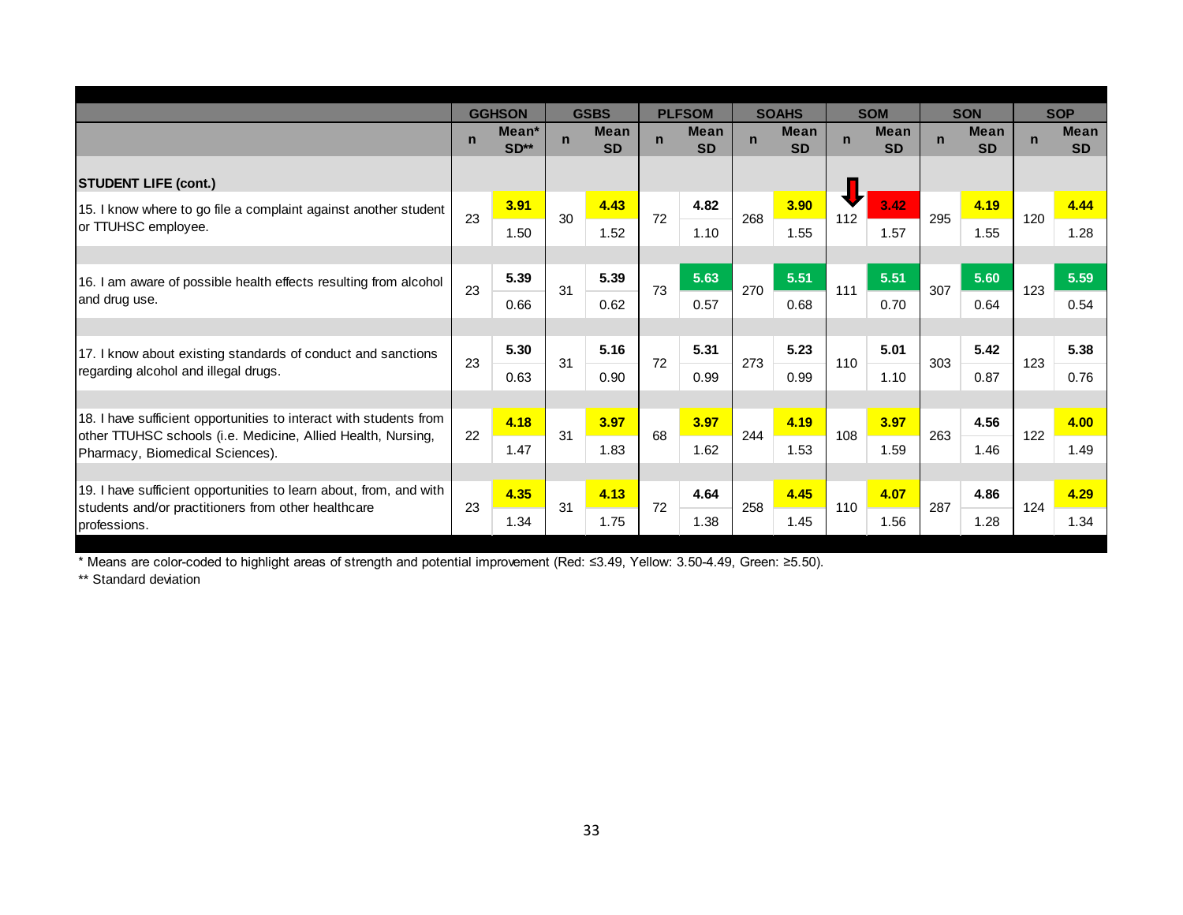| | GGHSON | | GSBS | | PLFSOM | | SOAHS | | SOM | | SON | | SOP | |
|---|---|---|---|---|---|---|---|---|---|---|---|---|---|---|
| | n | Mean* SD** | n | Mean SD | n | Mean SD | n | Mean SD | n | Mean SD | n | Mean SD | n | Mean SD |
| **STUDENT LIFE (cont.)** | | | | | | | | | | | | | | |
| 15. I know where to go file a complaint against another student or TTUHSC employee. | 23 | **3.91** | 30 | **4.43** | 72 | **4.82** | 268 | **3.90** | 112 | **3.42** | 295 | **4.19** | 120 | **4.44** |
| | | 1.50 | | 1.52 | | 1.10 | | 1.55 | | 1.57 | | 1.55 | | 1.28 |
| 16. I am aware of possible health effects resulting from alcohol and drug use. | 23 | **5.39** | 31 | **5.39** | 73 | **5.63** | 270 | **5.51** | 111 | **5.51** | 307 | **5.60** | 123 | **5.59** |
| | | 0.66 | | 0.62 | | 0.57 | | 0.68 | | 0.70 | | 0.64 | | 0.54 |
| 17. I know about existing standards of conduct and sanctions regarding alcohol and illegal drugs. | 23 | **5.30** | 31 | **5.16** | 72 | **5.31** | 273 | **5.23** | 110 | **5.01** | 303 | **5.42** | 123 | **5.38** |
| | | 0.63 | | 0.90 | | 0.99 | | 0.99 | | 1.10 | | 0.87 | | 0.76 |
| 18. I have sufficient opportunities to interact with students from other TTUHSC schools (i.e. Medicine, Allied Health, Nursing, Pharmacy, Biomedical Sciences). | 22 | **4.18** | 31 | **3.97** | 68 | **3.97** | 244 | **4.19** | 108 | **3.97** | 263 | **4.56** | 122 | **4.00** |
| | | 1.47 | | 1.83 | | 1.62 | | 1.53 | | 1.59 | | 1.46 | | 1.49 |
| 19. I have sufficient opportunities to learn about, from, and with students and/or practitioners from other healthcare professions. | 23 | **4.35** | 31 | **4.13** | 72 | **4.64** | 258 | **4.45** | 110 | **4.07** | 287 | **4.86** | 124 | **4.29** |
| | | 1.34 | | 1.75 | | 1.38 | | 1.45 | | 1.56 | | 1.28 | | 1.34 |

\* Means are color-coded to highlight areas of strength and potential improvement (Red: ≤3.49, Yellow: 3.50-4.49, Green: ≥5.50).

\*\* Standard deviation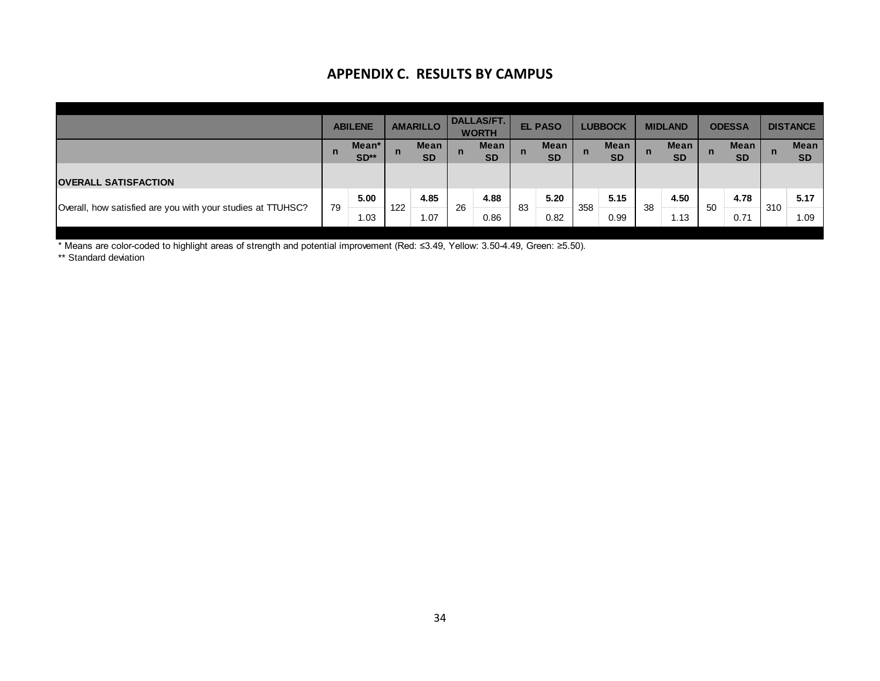## APPENDIX C. RESULTS BY CAMPUS

| | ABILENE | | AMARILLO | | DALLAS/FT. WORTH | | EL PASO | | LUBBOCK | | MIDLAND | | ODESSA | | DISTANCE | |
|---|---|---|---|---|---|---|---|---|---|---|---|---|---|---|---|---|
| | n | Mean* SD** | n | Mean SD | n | Mean SD | n | Mean SD | n | Mean SD | n | Mean SD | n | Mean SD | n | Mean SD |
| **OVERALL SATISFACTION** | | | | | | | | | | | | | | | | |
| Overall, how satisfied are you with your studies at TTUHSC? | 79 | **5.00** 1.03 | 122 | **4.85** 1.07 | 26 | **4.88** 0.86 | 83 | **5.20** 0.82 | 358 | **5.15** 0.99 | 38 | **4.50** 1.13 | 50 | **4.78** 0.71 | 310 | **5.17** 1.09 |

\* Means are color-coded to highlight areas of strength and potential improvement (Red: ≤3.49, Yellow: 3.50-4.49, Green: ≥5.50).

\*\* Standard deviation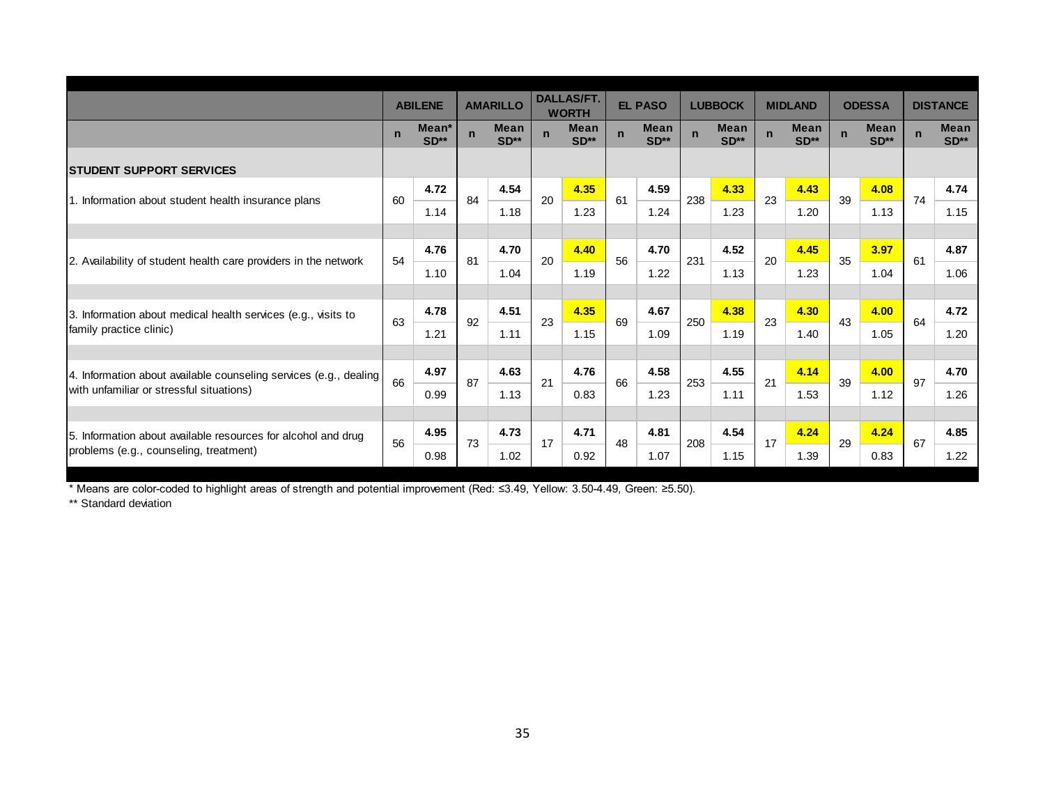| | ABILENE | | AMARILLO | | DALLAS/FT. WORTH | | EL PASO | | LUBBOCK | | MIDLAND | | ODESSA | | DISTANCE | |
|---|---|---|---|---|---|---|---|---|---|---|---|---|---|---|---|---|
| | n | Mean* SD** | n | Mean SD** | n | Mean SD** | n | Mean SD** | n | Mean SD** | n | Mean SD** | n | Mean SD** | n | Mean SD** |
| **STUDENT SUPPORT SERVICES** | | | | | | | | | | | | | | | | |
| 1. Information about student health insurance plans | 60 | **4.72** 1.14 | 84 | **4.54** 1.18 | 20 | **4.35** 1.23 | 61 | **4.59** 1.24 | 238 | **4.33** 1.23 | 23 | **4.43** 1.20 | 39 | **4.08** 1.13 | 74 | **4.74** 1.15 |
| 2. Availability of student health care providers in the network | 54 | **4.76** 1.10 | 81 | **4.70** 1.04 | 20 | **4.40** 1.19 | 56 | **4.70** 1.22 | 231 | **4.52** 1.13 | 20 | **4.45** 1.23 | 35 | **3.97** 1.04 | 61 | **4.87** 1.06 |
| 3. Information about medical health services (e.g., visits to family practice clinic) | 63 | **4.78** 1.21 | 92 | **4.51** 1.11 | 23 | **4.35** 1.15 | 69 | **4.67** 1.09 | 250 | **4.38** 1.19 | 23 | **4.30** 1.40 | 43 | **4.00** 1.05 | 64 | **4.72** 1.20 |
| 4. Information about available counseling services (e.g., dealing with unfamiliar or stressful situations) | 66 | **4.97** 0.99 | 87 | **4.63** 1.13 | 21 | **4.76** 0.83 | 66 | **4.58** 1.23 | 253 | **4.55** 1.11 | 21 | **4.14** 1.53 | 39 | **4.00** 1.12 | 97 | **4.70** 1.26 |
| 5. Information about available resources for alcohol and drug problems (e.g., counseling, treatment) | 56 | **4.95** 0.98 | 73 | **4.73** 1.02 | 17 | **4.71** 0.92 | 48 | **4.81** 1.07 | 208 | **4.54** 1.15 | 17 | **4.24** 1.39 | 29 | **4.24** 0.83 | 67 | **4.85** 1.22 |

* Means are color-coded to highlight areas of strength and potential improvement (Red: ≤3.49, Yellow: 3.50-4.49, Green: ≥5.50).

** Standard deviation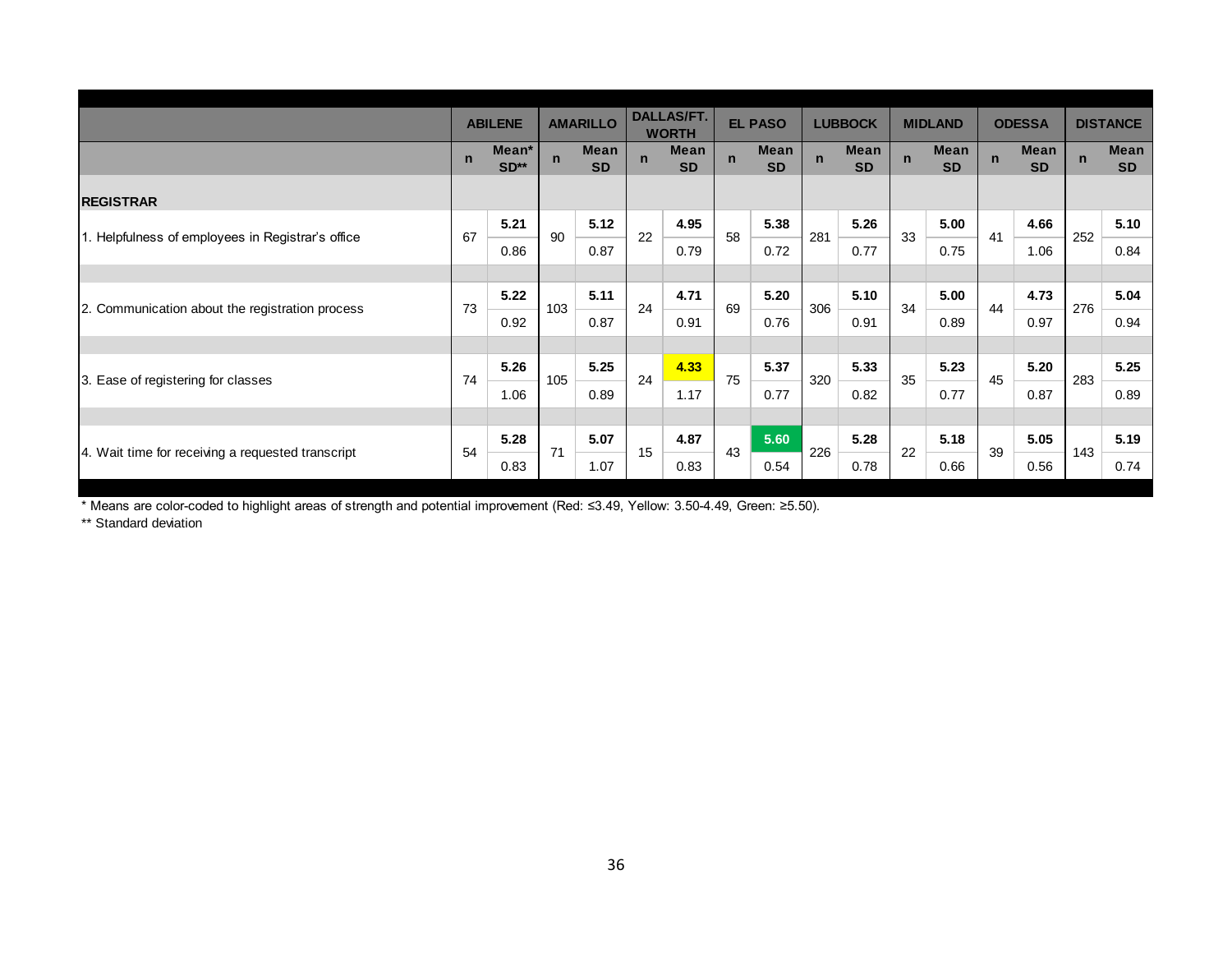| | ABILENE | | AMARILLO | | DALLAS/FT. WORTH | | EL PASO | | LUBBOCK | | MIDLAND | | ODESSA | | DISTANCE | |
|---|---|---|---|---|---|---|---|---|---|---|---|---|---|---|---|---|
| | n | Mean* SD** | n | Mean SD | n | Mean SD | n | Mean SD | n | Mean SD | n | Mean SD | n | Mean SD | n | Mean SD |
| **REGISTRAR** | | | | | | | | | | | | | | | | |
| 1. Helpfulness of employees in Registrar's office | 67 | **5.21** | 90 | **5.12** | 22 | **4.95** | 58 | **5.38** | 281 | **5.26** | 33 | **5.00** | 41 | **4.66** | 252 | **5.10** |
| | | 0.86 | | 0.87 | | 0.79 | | 0.72 | | 0.77 | | 0.75 | | 1.06 | | 0.84 |
| 2. Communication about the registration process | 73 | **5.22** | 103 | **5.11** | 24 | **4.71** | 69 | **5.20** | 306 | **5.10** | 34 | **5.00** | 44 | **4.73** | 276 | **5.04** |
| | | 0.92 | | 0.87 | | 0.91 | | 0.76 | | 0.91 | | 0.89 | | 0.97 | | 0.94 |
| 3. Ease of registering for classes | 74 | **5.26** | 105 | **5.25** | 24 | **4.33** | 75 | **5.37** | 320 | **5.33** | 35 | **5.23** | 45 | **5.20** | 283 | **5.25** |
| | | 1.06 | | 0.89 | | 1.17 | | 0.77 | | 0.82 | | 0.77 | | 0.87 | | 0.89 |
| 4. Wait time for receiving a requested transcript | 54 | **5.28** | 71 | **5.07** | 15 | **4.87** | 43 | **5.60** | 226 | **5.28** | 22 | **5.18** | 39 | **5.05** | 143 | **5.19** |
| | | 0.83 | | 1.07 | | 0.83 | | 0.54 | | 0.78 | | 0.66 | | 0.56 | | 0.74 |

\* Means are color-coded to highlight areas of strength and potential improvement (Red: ≤3.49, Yellow: 3.50-4.49, Green: ≥5.50).

\*\* Standard deviation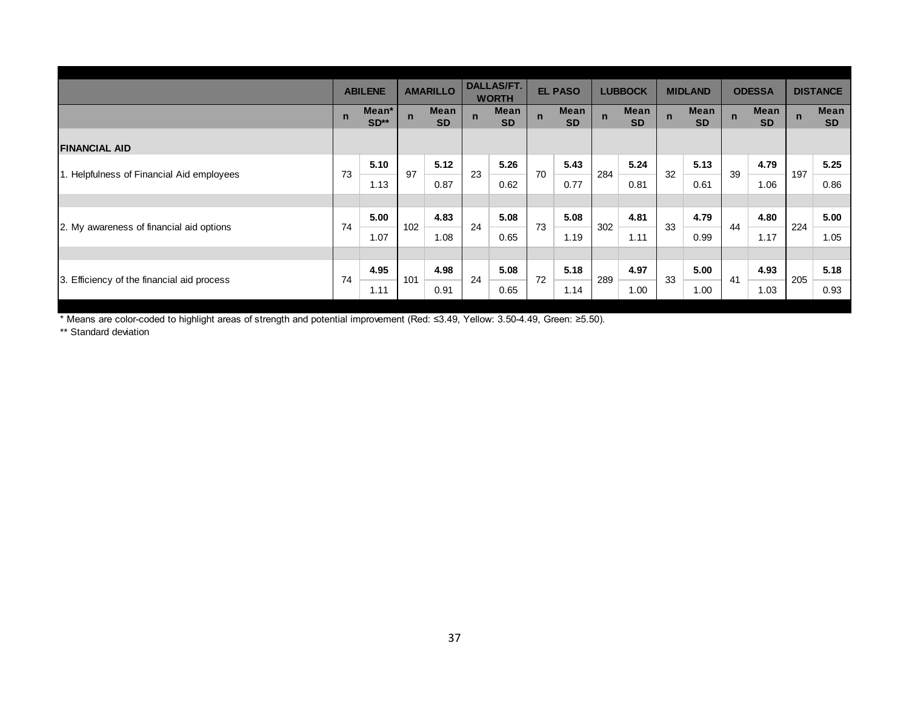| | ABILENE | | AMARILLO | | DALLAS/FT. WORTH | | EL PASO | | LUBBOCK | | MIDLAND | | ODESSA | | DISTANCE | |
|---|---|---|---|---|---|---|---|---|---|---|---|---|---|---|---|---|
| | n | Mean* SD** | n | Mean SD | n | Mean SD | n | Mean SD | n | Mean SD | n | Mean SD | n | Mean SD | n | Mean SD |
| **FINANCIAL AID** | | | | | | | | | | | | | | | | |
| 1. Helpfulness of Financial Aid employees | 73 | **5.10** 1.13 | 97 | **5.12** 0.87 | 23 | **5.26** 0.62 | 70 | **5.43** 0.77 | 284 | **5.24** 0.81 | 32 | **5.13** 0.61 | 39 | **4.79** 1.06 | 197 | **5.25** 0.86 |
| 2. My awareness of financial aid options | 74 | **5.00** 1.07 | 102 | **4.83** 1.08 | 24 | **5.08** 0.65 | 73 | **5.08** 1.19 | 302 | **4.81** 1.11 | 33 | **4.79** 0.99 | 44 | **4.80** 1.17 | 224 | **5.00** 1.05 |
| 3. Efficiency of the financial aid process | 74 | **4.95** 1.11 | 101 | **4.98** 0.91 | 24 | **5.08** 0.65 | 72 | **5.18** 1.14 | 289 | **4.97** 1.00 | 33 | **5.00** 1.00 | 41 | **4.93** 1.03 | 205 | **5.18** 0.93 |

* Means are color-coded to highlight areas of strength and potential improvement (Red: ≤3.49, Yellow: 3.50-4.49, Green: ≥5.50).

** Standard deviation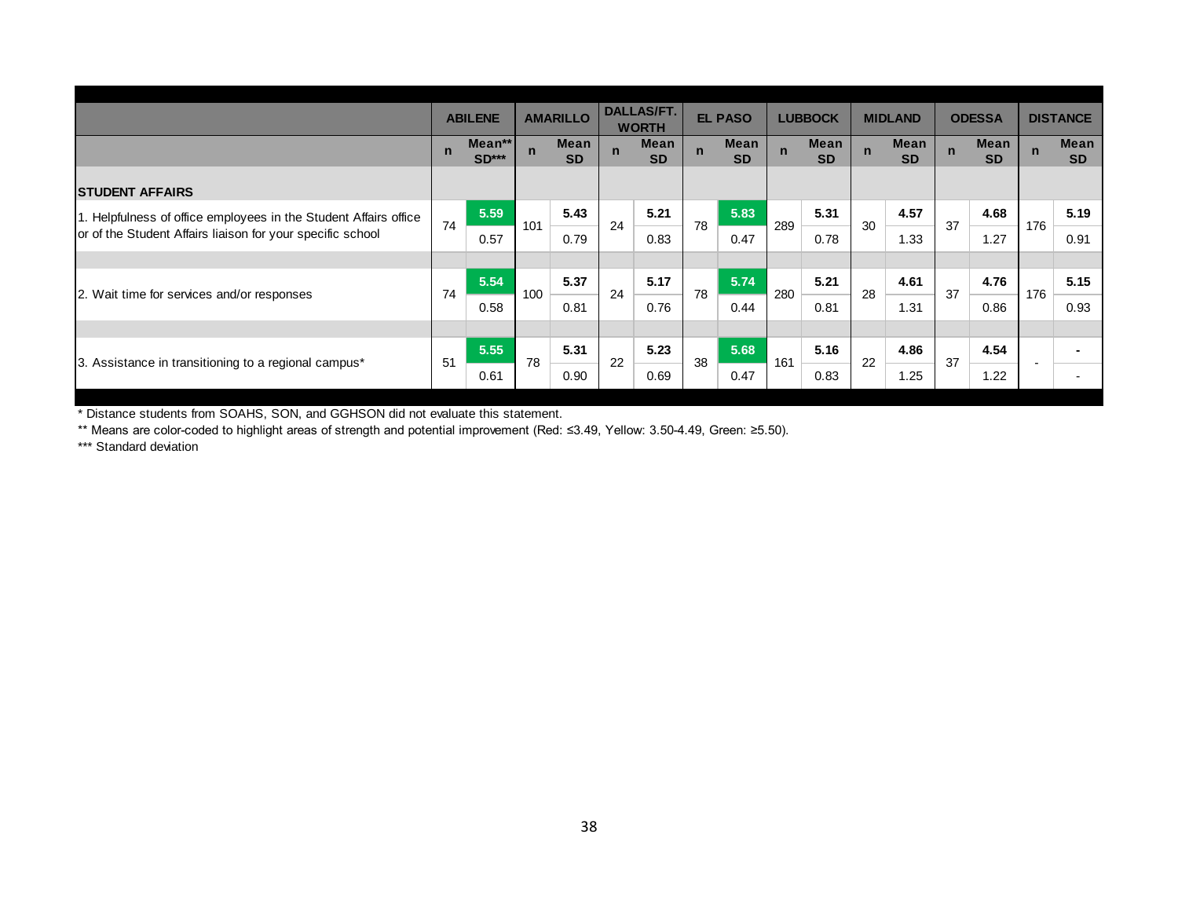| | ABILENE | | AMARILLO | | DALLAS/FT. WORTH | | EL PASO | | LUBBOCK | | MIDLAND | | ODESSA | | DISTANCE | |
|---|---|---|---|---|---|---|---|---|---|---|---|---|---|---|---|---|
| | n | Mean** SD*** | n | Mean SD | n | Mean SD | n | Mean SD | n | Mean SD | n | Mean SD | n | Mean SD | n | Mean SD |
| **STUDENT AFFAIRS** | | | | | | | | | | | | | | | | |
| 1. Helpfulness of office employees in the Student Affairs office or of the Student Affairs liaison for your specific school | 74 | **5.59** 0.57 | 101 | **5.43** 0.79 | 24 | **5.21** 0.83 | 78 | **5.83** 0.47 | 289 | **5.31** 0.78 | 30 | **4.57** 1.33 | 37 | **4.68** 1.27 | 176 | **5.19** 0.91 |
| 2. Wait time for services and/or responses | 74 | **5.54** 0.58 | 100 | **5.37** 0.81 | 24 | **5.17** 0.76 | 78 | **5.74** 0.44 | 280 | **5.21** 0.81 | 28 | **4.61** 1.31 | 37 | **4.76** 0.86 | 176 | **5.15** 0.93 |
| 3. Assistance in transitioning to a regional campus* | 51 | **5.55** 0.61 | 78 | **5.31** 0.90 | 22 | **5.23** 0.69 | 38 | **5.68** 0.47 | 161 | **5.16** 0.83 | 22 | **4.86** 1.25 | 37 | **4.54** 1.22 | - | - - |

\* Distance students from SOAHS, SON, and GGHSON did not evaluate this statement.

\** Means are color-coded to highlight areas of strength and potential improvement (Red: ≤3.49, Yellow: 3.50-4.49, Green: ≥5.50).

\*** Standard deviation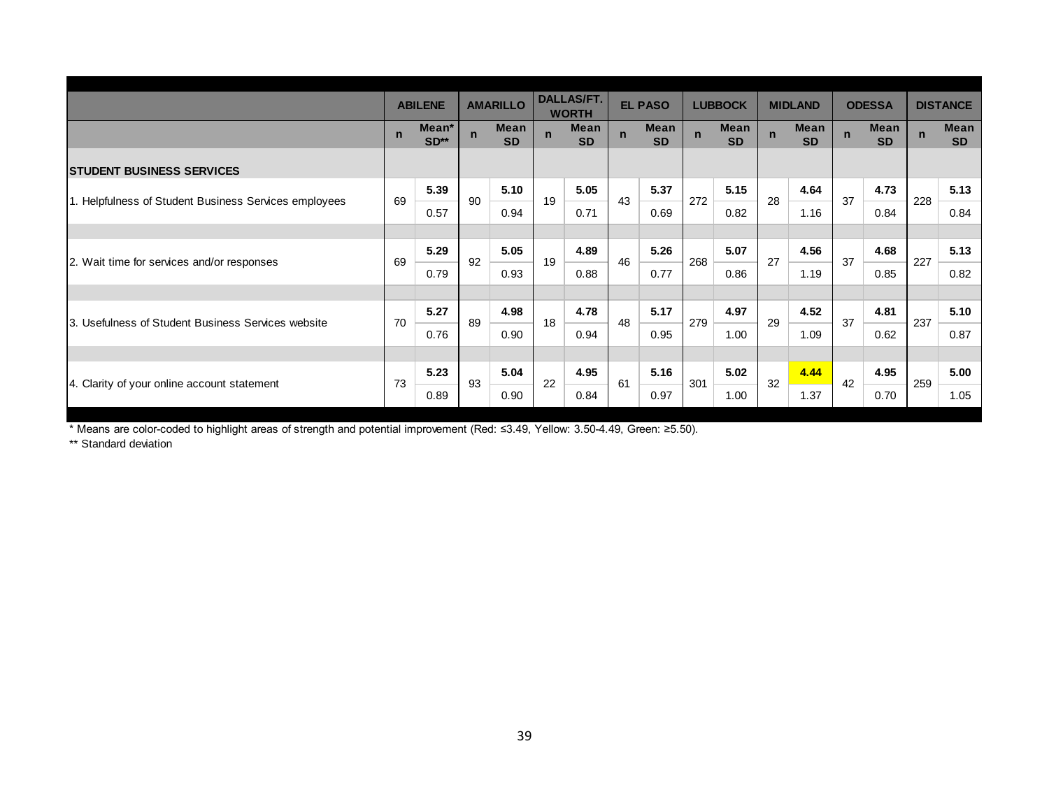| | ABILENE | | AMARILLO | | DALLAS/FT. WORTH | | EL PASO | | LUBBOCK | | MIDLAND | | ODESSA | | DISTANCE | |
|---|---|---|---|---|---|---|---|---|---|---|---|---|---|---|---|---|
| | n | Mean* SD** | n | Mean SD | n | Mean SD | n | Mean SD | n | Mean SD | n | Mean SD | n | Mean SD | n | Mean SD |
| **STUDENT BUSINESS SERVICES** | | | | | | | | | | | | | | | | |
| 1. Helpfulness of Student Business Services employees | 69 | **5.39** | 90 | **5.10** | 19 | **5.05** | 43 | **5.37** | 272 | **5.15** | 28 | **4.64** | 37 | **4.73** | 228 | **5.13** |
| | | 0.57 | | 0.94 | | 0.71 | | 0.69 | | 0.82 | | 1.16 | | 0.84 | | 0.84 |
| 2. Wait time for services and/or responses | 69 | **5.29** | 92 | **5.05** | 19 | **4.89** | 46 | **5.26** | 268 | **5.07** | 27 | **4.56** | 37 | **4.68** | 227 | **5.13** |
| | | 0.79 | | 0.93 | | 0.88 | | 0.77 | | 0.86 | | 1.19 | | 0.85 | | 0.82 |
| 3. Usefulness of Student Business Services website | 70 | **5.27** | 89 | **4.98** | 18 | **4.78** | 48 | **5.17** | 279 | **4.97** | 29 | **4.52** | 37 | **4.81** | 237 | **5.10** |
| | | 0.76 | | 0.90 | | 0.94 | | 0.95 | | 1.00 | | 1.09 | | 0.62 | | 0.87 |
| 4. Clarity of your online account statement | 73 | **5.23** | 93 | **5.04** | 22 | **4.95** | 61 | **5.16** | 301 | **5.02** | 32 | **4.44** | 42 | **4.95** | 259 | **5.00** |
| | | 0.89 | | 0.90 | | 0.84 | | 0.97 | | 1.00 | | 1.37 | | 0.70 | | 1.05 |

* Means are color-coded to highlight areas of strength and potential improvement (Red: ≤3.49, Yellow: 3.50-4.49, Green: ≥5.50).

** Standard deviation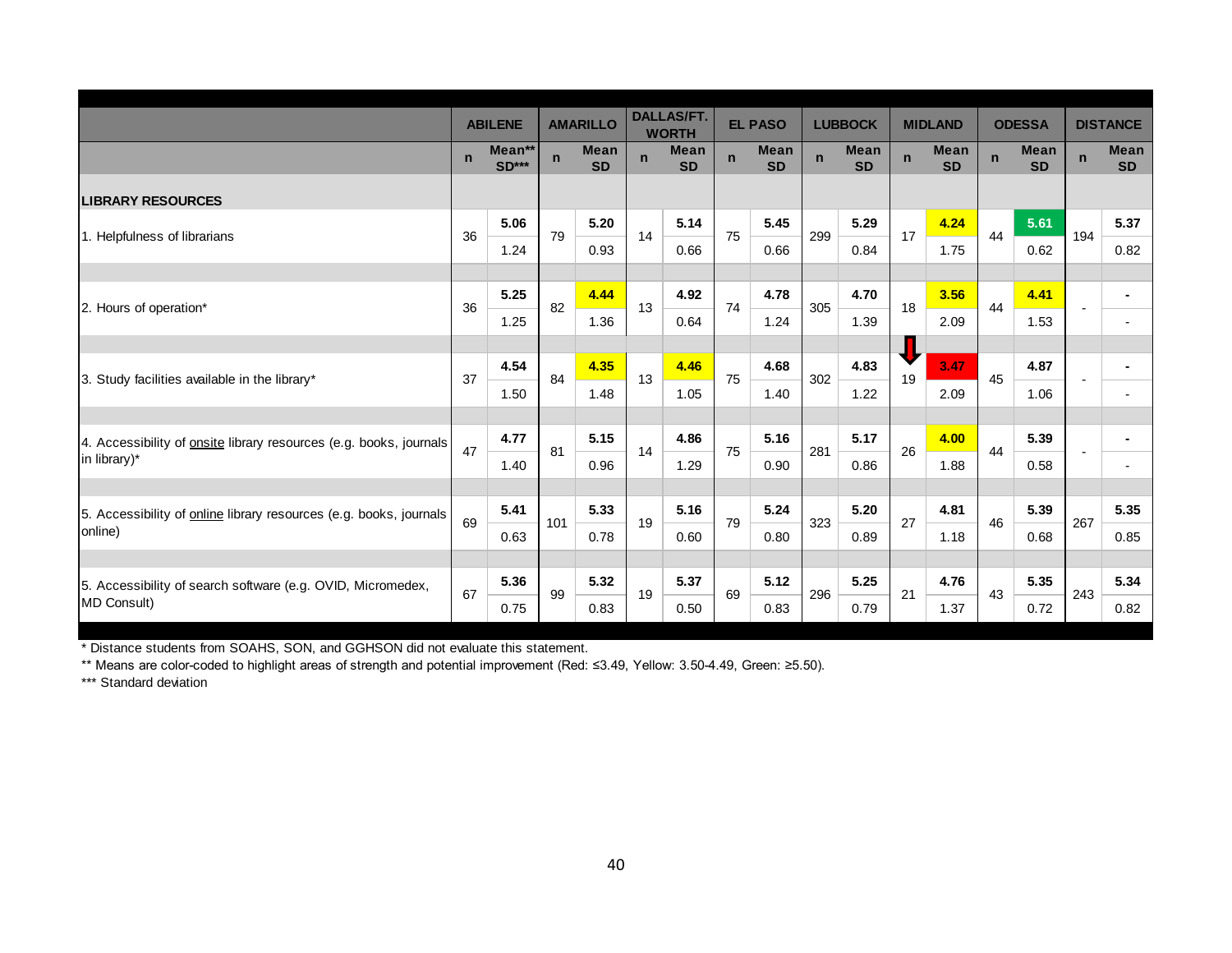| | ABILENE | | AMARILLO | | DALLAS/FT. WORTH | | EL PASO | | LUBBOCK | | MIDLAND | | ODESSA | | DISTANCE | |
|---|---|---|---|---|---|---|---|---|---|---|---|---|---|---|---|---|
| | n | Mean** SD*** | n | Mean SD | n | Mean SD | n | Mean SD | n | Mean SD | n | Mean SD | n | Mean SD | n | Mean SD |
| **LIBRARY RESOURCES** | | | | | | | | | | | | | | | | |
| 1. Helpfulness of librarians | 36 | **5.06** 1.24 | 79 | **5.20** 0.93 | 14 | **5.14** 0.66 | 75 | **5.45** 0.66 | 299 | **5.29** 0.84 | 17 | **4.24** 1.75 | 44 | **5.61** 0.62 | 194 | **5.37** 0.82 |
| 2. Hours of operation* | 36 | **5.25** 1.25 | 82 | **4.44** 1.36 | 13 | **4.92** 0.64 | 74 | **4.78** 1.24 | 305 | **4.70** 1.39 | 18 | **3.56** 2.09 | 44 | **4.41** 1.53 | - | **-** - |
| 3. Study facilities available in the library* | 37 | **4.54** 1.50 | 84 | **4.35** 1.48 | 13 | **4.46** 1.05 | 75 | **4.68** 1.40 | 302 | **4.83** 1.22 | 19 | **3.47** 2.09 | 45 | **4.87** 1.06 | - | **-** - |
| 4. Accessibility of onsite library resources (e.g. books, journals in library)* | 47 | **4.77** 1.40 | 81 | **5.15** 0.96 | 14 | **4.86** 1.29 | 75 | **5.16** 0.90 | 281 | **5.17** 0.86 | 26 | **4.00** 1.88 | 44 | **5.39** 0.58 | - | **-** - |
| 5. Accessibility of online library resources (e.g. books, journals online) | 69 | **5.41** 0.63 | 101 | **5.33** 0.78 | 19 | **5.16** 0.60 | 79 | **5.24** 0.80 | 323 | **5.20** 0.89 | 27 | **4.81** 1.18 | 46 | **5.39** 0.68 | 267 | **5.35** 0.85 |
| 5. Accessibility of search software (e.g. OVID, Micromedex, MD Consult) | 67 | **5.36** 0.75 | 99 | **5.32** 0.83 | 19 | **5.37** 0.50 | 69 | **5.12** 0.83 | 296 | **5.25** 0.79 | 21 | **4.76** 1.37 | 43 | **5.35** 0.72 | 243 | **5.34** 0.82 |

\* Distance students from SOAHS, SON, and GGHSON did not evaluate this statement.

** Means are color-coded to highlight areas of strength and potential improvement (Red: ≤3.49, Yellow: 3.50-4.49, Green: ≥5.50).

*** Standard deviation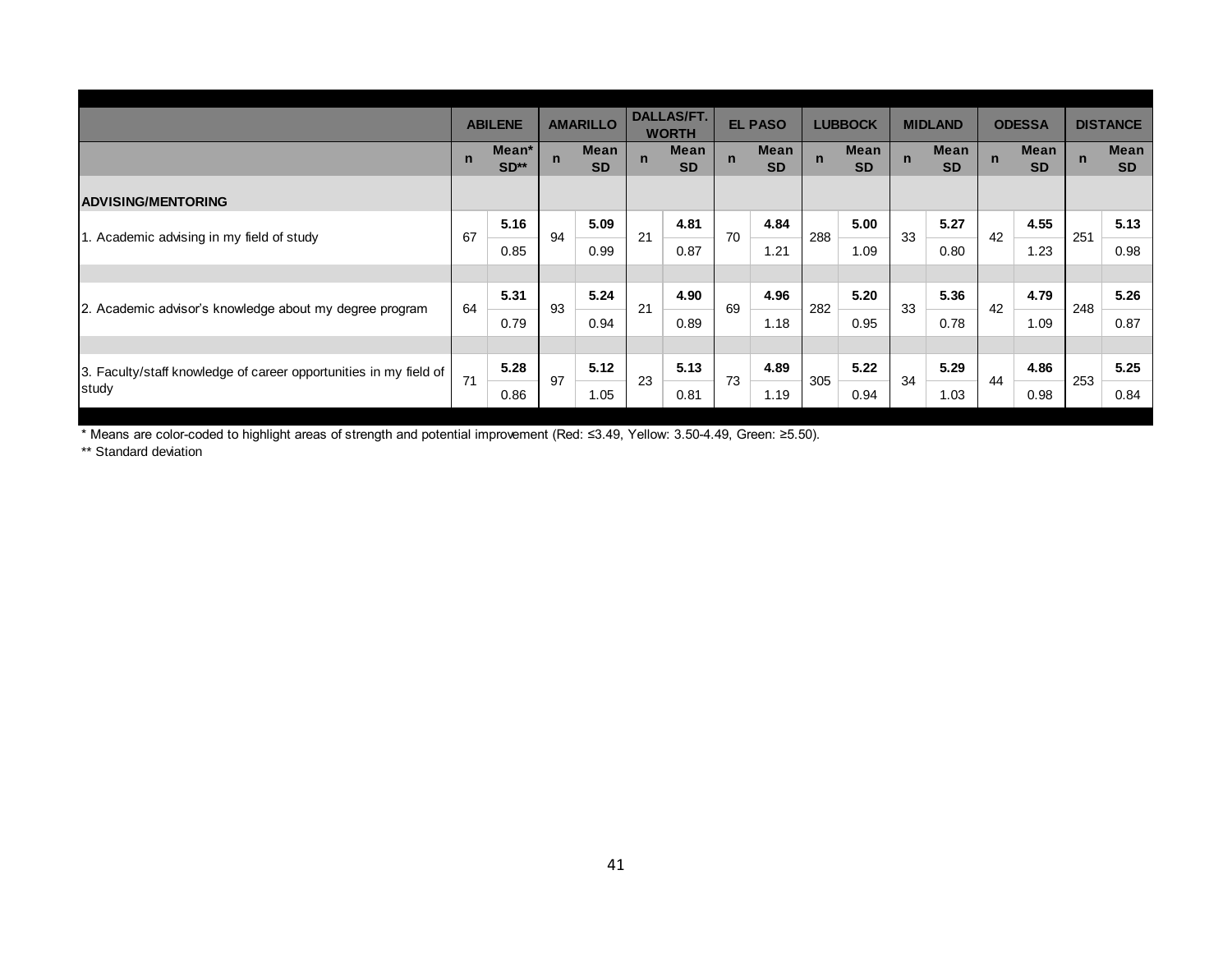| | ABILENE | | AMARILLO | | DALLAS/FT. WORTH | | EL PASO | | LUBBOCK | | MIDLAND | | ODESSA | | DISTANCE | |
|---|---|---|---|---|---|---|---|---|---|---|---|---|---|---|---|---|
| | n | Mean* SD** | n | Mean SD | n | Mean SD | n | Mean SD | n | Mean SD | n | Mean SD | n | Mean SD | n | Mean SD |
| **ADVISING/MENTORING** | | | | | | | | | | | | | | | | |
| 1. Academic advising in my field of study | 67 | **5.16** 0.85 | 94 | **5.09** 0.99 | 21 | **4.81** 0.87 | 70 | **4.84** 1.21 | 288 | **5.00** 1.09 | 33 | **5.27** 0.80 | 42 | **4.55** 1.23 | 251 | **5.13** 0.98 |
| 2. Academic advisor's knowledge about my degree program | 64 | **5.31** 0.79 | 93 | **5.24** 0.94 | 21 | **4.90** 0.89 | 69 | **4.96** 1.18 | 282 | **5.20** 0.95 | 33 | **5.36** 0.78 | 42 | **4.79** 1.09 | 248 | **5.26** 0.87 |
| 3. Faculty/staff knowledge of career opportunities in my field of study | 71 | **5.28** 0.86 | 97 | **5.12** 1.05 | 23 | **5.13** 0.81 | 73 | **4.89** 1.19 | 305 | **5.22** 0.94 | 34 | **5.29** 1.03 | 44 | **4.86** 0.98 | 253 | **5.25** 0.84 |

* Means are color-coded to highlight areas of strength and potential improvement (Red: ≤3.49, Yellow: 3.50-4.49, Green: ≥5.50).

** Standard deviation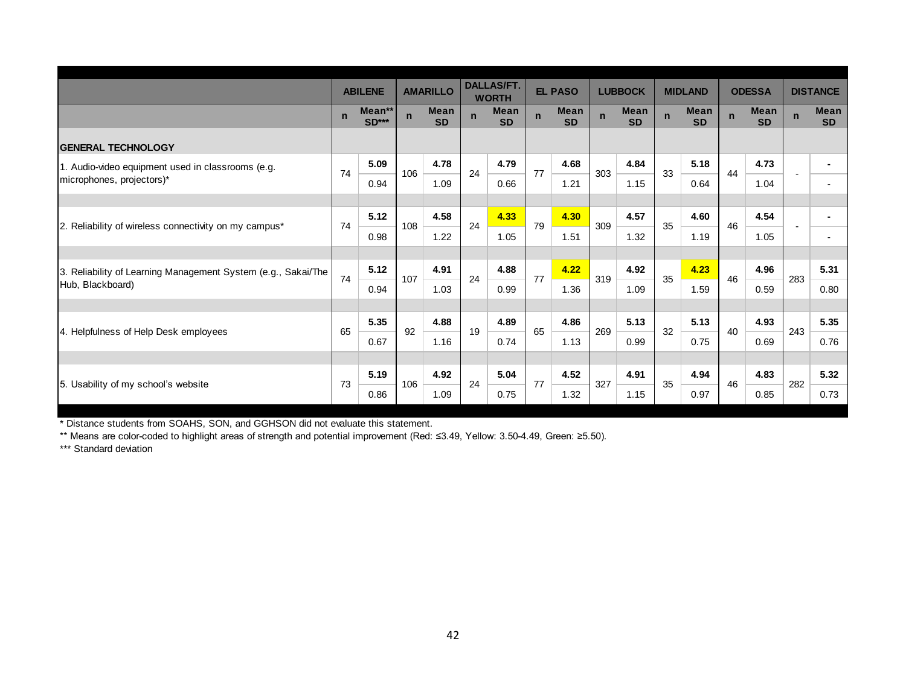| | ABILENE | | AMARILLO | | DALLAS/FT. WORTH | | EL PASO | | LUBBOCK | | MIDLAND | | ODESSA | | DISTANCE | |
|---|---|---|---|---|---|---|---|---|---|---|---|---|---|---|---|---|
| | n | Mean** SD*** | n | Mean SD | n | Mean SD | n | Mean SD | n | Mean SD | n | Mean SD | n | Mean SD | n | Mean SD |
| **GENERAL TECHNOLOGY** | | | | | | | | | | | | | | | | |
| 1. Audio-video equipment used in classrooms (e.g. microphones, projectors)* | 74 | **5.09** | 106 | **4.78** | 24 | **4.79** | 77 | **4.68** | 303 | **4.84** | 33 | **5.18** | 44 | **4.73** | - | **-** |
| | | 0.94 | | 1.09 | | 0.66 | | 1.21 | | 1.15 | | 0.64 | | 1.04 | | - |
| 2. Reliability of wireless connectivity on my campus* | 74 | **5.12** | 108 | **4.58** | 24 | **4.33** | 79 | **4.30** | 309 | **4.57** | 35 | **4.60** | 46 | **4.54** | - | **-** |
| | | 0.98 | | 1.22 | | 1.05 | | 1.51 | | 1.32 | | 1.19 | | 1.05 | | - |
| 3. Reliability of Learning Management System (e.g., Sakai/The Hub, Blackboard) | 74 | **5.12** | 107 | **4.91** | 24 | **4.88** | 77 | **4.22** | 319 | **4.92** | 35 | **4.23** | 46 | **4.96** | 283 | **5.31** |
| | | 0.94 | | 1.03 | | 0.99 | | 1.36 | | 1.09 | | 1.59 | | 0.59 | | 0.80 |
| 4. Helpfulness of Help Desk employees | 65 | **5.35** | 92 | **4.88** | 19 | **4.89** | 65 | **4.86** | 269 | **5.13** | 32 | **5.13** | 40 | **4.93** | 243 | **5.35** |
| | | 0.67 | | 1.16 | | 0.74 | | 1.13 | | 0.99 | | 0.75 | | 0.69 | | 0.76 |
| 5. Usability of my school's website | 73 | **5.19** | 106 | **4.92** | 24 | **5.04** | 77 | **4.52** | 327 | **4.91** | 35 | **4.94** | 46 | **4.83** | 282 | **5.32** |
| | | 0.86 | | 1.09 | | 0.75 | | 1.32 | | 1.15 | | 0.97 | | 0.85 | | 0.73 |

* Distance students from SOAHS, SON, and GGHSON did not evaluate this statement.

** Means are color-coded to highlight areas of strength and potential improvement (Red: ≤3.49, Yellow: 3.50-4.49, Green: ≥5.50).

*** Standard deviation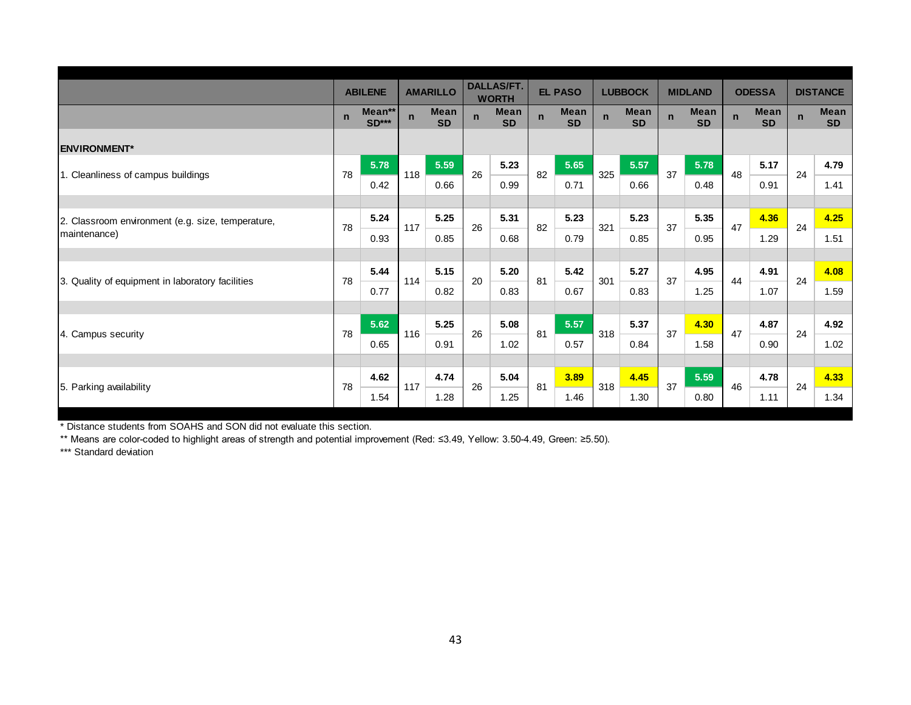| | ABILENE | | AMARILLO | | DALLAS/FT. WORTH | | EL PASO | | LUBBOCK | | MIDLAND | | ODESSA | | DISTANCE | |
|---|---|---|---|---|---|---|---|---|---|---|---|---|---|---|---|---|
| | n | Mean** SD*** | n | Mean SD | n | Mean SD | n | Mean SD | n | Mean SD | n | Mean SD | n | Mean SD | n | Mean SD |
| **ENVIRONMENT*** | | | | | | | | | | | | | | | | |
| 1. Cleanliness of campus buildings | 78 | **5.78** | 118 | **5.59** | 26 | **5.23** | 82 | **5.65** | 325 | **5.57** | 37 | **5.78** | 48 | **5.17** | 24 | **4.79** |
| | | 0.42 | | 0.66 | | 0.99 | | 0.71 | | 0.66 | | 0.48 | | 0.91 | | 1.41 |
| 2. Classroom environment (e.g. size, temperature, maintenance) | 78 | **5.24** | 117 | **5.25** | 26 | **5.31** | 82 | **5.23** | 321 | **5.23** | 37 | **5.35** | 47 | **4.36** | 24 | **4.25** |
| | | 0.93 | | 0.85 | | 0.68 | | 0.79 | | 0.85 | | 0.95 | | 1.29 | | 1.51 |
| 3. Quality of equipment in laboratory facilities | 78 | **5.44** | 114 | **5.15** | 20 | **5.20** | 81 | **5.42** | 301 | **5.27** | 37 | **4.95** | 44 | **4.91** | 24 | **4.08** |
| | | 0.77 | | 0.82 | | 0.83 | | 0.67 | | 0.83 | | 1.25 | | 1.07 | | 1.59 |
| 4. Campus security | 78 | **5.62** | 116 | **5.25** | 26 | **5.08** | 81 | **5.57** | 318 | **5.37** | 37 | **4.30** | 47 | **4.87** | 24 | **4.92** |
| | | 0.65 | | 0.91 | | 1.02 | | 0.57 | | 0.84 | | 1.58 | | 0.90 | | 1.02 |
| 5. Parking availability | 78 | **4.62** | 117 | **4.74** | 26 | **5.04** | 81 | **3.89** | 318 | **4.45** | 37 | **5.59** | 46 | **4.78** | 24 | **4.33** |
| | | 1.54 | | 1.28 | | 1.25 | | 1.46 | | 1.30 | | 0.80 | | 1.11 | | 1.34 |

* Distance students from SOAHS and SON did not evaluate this section.

** Means are color-coded to highlight areas of strength and potential improvement (Red: ≤3.49, Yellow: 3.50-4.49, Green: ≥5.50).

*** Standard deviation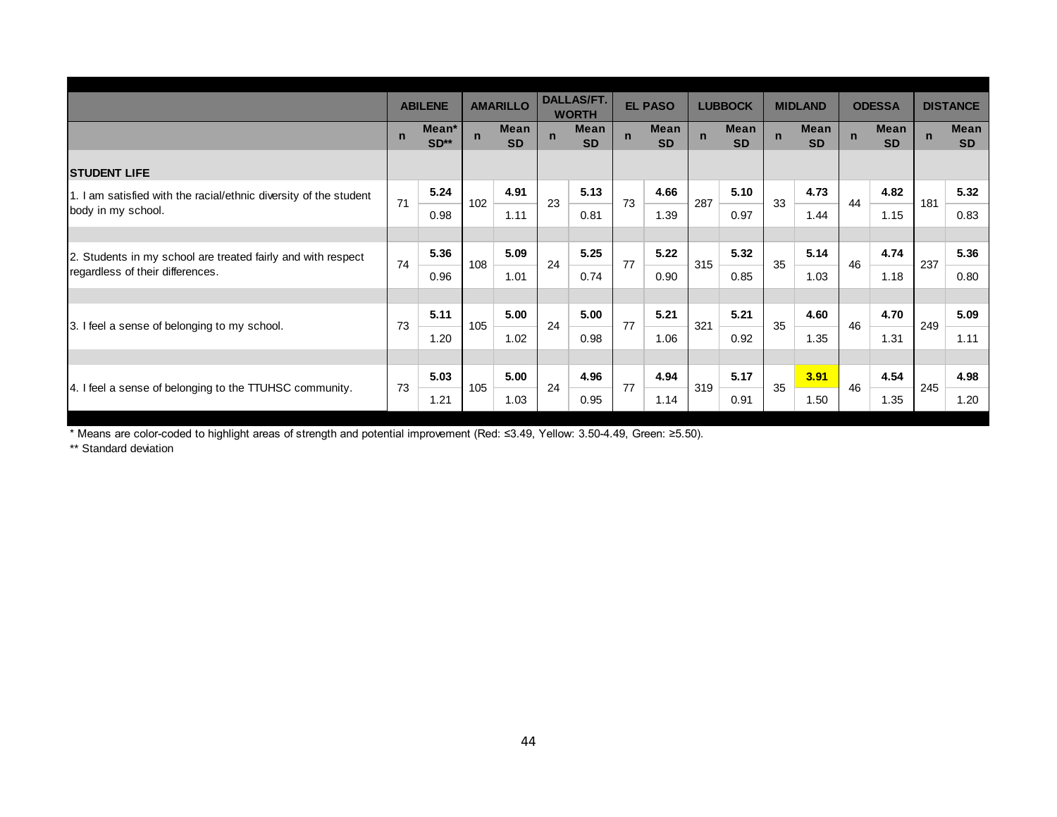| | ABILENE | | AMARILLO | | DALLAS/FT. WORTH | | EL PASO | | LUBBOCK | | MIDLAND | | ODESSA | | DISTANCE | |
|---|---|---|---|---|---|---|---|---|---|---|---|---|---|---|---|---|
| | n | Mean* SD** | n | Mean SD | n | Mean SD | n | Mean SD | n | Mean SD | n | Mean SD | n | Mean SD | n | Mean SD |
| **STUDENT LIFE** | | | | | | | | | | | | | | | | |
| 1. I am satisfied with the racial/ethnic diversity of the student body in my school. | 71 | **5.24** 0.98 | 102 | **4.91** 1.11 | 23 | **5.13** 0.81 | 73 | **4.66** 1.39 | 287 | **5.10** 0.97 | 33 | **4.73** 1.44 | 44 | **4.82** 1.15 | 181 | **5.32** 0.83 |
| 2. Students in my school are treated fairly and with respect regardless of their differences. | 74 | **5.36** 0.96 | 108 | **5.09** 1.01 | 24 | **5.25** 0.74 | 77 | **5.22** 0.90 | 315 | **5.32** 0.85 | 35 | **5.14** 1.03 | 46 | **4.74** 1.18 | 237 | **5.36** 0.80 |
| 3. I feel a sense of belonging to my school. | 73 | **5.11** 1.20 | 105 | **5.00** 1.02 | 24 | **5.00** 0.98 | 77 | **5.21** 1.06 | 321 | **5.21** 0.92 | 35 | **4.60** 1.35 | 46 | **4.70** 1.31 | 249 | **5.09** 1.11 |
| 4. I feel a sense of belonging to the TTUHSC community. | 73 | **5.03** 1.21 | 105 | **5.00** 1.03 | 24 | **4.96** 0.95 | 77 | **4.94** 1.14 | 319 | **5.17** 0.91 | 35 | **3.91** 1.50 | 46 | **4.54** 1.35 | 245 | **4.98** 1.20 |

\* Means are color-coded to highlight areas of strength and potential improvement (Red: ≤3.49, Yellow: 3.50-4.49, Green: ≥5.50).

\** Standard deviation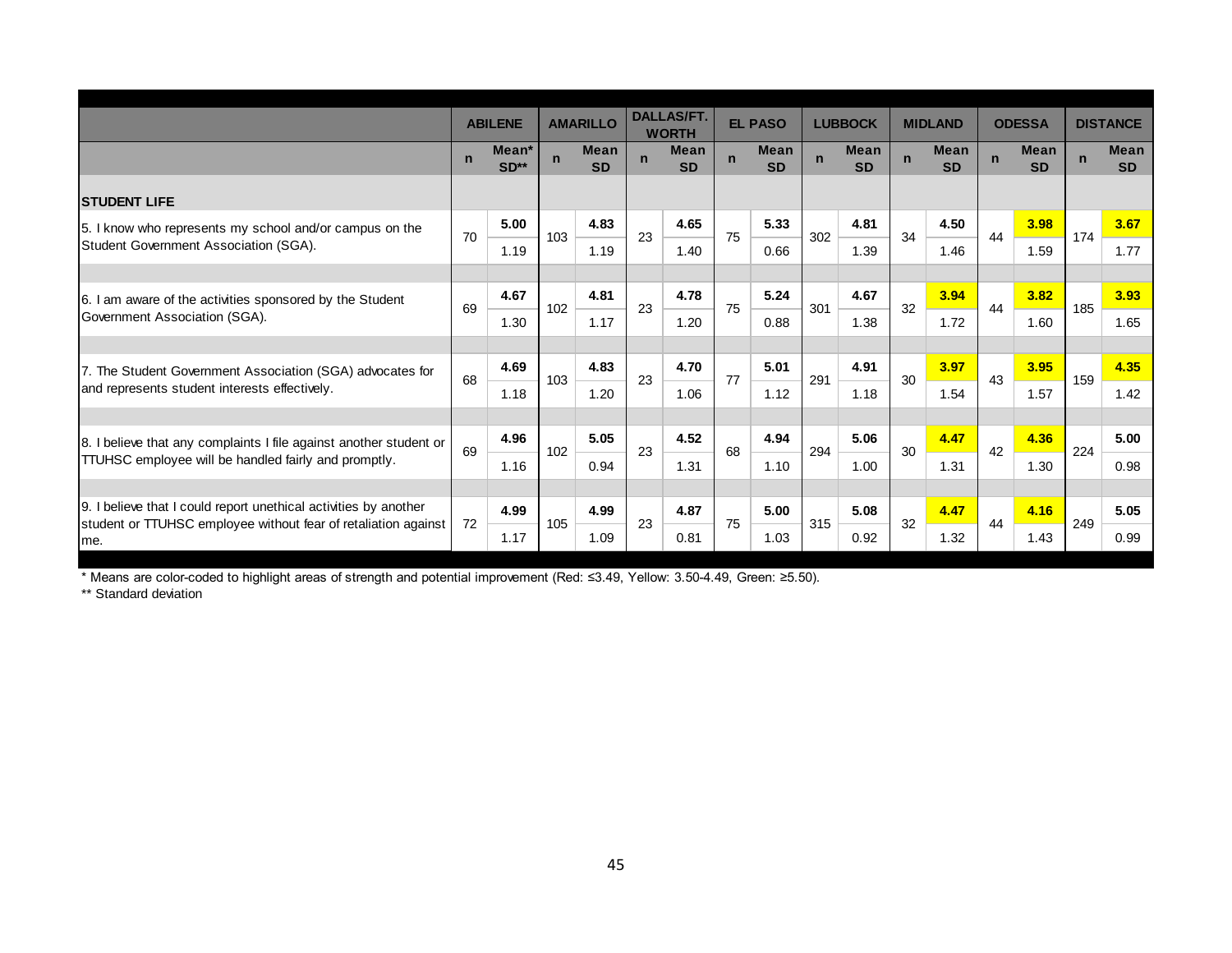| | ABILENE | | AMARILLO | | DALLAS/FT. WORTH | | EL PASO | | LUBBOCK | | MIDLAND | | ODESSA | | DISTANCE | |
|---|---|---|---|---|---|---|---|---|---|---|---|---|---|---|---|---|
| | n | Mean* SD** | n | Mean SD | n | Mean SD | n | Mean SD | n | Mean SD | n | Mean SD | n | Mean SD | n | Mean SD |
| **STUDENT LIFE** | | | | | | | | | | | | | | | | |
| 5. I know who represents my school and/or campus on the Student Government Association (SGA). | 70 | **5.00** 1.19 | 103 | **4.83** 1.19 | 23 | **4.65** 1.40 | 75 | **5.33** 0.66 | 302 | **4.81** 1.39 | 34 | **4.50** 1.46 | 44 | **3.98** 1.59 | 174 | **3.67** 1.77 |
| 6. I am aware of the activities sponsored by the Student Government Association (SGA). | 69 | **4.67** 1.30 | 102 | **4.81** 1.17 | 23 | **4.78** 1.20 | 75 | **5.24** 0.88 | 301 | **4.67** 1.38 | 32 | **3.94** 1.72 | 44 | **3.82** 1.60 | 185 | **3.93** 1.65 |
| 7. The Student Government Association (SGA) advocates for and represents student interests effectively. | 68 | **4.69** 1.18 | 103 | **4.83** 1.20 | 23 | **4.70** 1.06 | 77 | **5.01** 1.12 | 291 | **4.91** 1.18 | 30 | **3.97** 1.54 | 43 | **3.95** 1.57 | 159 | **4.35** 1.42 |
| 8. I believe that any complaints I file against another student or TTUHSC employee will be handled fairly and promptly. | 69 | **4.96** 1.16 | 102 | **5.05** 0.94 | 23 | **4.52** 1.31 | 68 | **4.94** 1.10 | 294 | **5.06** 1.00 | 30 | **4.47** 1.31 | 42 | **4.36** 1.30 | 224 | **5.00** 0.98 |
| 9. I believe that I could report unethical activities by another student or TTUHSC employee without fear of retaliation against me. | 72 | **4.99** 1.17 | 105 | **4.99** 1.09 | 23 | **4.87** 0.81 | 75 | **5.00** 1.03 | 315 | **5.08** 0.92 | 32 | **4.47** 1.32 | 44 | **4.16** 1.43 | 249 | **5.05** 0.99 |

* Means are color-coded to highlight areas of strength and potential improvement (Red: ≤3.49, Yellow: 3.50-4.49, Green: ≥5.50).

** Standard deviation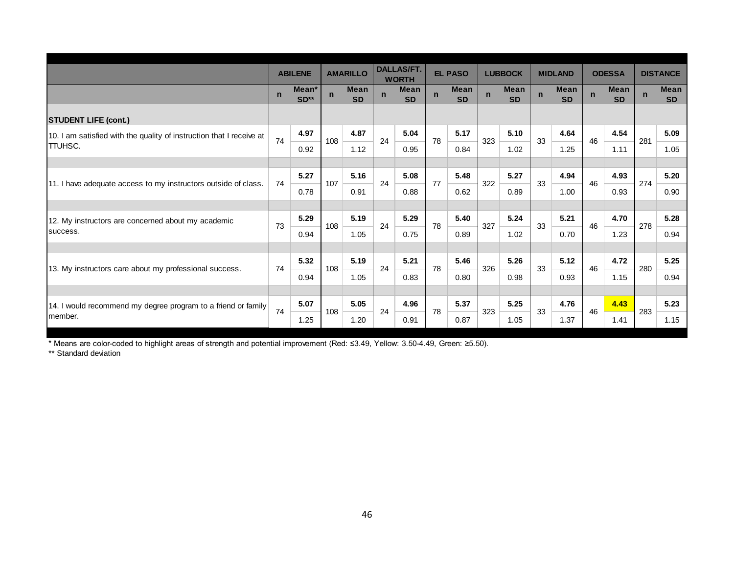| | ABILENE | | AMARILLO | | DALLAS/FT. WORTH | | EL PASO | | LUBBOCK | | MIDLAND | | ODESSA | | DISTANCE | |
|---|---|---|---|---|---|---|---|---|---|---|---|---|---|---|---|---|
| | n | Mean* SD** | n | Mean SD | n | Mean SD | n | Mean SD | n | Mean SD | n | Mean SD | n | Mean SD | n | Mean SD |
| **STUDENT LIFE (cont.)** | | | | | | | | | | | | | | | | |
| 10. I am satisfied with the quality of instruction that I receive at TTUHSC. | 74 | **4.97** 0.92 | 108 | **4.87** 1.12 | 24 | **5.04** 0.95 | 78 | **5.17** 0.84 | 323 | **5.10** 1.02 | 33 | **4.64** 1.25 | 46 | **4.54** 1.11 | 281 | **5.09** 1.05 |
| 11. I have adequate access to my instructors outside of class. | 74 | **5.27** 0.78 | 107 | **5.16** 0.91 | 24 | **5.08** 0.88 | 77 | **5.48** 0.62 | 322 | **5.27** 0.89 | 33 | **4.94** 1.00 | 46 | **4.93** 0.93 | 274 | **5.20** 0.90 |
| 12. My instructors are concerned about my academic success. | 73 | **5.29** 0.94 | 108 | **5.19** 1.05 | 24 | **5.29** 0.75 | 78 | **5.40** 0.89 | 327 | **5.24** 1.02 | 33 | **5.21** 0.70 | 46 | **4.70** 1.23 | 278 | **5.28** 0.94 |
| 13. My instructors care about my professional success. | 74 | **5.32** 0.94 | 108 | **5.19** 1.05 | 24 | **5.21** 0.83 | 78 | **5.46** 0.80 | 326 | **5.26** 0.98 | 33 | **5.12** 0.93 | 46 | **4.72** 1.15 | 280 | **5.25** 0.94 |
| 14. I would recommend my degree program to a friend or family member. | 74 | **5.07** 1.25 | 108 | **5.05** 1.20 | 24 | **4.96** 0.91 | 78 | **5.37** 0.87 | 323 | **5.25** 1.05 | 33 | **4.76** 1.37 | 46 | **4.43** 1.41 | 283 | **5.23** 1.15 |

* Means are color-coded to highlight areas of strength and potential improvement (Red: ≤3.49, Yellow: 3.50-4.49, Green: ≥5.50).

** Standard deviation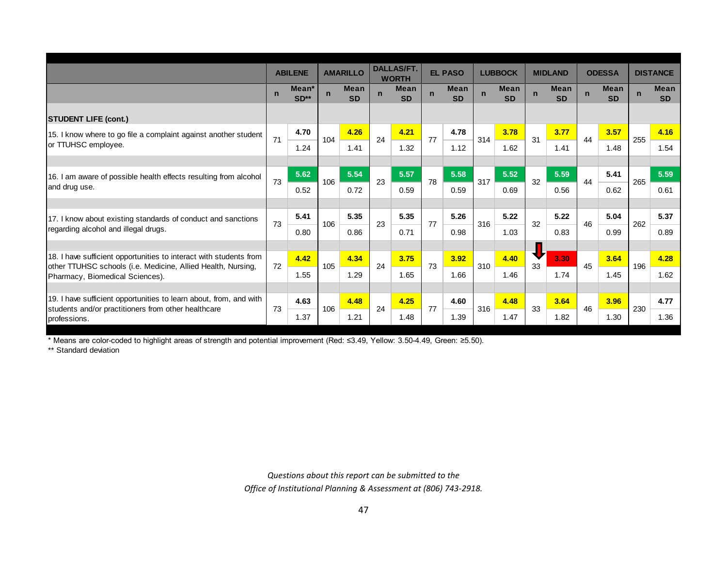| | ABILENE | | AMARILLO | | DALLAS/FT. WORTH | | EL PASO | | LUBBOCK | | MIDLAND | | ODESSA | | DISTANCE | |
|---|---|---|---|---|---|---|---|---|---|---|---|---|---|---|---|---|
| | n | Mean* SD** | n | Mean SD | n | Mean SD | n | Mean SD | n | Mean SD | n | Mean SD | n | Mean SD | n | Mean SD |
| **STUDENT LIFE (cont.)** | | | | | | | | | | | | | | | | |
| 15. I know where to go file a complaint against another student or TTUHSC employee. | 71 | 4.70 / 1.24 | 104 | 4.26 / 1.41 | 24 | 4.21 / 1.32 | 77 | 4.78 / 1.12 | 314 | 3.78 / 1.62 | 31 | 3.77 / 1.41 | 44 | 3.57 / 1.48 | 255 | 4.16 / 1.54 |
| 16. I am aware of possible health effects resulting from alcohol and drug use. | 73 | 5.62 / 0.52 | 106 | 5.54 / 0.72 | 23 | 5.57 / 0.59 | 78 | 5.58 / 0.59 | 317 | 5.52 / 0.69 | 32 | 5.59 / 0.56 | 44 | 5.41 / 0.62 | 265 | 5.59 / 0.61 |
| 17. I know about existing standards of conduct and sanctions regarding alcohol and illegal drugs. | 73 | 5.41 / 0.80 | 106 | 5.35 / 0.86 | 23 | 5.35 / 0.71 | 77 | 5.26 / 0.98 | 316 | 5.22 / 1.03 | 32 | 5.22 / 0.83 | 46 | 5.04 / 0.99 | 262 | 5.37 / 0.89 |
| 18. I have sufficient opportunities to interact with students from other TTUHSC schools (i.e. Medicine, Allied Health, Nursing, Pharmacy, Biomedical Sciences). | 72 | 4.42 / 1.55 | 105 | 4.34 / 1.29 | 24 | 3.75 / 1.65 | 73 | 3.92 / 1.66 | 310 | 4.40 / 1.46 | 33 | 3.30 / 1.74 | 45 | 3.64 / 1.45 | 196 | 4.28 / 1.62 |
| 19. I have sufficient opportunities to learn about, from, and with students and/or practitioners from other healthcare professions. | 73 | 4.63 / 1.37 | 106 | 4.48 / 1.21 | 24 | 4.25 / 1.48 | 77 | 4.60 / 1.39 | 316 | 4.48 / 1.47 | 33 | 3.64 / 1.82 | 46 | 3.96 / 1.30 | 230 | 4.77 / 1.36 |

\* Means are color-coded to highlight areas of strength and potential improvement (Red: ≤3.49, Yellow: 3.50-4.49, Green: ≥5.50).

\*\* Standard deviation

*Questions about this report can be submitted to the Office of Institutional Planning & Assessment at (806) 743-2918.*